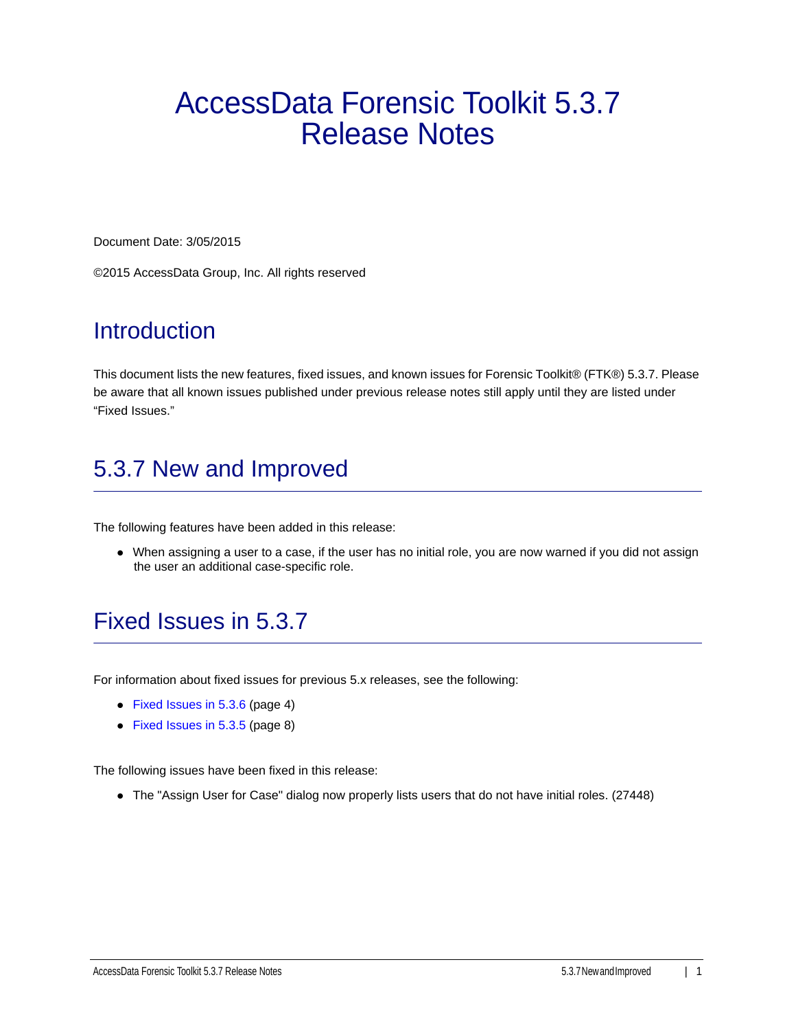# AccessData Forensic Toolkit 5.3.7 Release Notes

Document Date: 3/05/2015

©2015 AccessData Group, Inc. All rights reserved

## Introduction

This document lists the new features, fixed issues, and known issues for Forensic Toolkit® (FTK®) 5.3.7. Please be aware that all known issues published under previous release notes still apply until they are listed under "Fixed Issues."

## 5.3.7 New and Improved

The following features have been added in this release:

- When assigning a user to a case, if the user has no initial role, you are now warned if you did not assign the user an additional case-specific role.

## Fixed Issues in 5.3.7

For information about fixed issues for previous 5.x releases, see the following:

- Fixed Issues in 5.3.6 (page 4)
- Fixed Issues in 5.3.5 (page 8)

The following issues have been fixed in this release:

- The "Assign User for Case" dialog now properly lists users that do not have initial roles. (27448)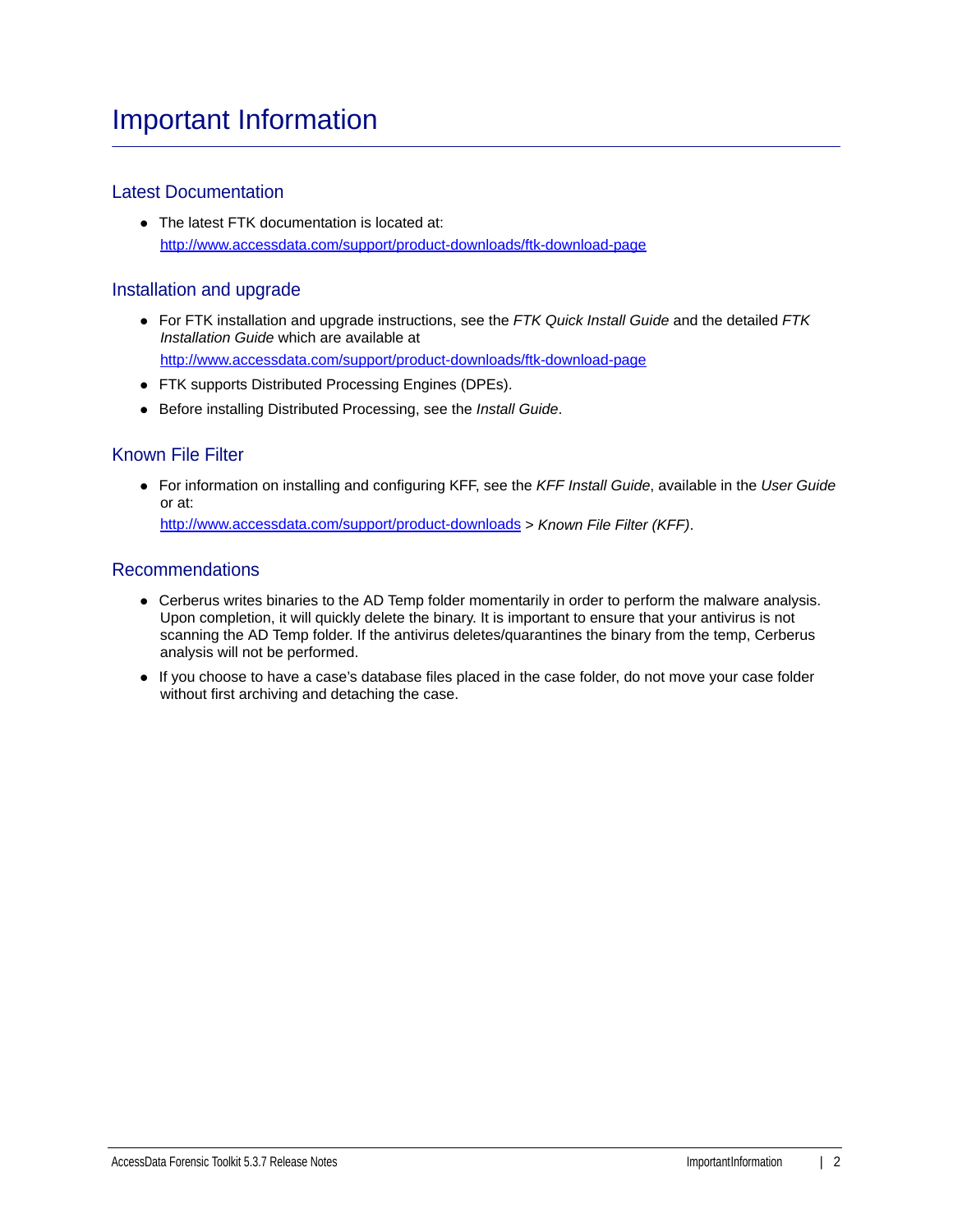# Important Information

## Latest Documentation

- The latest FTK documentation is located at: http://www.accessdata.com/support/product-downloads/ftk-download-page

## Installation and upgrade

- For FTK installation and upgrade instructions, see the *FTK Quick Install Guide* and the detailed *FTK Installation Guide* which are available at

  http://www.accessdata.com/support/product-downloads/ftk-download-page
- FTK supports Distributed Processing Engines (DPEs).
- Before installing Distributed Processing, see the *Install Guide*.

## Known File Filter

- For information on installing and configuring KFF, see the *KFF Install Guide*, available in the *User Guide* or at:

  http://www.accessdata.com/support/product-downloads > *Known File Filter (KFF)*.

## Recommendations

- Cerberus writes binaries to the AD Temp folder momentarily in order to perform the malware analysis. Upon completion, it will quickly delete the binary. It is important to ensure that your antivirus is not scanning the AD Temp folder. If the antivirus deletes/quarantines the binary from the temp, Cerberus analysis will not be performed.
- If you choose to have a case's database files placed in the case folder, do not move your case folder without first archiving and detaching the case.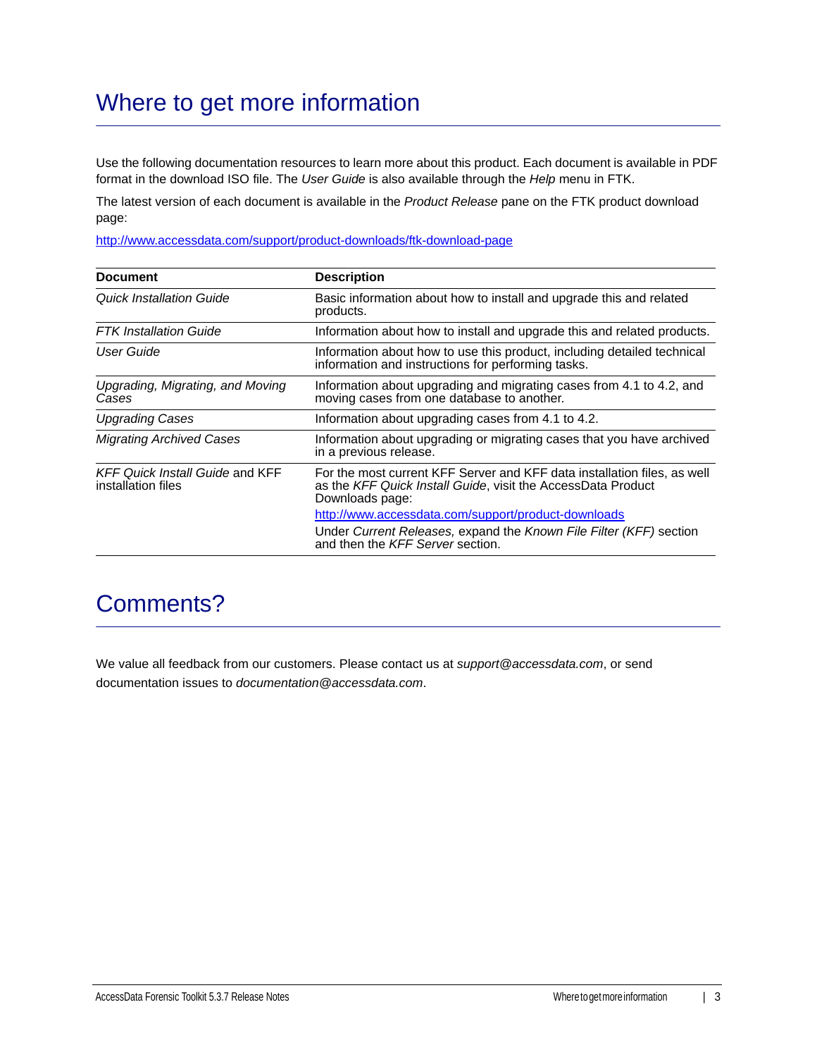# Where to get more information

Use the following documentation resources to learn more about this product. Each document is available in PDF format in the download ISO file. The *User Guide* is also available through the *Help* menu in FTK.

The latest version of each document is available in the *Product Release* pane on the FTK product download page:

http://www.accessdata.com/support/product-downloads/ftk-download-page

| **Document** | **Description** |
|---|---|
| *Quick Installation Guide* | Basic information about how to install and upgrade this and related products. |
| *FTK Installation Guide* | Information about how to install and upgrade this and related products. |
| *User Guide* | Information about how to use this product, including detailed technical information and instructions for performing tasks. |
| *Upgrading, Migrating, and Moving Cases* | Information about upgrading and migrating cases from 4.1 to 4.2, and moving cases from one database to another. |
| *Upgrading Cases* | Information about upgrading cases from 4.1 to 4.2. |
| *Migrating Archived Cases* | Information about upgrading or migrating cases that you have archived in a previous release. |
| *KFF Quick Install Guide* and KFF installation files | For the most current KFF Server and KFF data installation files, as well as the *KFF Quick Install Guide*, visit the AccessData Product Downloads page: http://www.accessdata.com/support/product-downloads Under *Current Releases,* expand the *Known File Filter (KFF)* section and then the *KFF Server* section. |

# Comments?

We value all feedback from our customers. Please contact us at *support@accessdata.com*, or send documentation issues to *documentation@accessdata.com*.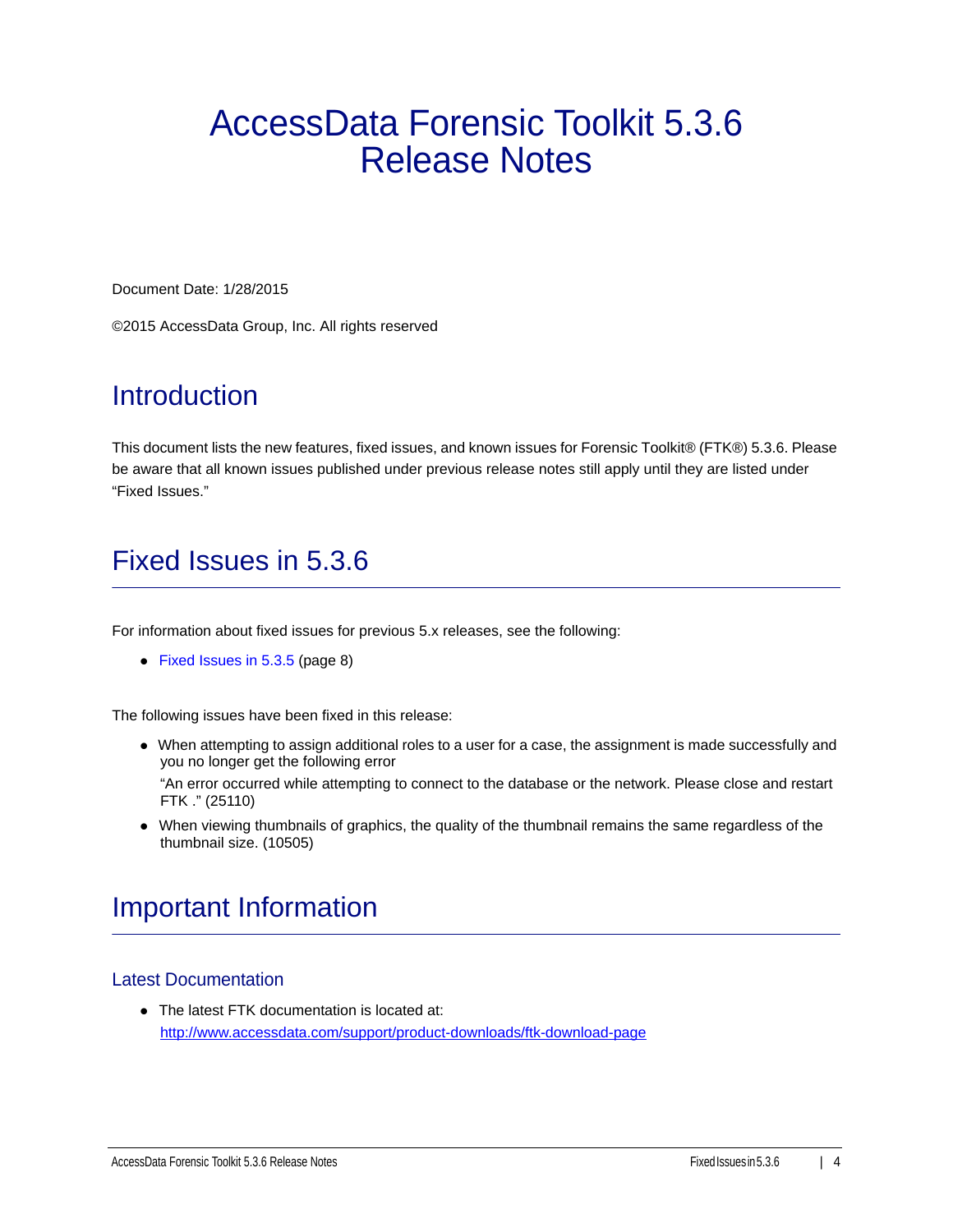# AccessData Forensic Toolkit 5.3.6 Release Notes

Document Date: 1/28/2015

©2015 AccessData Group, Inc. All rights reserved

## Introduction

This document lists the new features, fixed issues, and known issues for Forensic Toolkit® (FTK®) 5.3.6. Please be aware that all known issues published under previous release notes still apply until they are listed under "Fixed Issues."

## Fixed Issues in 5.3.6

For information about fixed issues for previous 5.x releases, see the following:

- Fixed Issues in 5.3.5 (page 8)

The following issues have been fixed in this release:

- When attempting to assign additional roles to a user for a case, the assignment is made successfully and you no longer get the following error

  "An error occurred while attempting to connect to the database or the network. Please close and restart FTK ." (25110)
- When viewing thumbnails of graphics, the quality of the thumbnail remains the same regardless of the thumbnail size. (10505)

## Important Information

### Latest Documentation

- The latest FTK documentation is located at:
  http://www.accessdata.com/support/product-downloads/ftk-download-page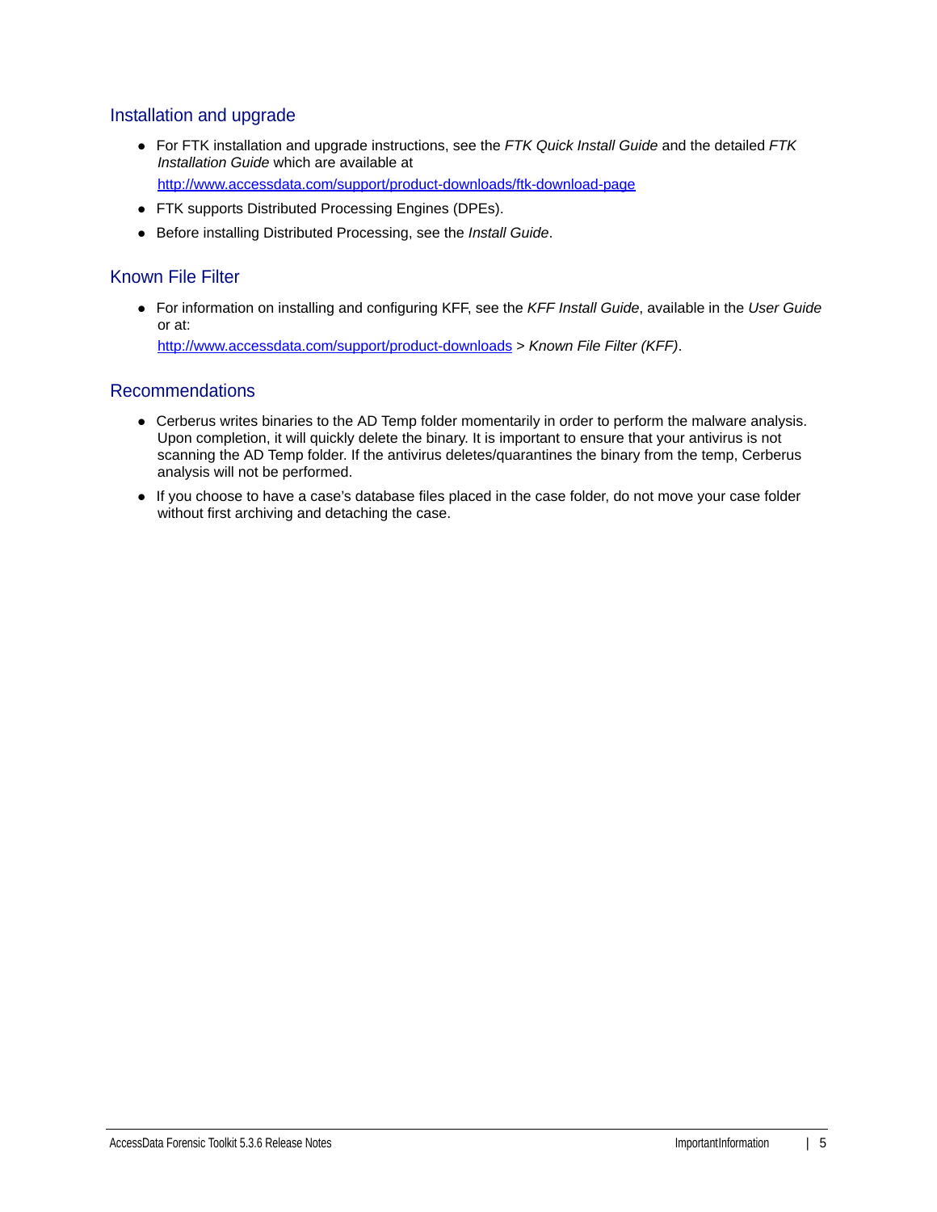## Installation and upgrade

- For FTK installation and upgrade instructions, see the *FTK Quick Install Guide* and the detailed *FTK Installation Guide* which are available at

  http://www.accessdata.com/support/product-downloads/ftk-download-page

- FTK supports Distributed Processing Engines (DPEs).
- Before installing Distributed Processing, see the *Install Guide*.

## Known File Filter

- For information on installing and configuring KFF, see the *KFF Install Guide*, available in the *User Guide* or at:

  http://www.accessdata.com/support/product-downloads > *Known File Filter (KFF)*.

## Recommendations

- Cerberus writes binaries to the AD Temp folder momentarily in order to perform the malware analysis. Upon completion, it will quickly delete the binary. It is important to ensure that your antivirus is not scanning the AD Temp folder. If the antivirus deletes/quarantines the binary from the temp, Cerberus analysis will not be performed.
- If you choose to have a case's database files placed in the case folder, do not move your case folder without first archiving and detaching the case.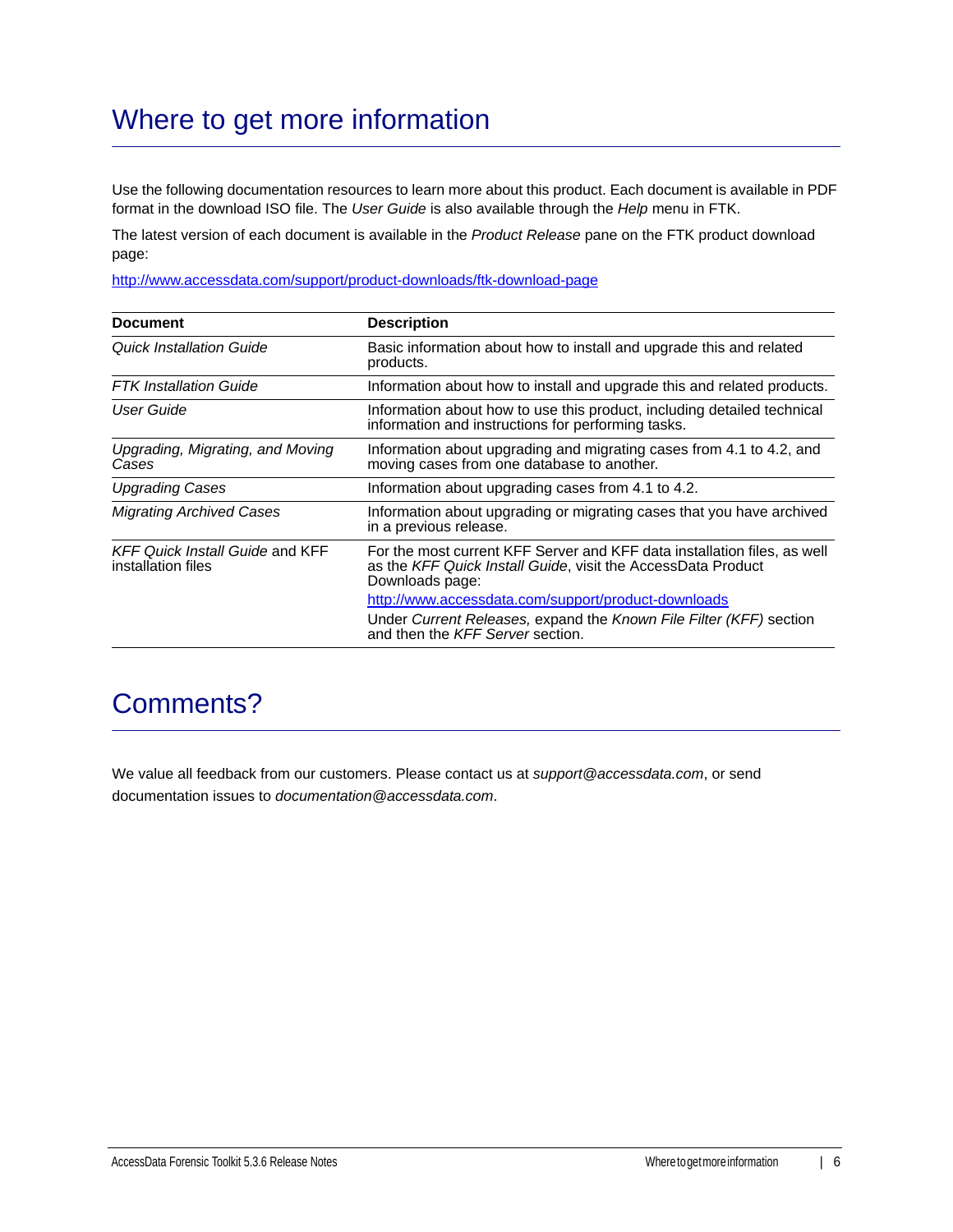# Where to get more information

Use the following documentation resources to learn more about this product. Each document is available in PDF format in the download ISO file. The *User Guide* is also available through the *Help* menu in FTK.

The latest version of each document is available in the *Product Release* pane on the FTK product download page:

http://www.accessdata.com/support/product-downloads/ftk-download-page

| Document | Description |
|---|---|
| *Quick Installation Guide* | Basic information about how to install and upgrade this and related products. |
| *FTK Installation Guide* | Information about how to install and upgrade this and related products. |
| *User Guide* | Information about how to use this product, including detailed technical information and instructions for performing tasks. |
| *Upgrading, Migrating, and Moving Cases* | Information about upgrading and migrating cases from 4.1 to 4.2, and moving cases from one database to another. |
| *Upgrading Cases* | Information about upgrading cases from 4.1 to 4.2. |
| *Migrating Archived Cases* | Information about upgrading or migrating cases that you have archived in a previous release. |
| *KFF Quick Install Guide* and KFF installation files | For the most current KFF Server and KFF data installation files, as well as the *KFF Quick Install Guide*, visit the AccessData Product Downloads page: http://www.accessdata.com/support/product-downloads Under *Current Releases,* expand the *Known File Filter (KFF)* section and then the *KFF Server* section. |

# Comments?

We value all feedback from our customers. Please contact us at *support@accessdata.com*, or send documentation issues to *documentation@accessdata.com*.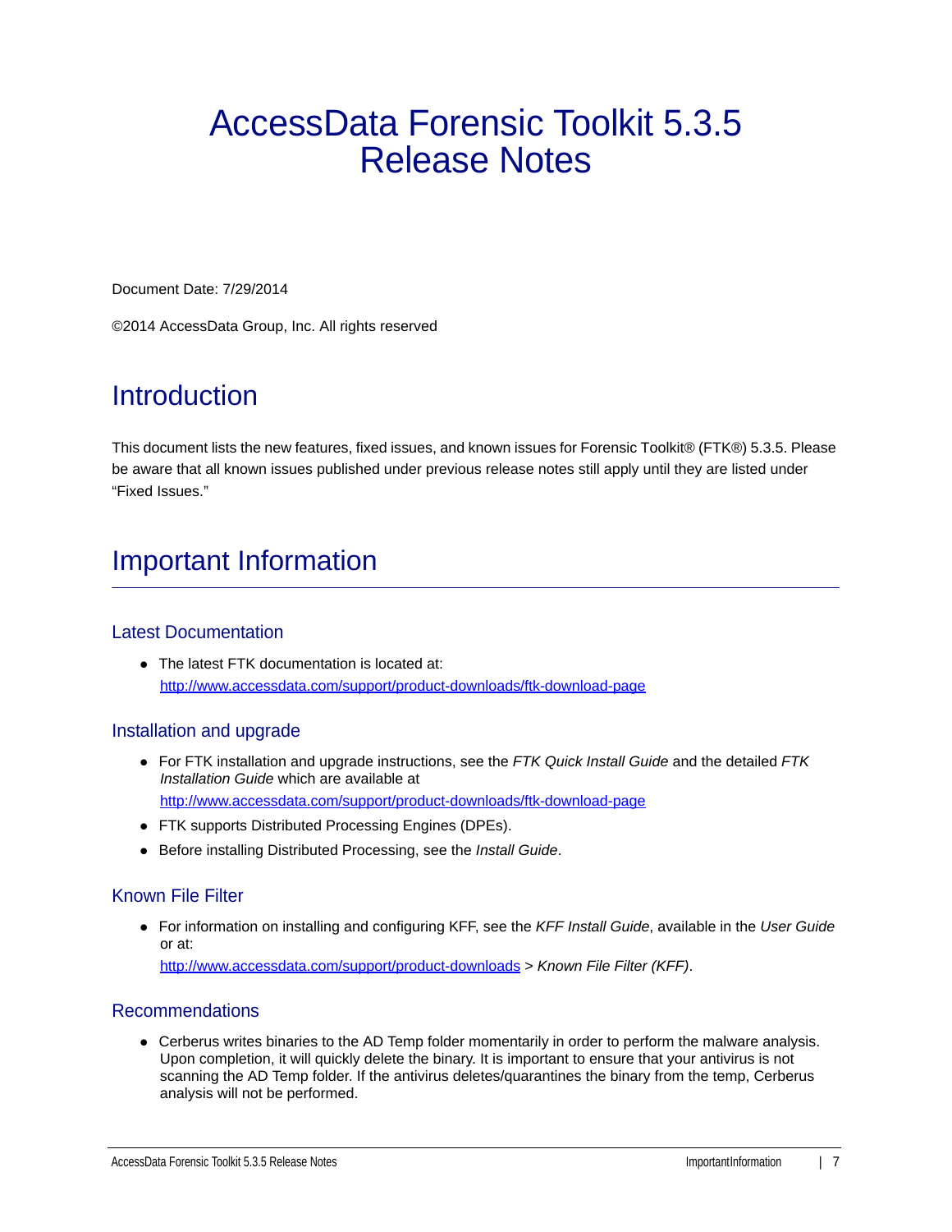# AccessData Forensic Toolkit 5.3.5 Release Notes

Document Date: 7/29/2014

©2014 AccessData Group, Inc. All rights reserved

## Introduction

This document lists the new features, fixed issues, and known issues for Forensic Toolkit® (FTK®) 5.3.5. Please be aware that all known issues published under previous release notes still apply until they are listed under "Fixed Issues."

## Important Information

### Latest Documentation

- The latest FTK documentation is located at: http://www.accessdata.com/support/product-downloads/ftk-download-page

### Installation and upgrade

- For FTK installation and upgrade instructions, see the *FTK Quick Install Guide* and the detailed *FTK Installation Guide* which are available at http://www.accessdata.com/support/product-downloads/ftk-download-page
- FTK supports Distributed Processing Engines (DPEs).
- Before installing Distributed Processing, see the *Install Guide*.

### Known File Filter

- For information on installing and configuring KFF, see the *KFF Install Guide*, available in the *User Guide* or at: http://www.accessdata.com/support/product-downloads > *Known File Filter (KFF)*.

### Recommendations

- Cerberus writes binaries to the AD Temp folder momentarily in order to perform the malware analysis. Upon completion, it will quickly delete the binary. It is important to ensure that your antivirus is not scanning the AD Temp folder. If the antivirus deletes/quarantines the binary from the temp, Cerberus analysis will not be performed.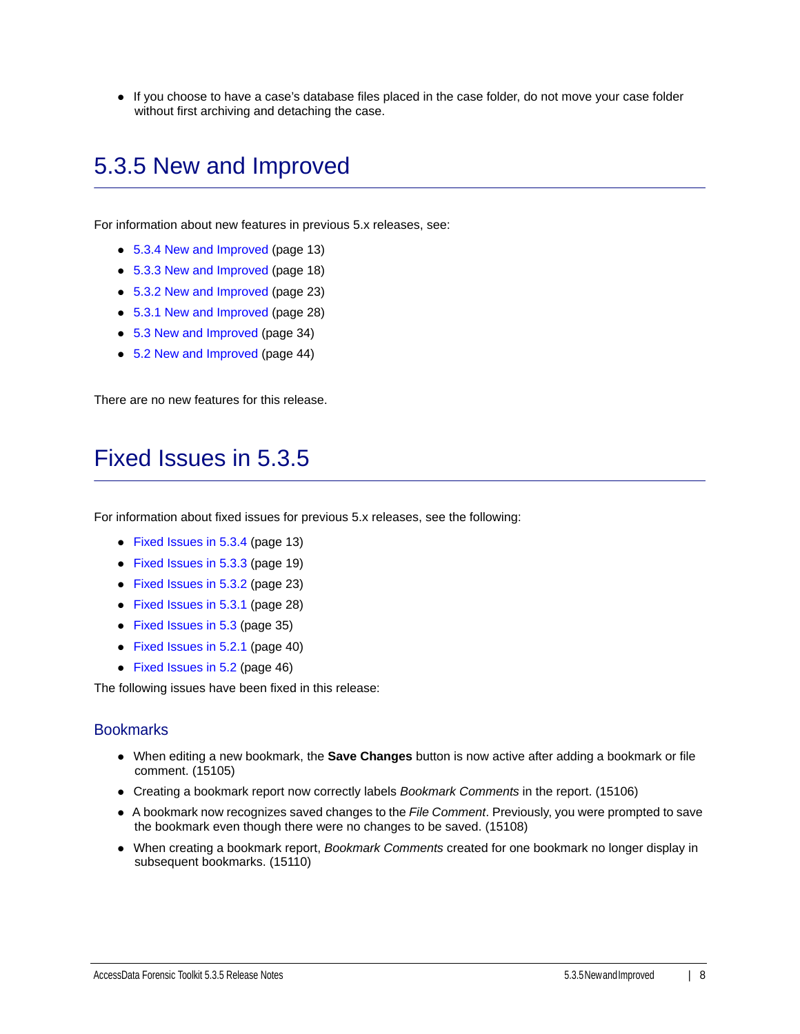- If you choose to have a case's database files placed in the case folder, do not move your case folder without first archiving and detaching the case.

# 5.3.5 New and Improved

For information about new features in previous 5.x releases, see:

- 5.3.4 New and Improved (page 13)
- 5.3.3 New and Improved (page 18)
- 5.3.2 New and Improved (page 23)
- 5.3.1 New and Improved (page 28)
- 5.3 New and Improved (page 34)
- 5.2 New and Improved (page 44)

There are no new features for this release.

# Fixed Issues in 5.3.5

For information about fixed issues for previous 5.x releases, see the following:

- Fixed Issues in 5.3.4 (page 13)
- Fixed Issues in 5.3.3 (page 19)
- Fixed Issues in 5.3.2 (page 23)
- Fixed Issues in 5.3.1 (page 28)
- Fixed Issues in 5.3 (page 35)
- Fixed Issues in 5.2.1 (page 40)
- Fixed Issues in 5.2 (page 46)

The following issues have been fixed in this release:

## Bookmarks

- When editing a new bookmark, the **Save Changes** button is now active after adding a bookmark or file comment. (15105)
- Creating a bookmark report now correctly labels *Bookmark Comments* in the report. (15106)
- A bookmark now recognizes saved changes to the *File Comment*. Previously, you were prompted to save the bookmark even though there were no changes to be saved. (15108)
- When creating a bookmark report, *Bookmark Comments* created for one bookmark no longer display in subsequent bookmarks. (15110)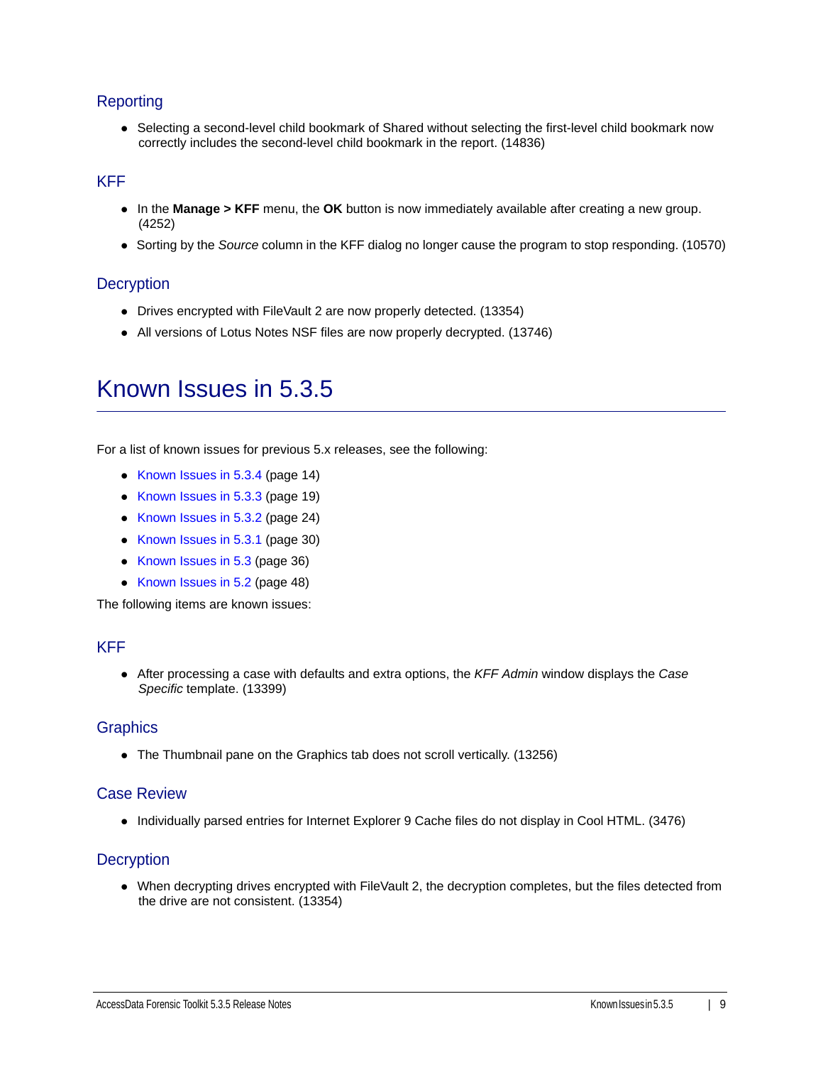### Reporting

- Selecting a second-level child bookmark of Shared without selecting the first-level child bookmark now correctly includes the second-level child bookmark in the report. (14836)

### KFF

- In the **Manage > KFF** menu, the **OK** button is now immediately available after creating a new group. (4252)
- Sorting by the *Source* column in the KFF dialog no longer cause the program to stop responding. (10570)

### Decryption

- Drives encrypted with FileVault 2 are now properly detected. (13354)
- All versions of Lotus Notes NSF files are now properly decrypted. (13746)

## Known Issues in 5.3.5

For a list of known issues for previous 5.x releases, see the following:

- Known Issues in 5.3.4 (page 14)
- Known Issues in 5.3.3 (page 19)
- Known Issues in 5.3.2 (page 24)
- Known Issues in 5.3.1 (page 30)
- Known Issues in 5.3 (page 36)
- Known Issues in 5.2 (page 48)

The following items are known issues:

### KFF

- After processing a case with defaults and extra options, the *KFF Admin* window displays the *Case Specific* template. (13399)

### Graphics

- The Thumbnail pane on the Graphics tab does not scroll vertically. (13256)

### Case Review

- Individually parsed entries for Internet Explorer 9 Cache files do not display in Cool HTML. (3476)

### Decryption

- When decrypting drives encrypted with FileVault 2, the decryption completes, but the files detected from the drive are not consistent. (13354)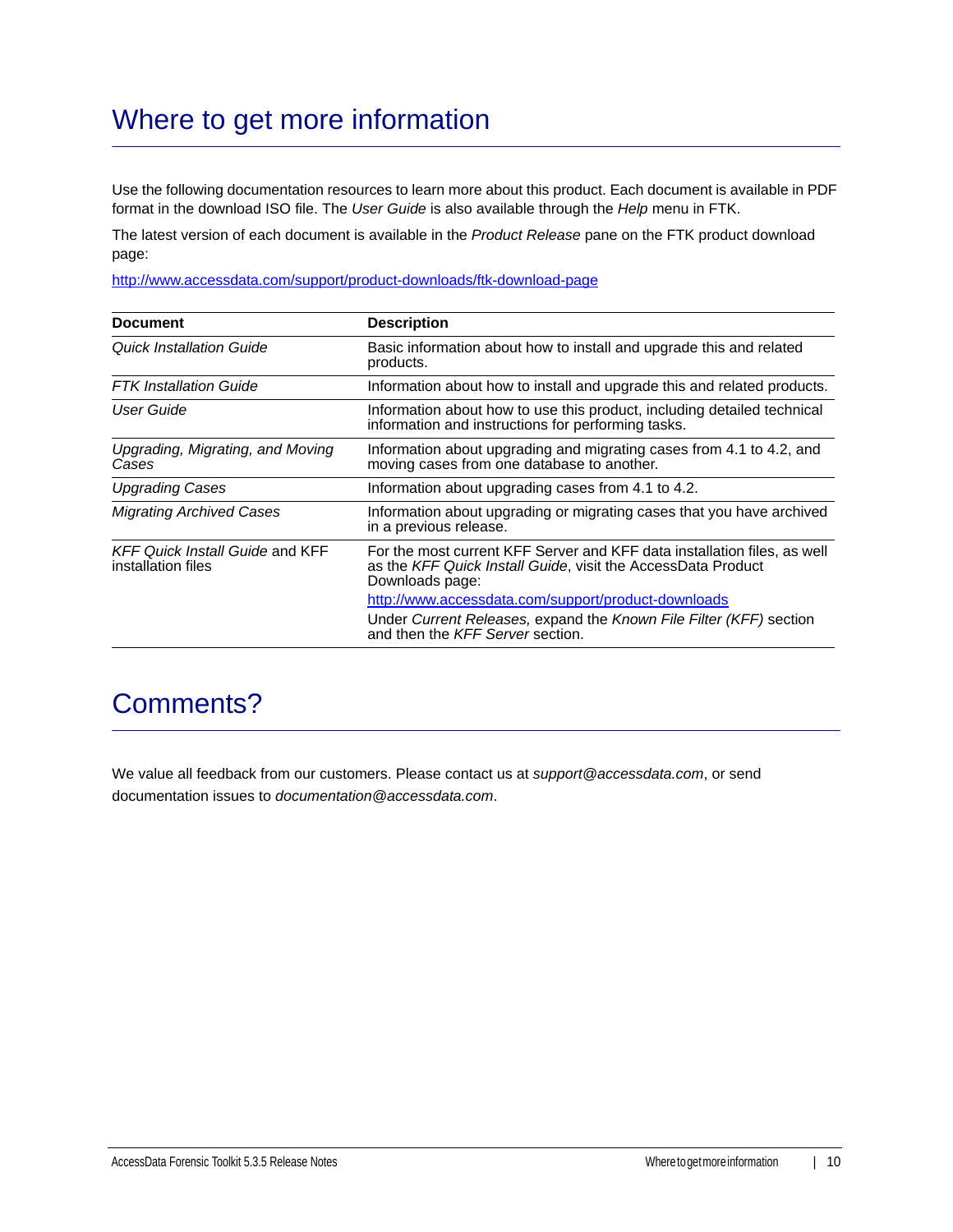# Where to get more information

Use the following documentation resources to learn more about this product. Each document is available in PDF format in the download ISO file. The *User Guide* is also available through the *Help* menu in FTK.

The latest version of each document is available in the *Product Release* pane on the FTK product download page:

http://www.accessdata.com/support/product-downloads/ftk-download-page

| Document | Description |
|---|---|
| *Quick Installation Guide* | Basic information about how to install and upgrade this and related products. |
| *FTK Installation Guide* | Information about how to install and upgrade this and related products. |
| *User Guide* | Information about how to use this product, including detailed technical information and instructions for performing tasks. |
| *Upgrading, Migrating, and Moving Cases* | Information about upgrading and migrating cases from 4.1 to 4.2, and moving cases from one database to another. |
| *Upgrading Cases* | Information about upgrading cases from 4.1 to 4.2. |
| *Migrating Archived Cases* | Information about upgrading or migrating cases that you have archived in a previous release. |
| *KFF Quick Install Guide* and KFF installation files | For the most current KFF Server and KFF data installation files, as well as the *KFF Quick Install Guide*, visit the AccessData Product Downloads page: http://www.accessdata.com/support/product-downloads Under *Current Releases,* expand the *Known File Filter (KFF)* section and then the *KFF Server* section. |

# Comments?

We value all feedback from our customers. Please contact us at *support@accessdata.com*, or send documentation issues to *documentation@accessdata.com*.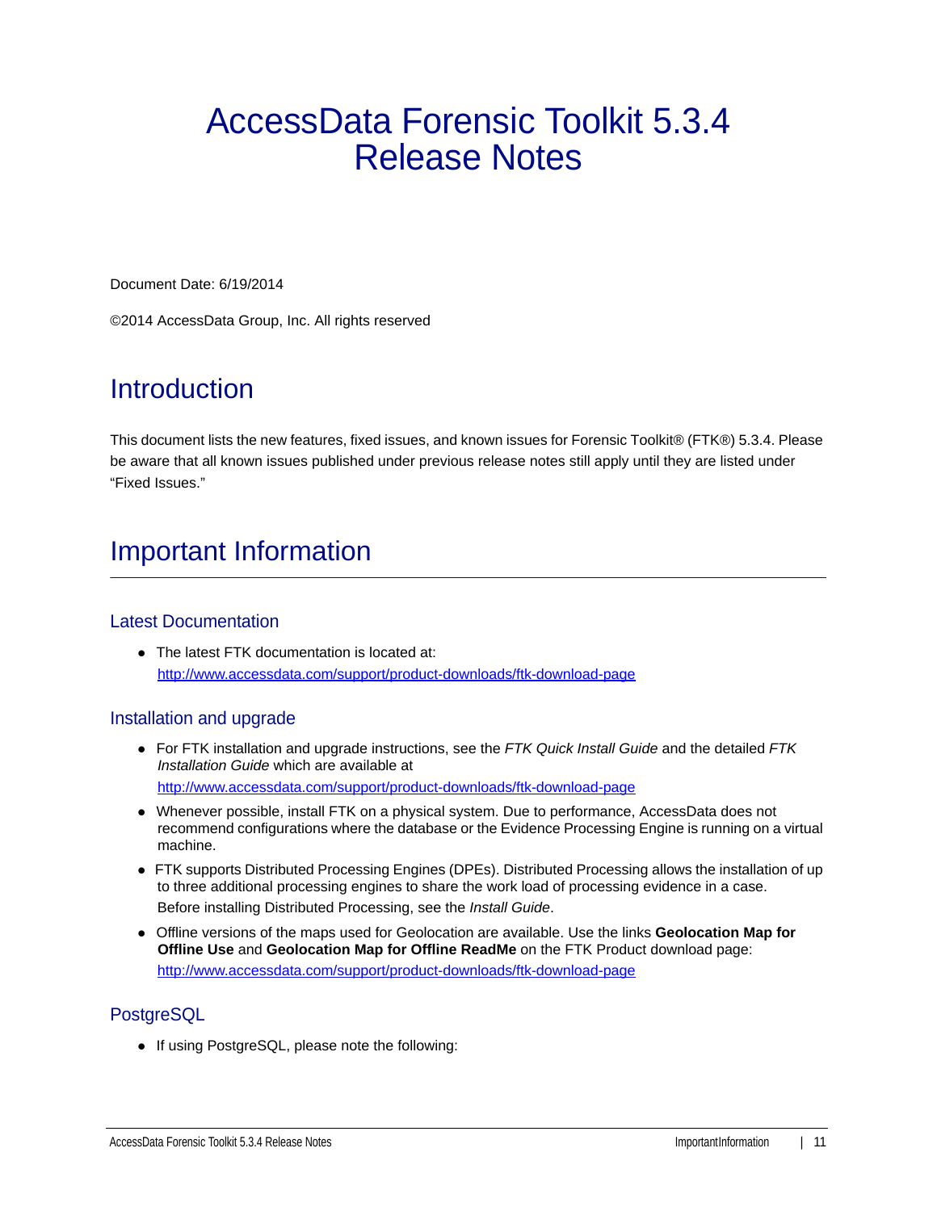# AccessData Forensic Toolkit 5.3.4 Release Notes

Document Date: 6/19/2014

©2014 AccessData Group, Inc. All rights reserved

## Introduction

This document lists the new features, fixed issues, and known issues for Forensic Toolkit® (FTK®) 5.3.4. Please be aware that all known issues published under previous release notes still apply until they are listed under "Fixed Issues."

## Important Information

### Latest Documentation

- The latest FTK documentation is located at:
  http://www.accessdata.com/support/product-downloads/ftk-download-page

### Installation and upgrade

- For FTK installation and upgrade instructions, see the *FTK Quick Install Guide* and the detailed *FTK Installation Guide* which are available at

  http://www.accessdata.com/support/product-downloads/ftk-download-page
- Whenever possible, install FTK on a physical system. Due to performance, AccessData does not recommend configurations where the database or the Evidence Processing Engine is running on a virtual machine.
- FTK supports Distributed Processing Engines (DPEs). Distributed Processing allows the installation of up to three additional processing engines to share the work load of processing evidence in a case.

  Before installing Distributed Processing, see the *Install Guide*.
- Offline versions of the maps used for Geolocation are available. Use the links **Geolocation Map for Offline Use** and **Geolocation Map for Offline ReadMe** on the FTK Product download page:
  http://www.accessdata.com/support/product-downloads/ftk-download-page

### PostgreSQL

- If using PostgreSQL, please note the following: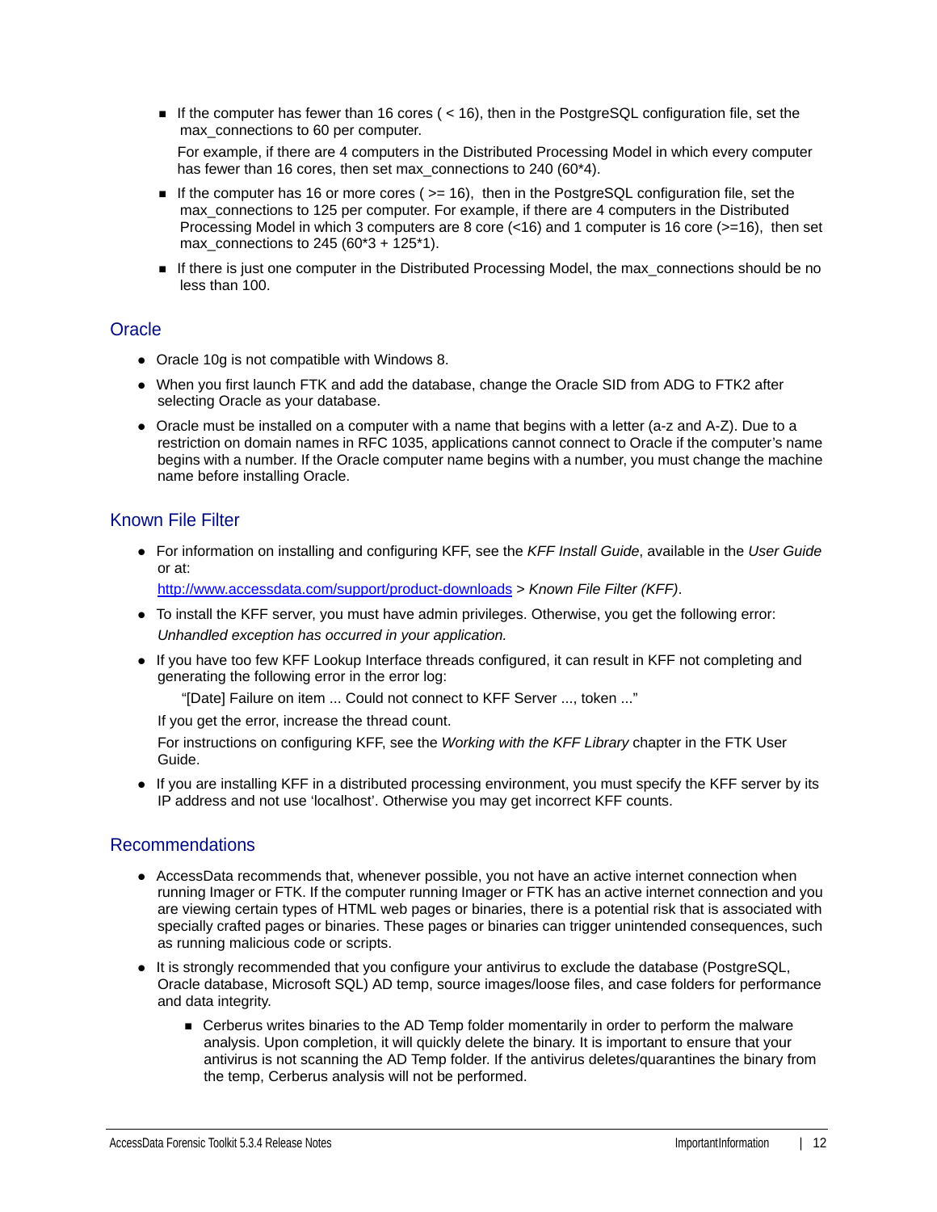- If the computer has fewer than 16 cores ( < 16), then in the PostgreSQL configuration file, set the max_connections to 60 per computer.

  For example, if there are 4 computers in the Distributed Processing Model in which every computer has fewer than 16 cores, then set max_connections to 240 (60*4).

- If the computer has 16 or more cores ( >= 16), then in the PostgreSQL configuration file, set the max_connections to 125 per computer. For example, if there are 4 computers in the Distributed Processing Model in which 3 computers are 8 core (<16) and 1 computer is 16 core (>=16), then set max_connections to 245 (60*3 + 125*1).
- If there is just one computer in the Distributed Processing Model, the max_connections should be no less than 100.

## Oracle

- Oracle 10g is not compatible with Windows 8.
- When you first launch FTK and add the database, change the Oracle SID from ADG to FTK2 after selecting Oracle as your database.
- Oracle must be installed on a computer with a name that begins with a letter (a-z and A-Z). Due to a restriction on domain names in RFC 1035, applications cannot connect to Oracle if the computer's name begins with a number. If the Oracle computer name begins with a number, you must change the machine name before installing Oracle.

## Known File Filter

- For information on installing and configuring KFF, see the *KFF Install Guide*, available in the *User Guide* or at:

  http://www.accessdata.com/support/product-downloads > *Known File Filter (KFF)*.

- To install the KFF server, you must have admin privileges. Otherwise, you get the following error:

  *Unhandled exception has occurred in your application.*

- If you have too few KFF Lookup Interface threads configured, it can result in KFF not completing and generating the following error in the error log:

  "[Date] Failure on item ... Could not connect to KFF Server ..., token ..."

  If you get the error, increase the thread count.

  For instructions on configuring KFF, see the *Working with the KFF Library* chapter in the FTK User Guide.

- If you are installing KFF in a distributed processing environment, you must specify the KFF server by its IP address and not use 'localhost'. Otherwise you may get incorrect KFF counts.

## Recommendations

- AccessData recommends that, whenever possible, you not have an active internet connection when running Imager or FTK. If the computer running Imager or FTK has an active internet connection and you are viewing certain types of HTML web pages or binaries, there is a potential risk that is associated with specially crafted pages or binaries. These pages or binaries can trigger unintended consequences, such as running malicious code or scripts.
- It is strongly recommended that you configure your antivirus to exclude the database (PostgreSQL, Oracle database, Microsoft SQL) AD temp, source images/loose files, and case folders for performance and data integrity.
  - Cerberus writes binaries to the AD Temp folder momentarily in order to perform the malware analysis. Upon completion, it will quickly delete the binary. It is important to ensure that your antivirus is not scanning the AD Temp folder. If the antivirus deletes/quarantines the binary from the temp, Cerberus analysis will not be performed.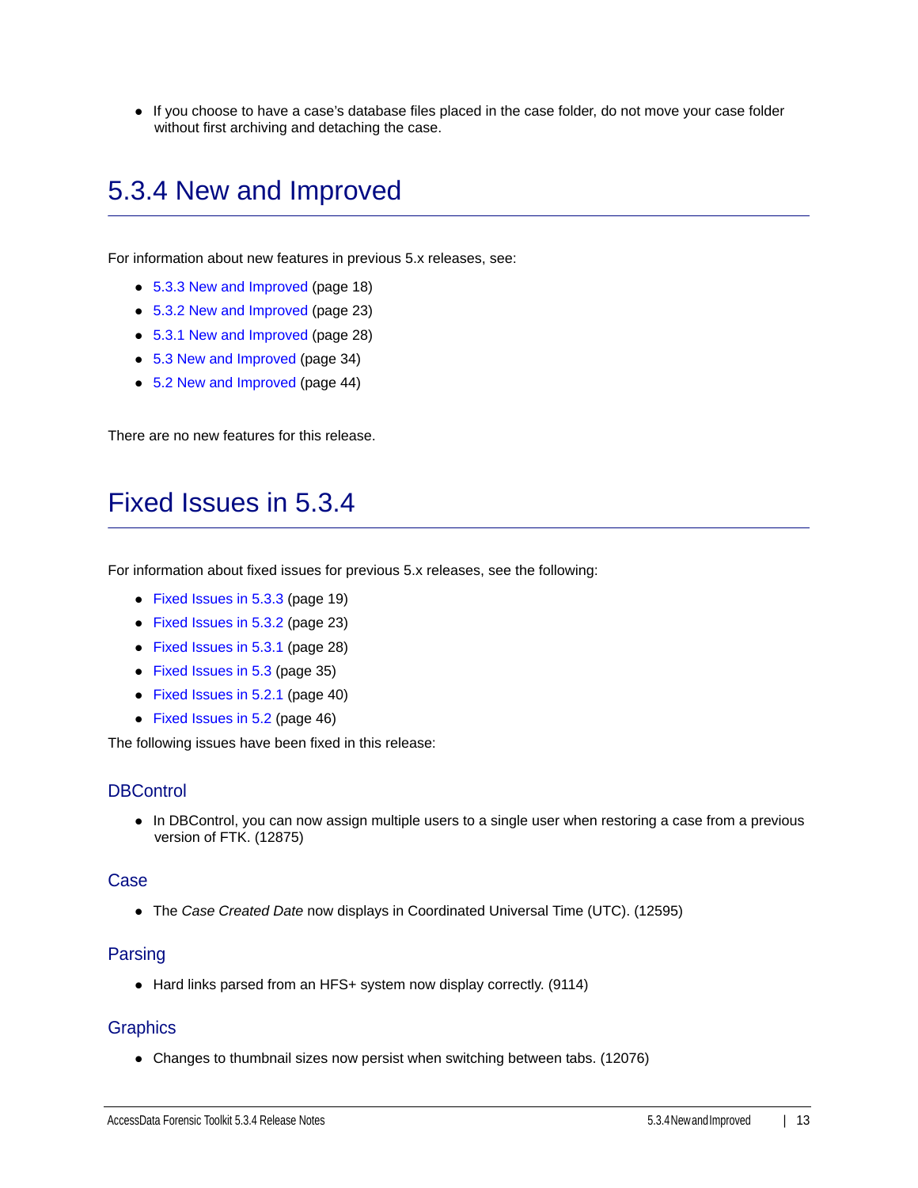- If you choose to have a case's database files placed in the case folder, do not move your case folder without first archiving and detaching the case.

# 5.3.4 New and Improved

For information about new features in previous 5.x releases, see:

- 5.3.3 New and Improved (page 18)
- 5.3.2 New and Improved (page 23)
- 5.3.1 New and Improved (page 28)
- 5.3 New and Improved (page 34)
- 5.2 New and Improved (page 44)

There are no new features for this release.

# Fixed Issues in 5.3.4

For information about fixed issues for previous 5.x releases, see the following:

- Fixed Issues in 5.3.3 (page 19)
- Fixed Issues in 5.3.2 (page 23)
- Fixed Issues in 5.3.1 (page 28)
- Fixed Issues in 5.3 (page 35)
- Fixed Issues in 5.2.1 (page 40)
- Fixed Issues in 5.2 (page 46)

The following issues have been fixed in this release:

## DBControl

- In DBControl, you can now assign multiple users to a single user when restoring a case from a previous version of FTK. (12875)

## Case

- The *Case Created Date* now displays in Coordinated Universal Time (UTC). (12595)

## Parsing

- Hard links parsed from an HFS+ system now display correctly. (9114)

## Graphics

- Changes to thumbnail sizes now persist when switching between tabs. (12076)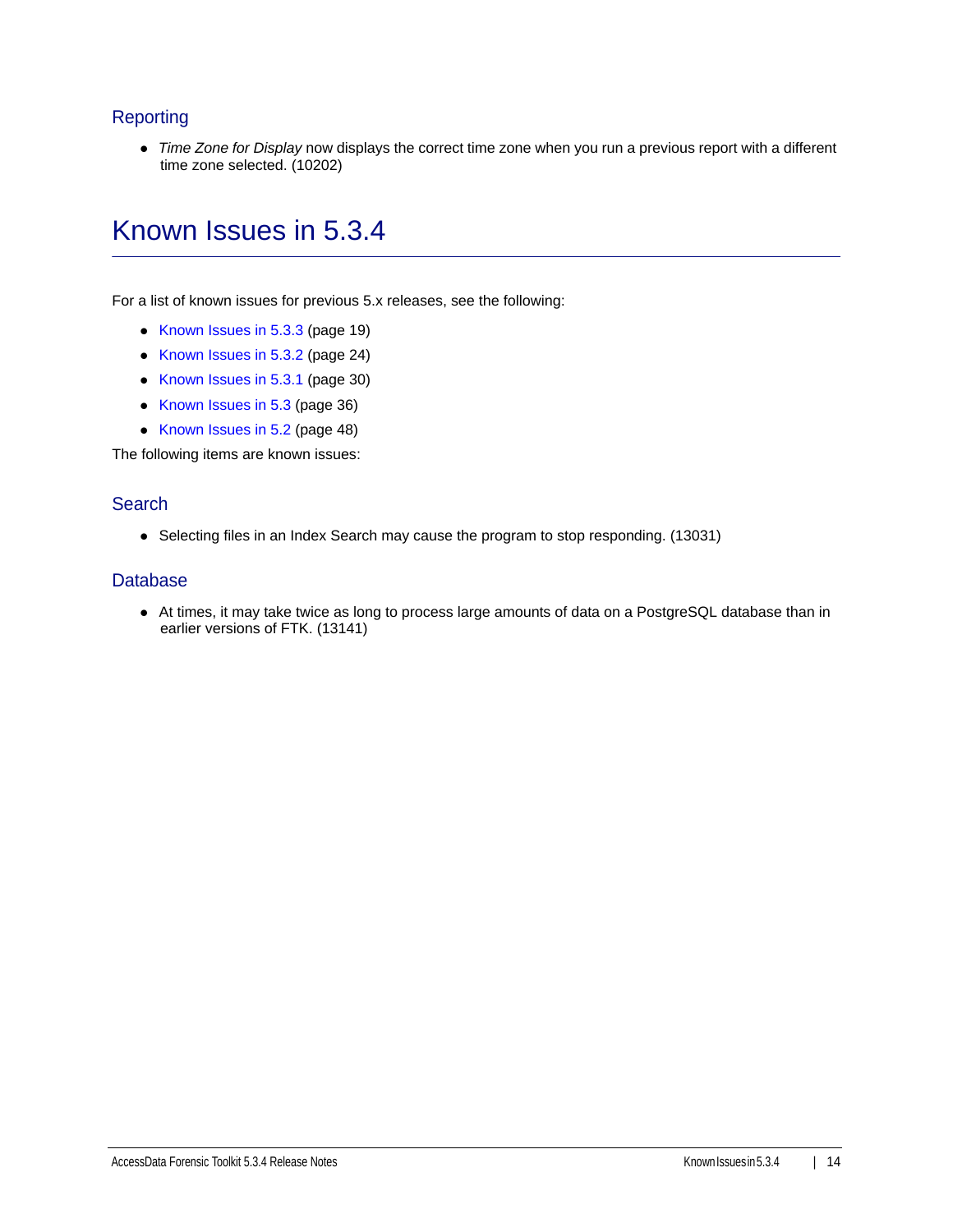### Reporting

- *Time Zone for Display* now displays the correct time zone when you run a previous report with a different time zone selected. (10202)

# Known Issues in 5.3.4

For a list of known issues for previous 5.x releases, see the following:

- Known Issues in 5.3.3 (page 19)
- Known Issues in 5.3.2 (page 24)
- Known Issues in 5.3.1 (page 30)
- Known Issues in 5.3 (page 36)
- Known Issues in 5.2 (page 48)

The following items are known issues:

### Search

- Selecting files in an Index Search may cause the program to stop responding. (13031)

### Database

- At times, it may take twice as long to process large amounts of data on a PostgreSQL database than in earlier versions of FTK. (13141)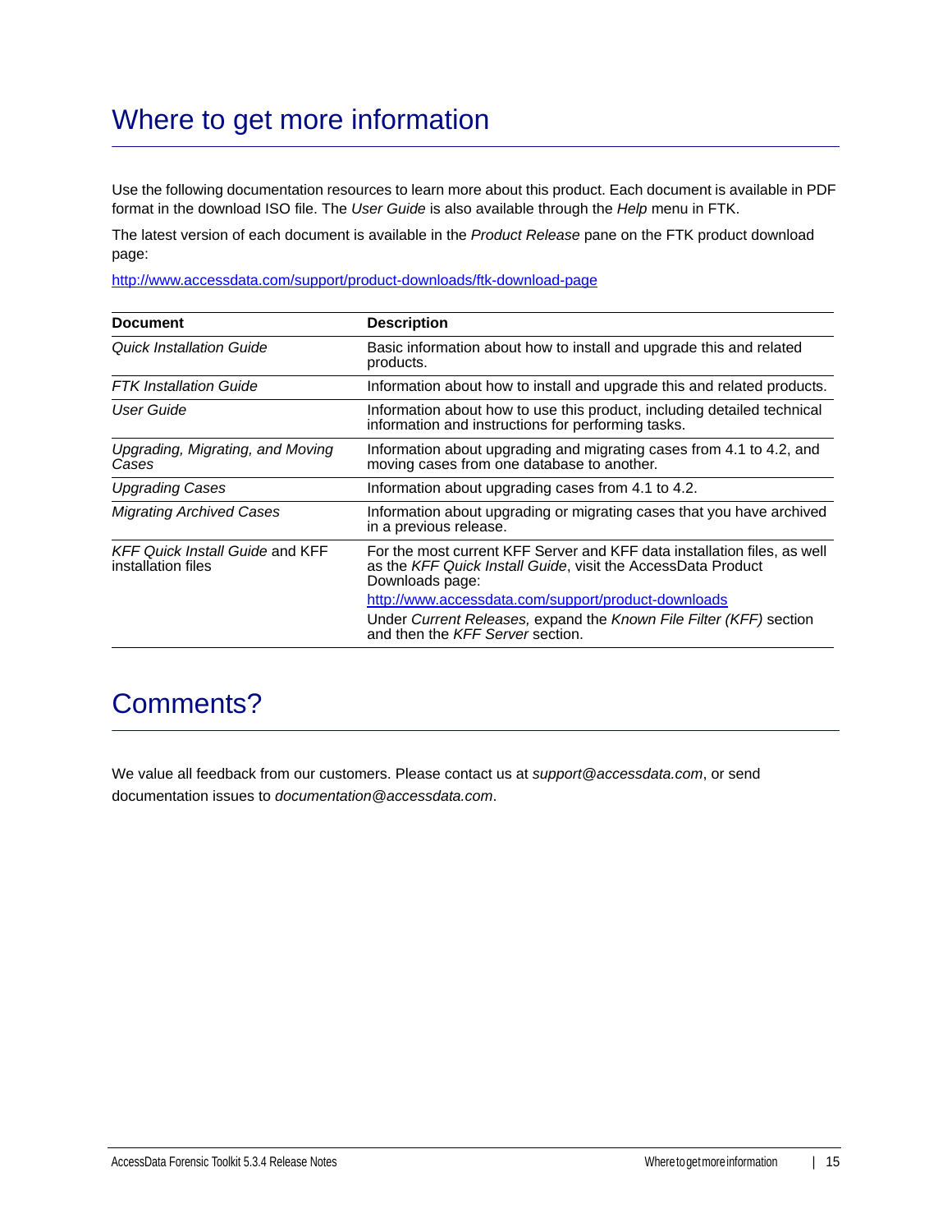# Where to get more information

Use the following documentation resources to learn more about this product. Each document is available in PDF format in the download ISO file. The *User Guide* is also available through the *Help* menu in FTK.

The latest version of each document is available in the *Product Release* pane on the FTK product download page:

http://www.accessdata.com/support/product-downloads/ftk-download-page

| Document | Description |
|---|---|
| *Quick Installation Guide* | Basic information about how to install and upgrade this and related products. |
| *FTK Installation Guide* | Information about how to install and upgrade this and related products. |
| *User Guide* | Information about how to use this product, including detailed technical information and instructions for performing tasks. |
| *Upgrading, Migrating, and Moving Cases* | Information about upgrading and migrating cases from 4.1 to 4.2, and moving cases from one database to another. |
| *Upgrading Cases* | Information about upgrading cases from 4.1 to 4.2. |
| *Migrating Archived Cases* | Information about upgrading or migrating cases that you have archived in a previous release. |
| *KFF Quick Install Guide* and KFF installation files | For the most current KFF Server and KFF data installation files, as well as the *KFF Quick Install Guide*, visit the AccessData Product Downloads page: http://www.accessdata.com/support/product-downloads Under *Current Releases,* expand the *Known File Filter (KFF)* section and then the *KFF Server* section. |

# Comments?

We value all feedback from our customers. Please contact us at *support@accessdata.com*, or send documentation issues to *documentation@accessdata.com*.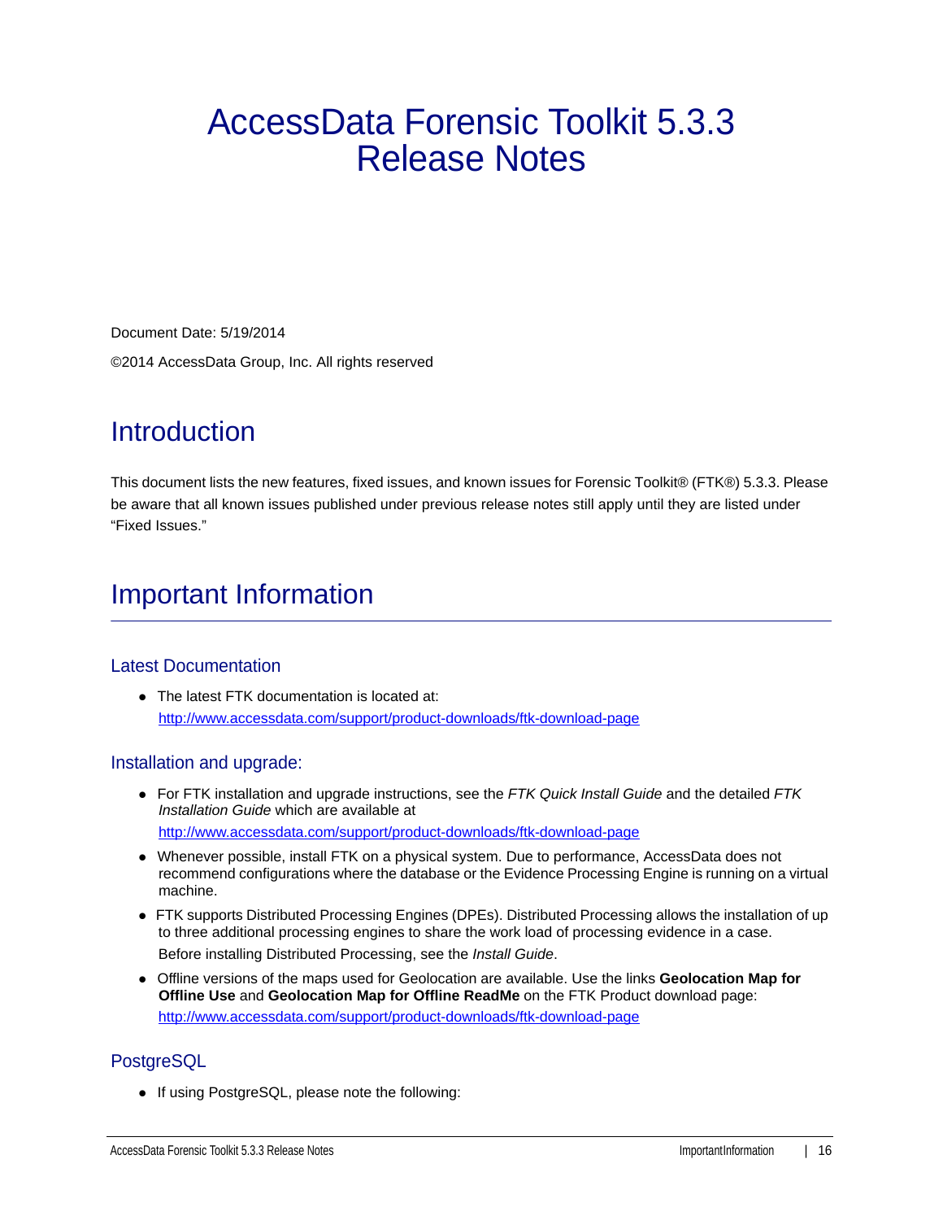# AccessData Forensic Toolkit 5.3.3 Release Notes

Document Date: 5/19/2014

©2014 AccessData Group, Inc. All rights reserved

## Introduction

This document lists the new features, fixed issues, and known issues for Forensic Toolkit® (FTK®) 5.3.3. Please be aware that all known issues published under previous release notes still apply until they are listed under "Fixed Issues."

## Important Information

### Latest Documentation

- The latest FTK documentation is located at:
  http://www.accessdata.com/support/product-downloads/ftk-download-page

### Installation and upgrade:

- For FTK installation and upgrade instructions, see the *FTK Quick Install Guide* and the detailed *FTK Installation Guide* which are available at
  http://www.accessdata.com/support/product-downloads/ftk-download-page
- Whenever possible, install FTK on a physical system. Due to performance, AccessData does not recommend configurations where the database or the Evidence Processing Engine is running on a virtual machine.
- FTK supports Distributed Processing Engines (DPEs). Distributed Processing allows the installation of up to three additional processing engines to share the work load of processing evidence in a case.
  Before installing Distributed Processing, see the *Install Guide*.
- Offline versions of the maps used for Geolocation are available. Use the links **Geolocation Map for Offline Use** and **Geolocation Map for Offline ReadMe** on the FTK Product download page:
  http://www.accessdata.com/support/product-downloads/ftk-download-page

### PostgreSQL

- If using PostgreSQL, please note the following: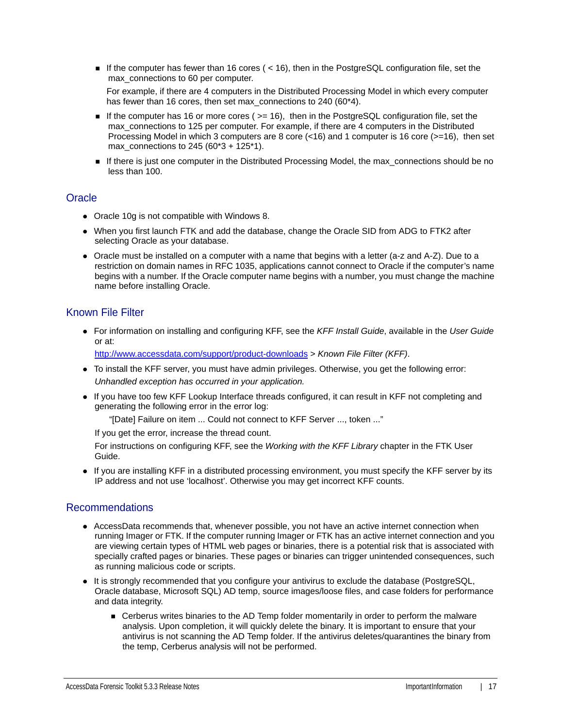- If the computer has fewer than 16 cores ( < 16), then in the PostgreSQL configuration file, set the max_connections to 60 per computer.

  For example, if there are 4 computers in the Distributed Processing Model in which every computer has fewer than 16 cores, then set max_connections to 240 (60*4).

- If the computer has 16 or more cores ( >= 16), then in the PostgreSQL configuration file, set the max_connections to 125 per computer. For example, if there are 4 computers in the Distributed Processing Model in which 3 computers are 8 core (<16) and 1 computer is 16 core (>=16), then set max_connections to 245 (60*3 + 125*1).

- If there is just one computer in the Distributed Processing Model, the max_connections should be no less than 100.

## Oracle

- Oracle 10g is not compatible with Windows 8.
- When you first launch FTK and add the database, change the Oracle SID from ADG to FTK2 after selecting Oracle as your database.
- Oracle must be installed on a computer with a name that begins with a letter (a-z and A-Z). Due to a restriction on domain names in RFC 1035, applications cannot connect to Oracle if the computer's name begins with a number. If the Oracle computer name begins with a number, you must change the machine name before installing Oracle.

## Known File Filter

- For information on installing and configuring KFF, see the *KFF Install Guide*, available in the *User Guide* or at:

  http://www.accessdata.com/support/product-downloads > *Known File Filter (KFF)*.

- To install the KFF server, you must have admin privileges. Otherwise, you get the following error:

  *Unhandled exception has occurred in your application.*

- If you have too few KFF Lookup Interface threads configured, it can result in KFF not completing and generating the following error in the error log:

  "[Date] Failure on item ... Could not connect to KFF Server ..., token ..."

  If you get the error, increase the thread count.

  For instructions on configuring KFF, see the *Working with the KFF Library* chapter in the FTK User Guide.

- If you are installing KFF in a distributed processing environment, you must specify the KFF server by its IP address and not use 'localhost'. Otherwise you may get incorrect KFF counts.

## Recommendations

- AccessData recommends that, whenever possible, you not have an active internet connection when running Imager or FTK. If the computer running Imager or FTK has an active internet connection and you are viewing certain types of HTML web pages or binaries, there is a potential risk that is associated with specially crafted pages or binaries. These pages or binaries can trigger unintended consequences, such as running malicious code or scripts.
- It is strongly recommended that you configure your antivirus to exclude the database (PostgreSQL, Oracle database, Microsoft SQL) AD temp, source images/loose files, and case folders for performance and data integrity.
  - Cerberus writes binaries to the AD Temp folder momentarily in order to perform the malware analysis. Upon completion, it will quickly delete the binary. It is important to ensure that your antivirus is not scanning the AD Temp folder. If the antivirus deletes/quarantines the binary from the temp, Cerberus analysis will not be performed.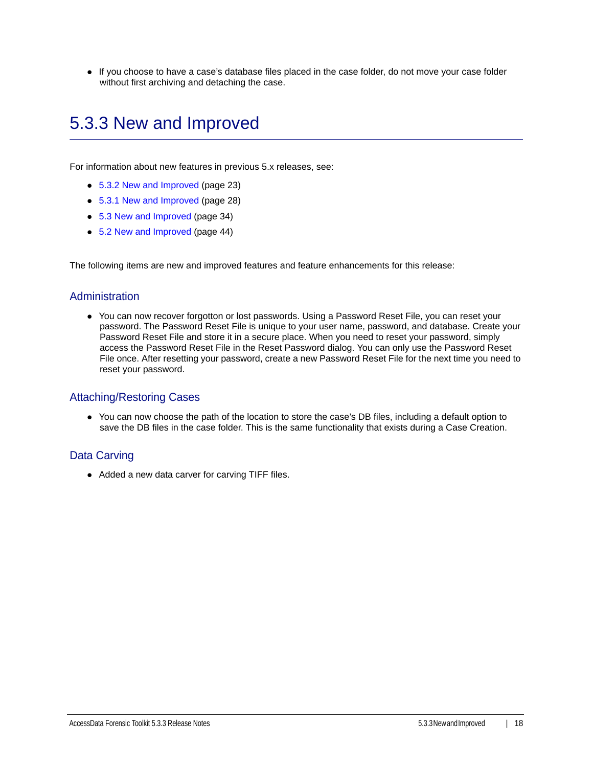- If you choose to have a case's database files placed in the case folder, do not move your case folder without first archiving and detaching the case.

# 5.3.3 New and Improved

For information about new features in previous 5.x releases, see:

- 5.3.2 New and Improved (page 23)
- 5.3.1 New and Improved (page 28)
- 5.3 New and Improved (page 34)
- 5.2 New and Improved (page 44)

The following items are new and improved features and feature enhancements for this release:

## Administration

- You can now recover forgotton or lost passwords. Using a Password Reset File, you can reset your password. The Password Reset File is unique to your user name, password, and database. Create your Password Reset File and store it in a secure place. When you need to reset your password, simply access the Password Reset File in the Reset Password dialog. You can only use the Password Reset File once. After resetting your password, create a new Password Reset File for the next time you need to reset your password.

## Attaching/Restoring Cases

- You can now choose the path of the location to store the case's DB files, including a default option to save the DB files in the case folder. This is the same functionality that exists during a Case Creation.

## Data Carving

- Added a new data carver for carving TIFF files.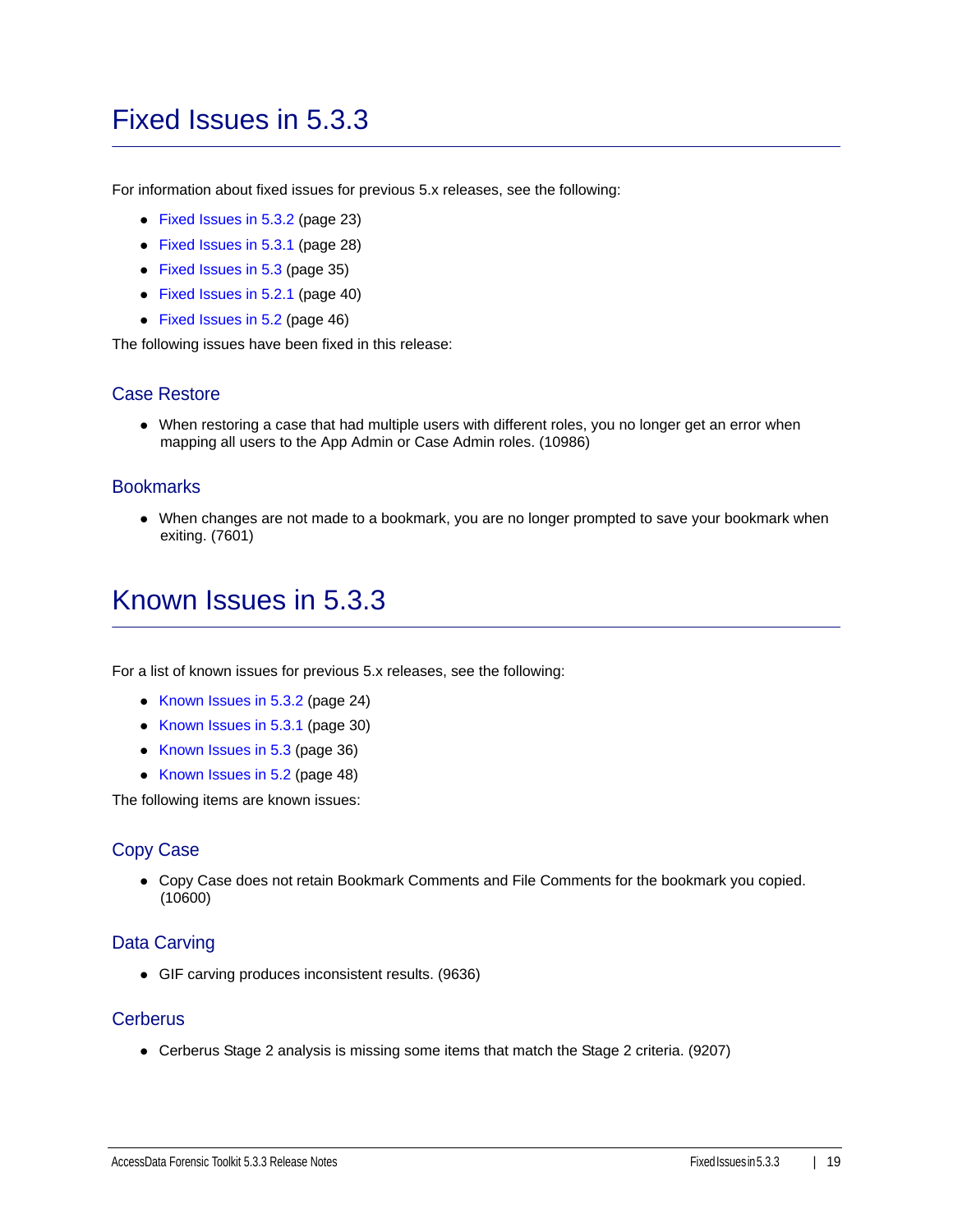# Fixed Issues in 5.3.3

For information about fixed issues for previous 5.x releases, see the following:

- Fixed Issues in 5.3.2 (page 23)
- Fixed Issues in 5.3.1 (page 28)
- Fixed Issues in 5.3 (page 35)
- Fixed Issues in 5.2.1 (page 40)
- Fixed Issues in 5.2 (page 46)

The following issues have been fixed in this release:

## Case Restore

- When restoring a case that had multiple users with different roles, you no longer get an error when mapping all users to the App Admin or Case Admin roles. (10986)

## Bookmarks

- When changes are not made to a bookmark, you are no longer prompted to save your bookmark when exiting. (7601)

# Known Issues in 5.3.3

For a list of known issues for previous 5.x releases, see the following:

- Known Issues in 5.3.2 (page 24)
- Known Issues in 5.3.1 (page 30)
- Known Issues in 5.3 (page 36)
- Known Issues in 5.2 (page 48)

The following items are known issues:

## Copy Case

- Copy Case does not retain Bookmark Comments and File Comments for the bookmark you copied. (10600)

## Data Carving

- GIF carving produces inconsistent results. (9636)

## Cerberus

- Cerberus Stage 2 analysis is missing some items that match the Stage 2 criteria. (9207)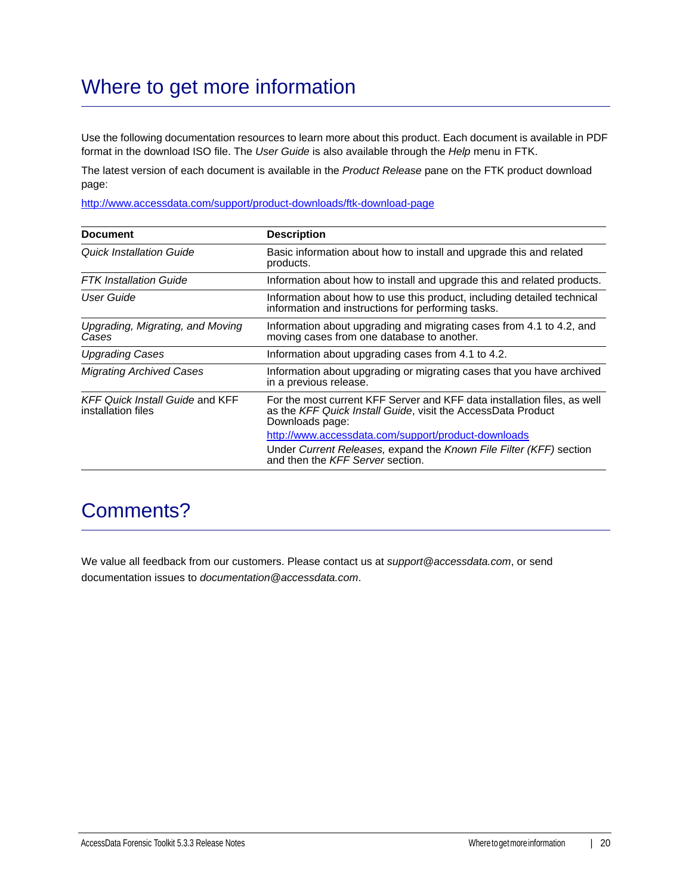# Where to get more information

Use the following documentation resources to learn more about this product. Each document is available in PDF format in the download ISO file. The *User Guide* is also available through the *Help* menu in FTK.

The latest version of each document is available in the *Product Release* pane on the FTK product download page:

http://www.accessdata.com/support/product-downloads/ftk-download-page

| Document | Description |
|---|---|
| *Quick Installation Guide* | Basic information about how to install and upgrade this and related products. |
| *FTK Installation Guide* | Information about how to install and upgrade this and related products. |
| *User Guide* | Information about how to use this product, including detailed technical information and instructions for performing tasks. |
| *Upgrading, Migrating, and Moving Cases* | Information about upgrading and migrating cases from 4.1 to 4.2, and moving cases from one database to another. |
| *Upgrading Cases* | Information about upgrading cases from 4.1 to 4.2. |
| *Migrating Archived Cases* | Information about upgrading or migrating cases that you have archived in a previous release. |
| *KFF Quick Install Guide* and KFF installation files | For the most current KFF Server and KFF data installation files, as well as the *KFF Quick Install Guide*, visit the AccessData Product Downloads page: http://www.accessdata.com/support/product-downloads Under *Current Releases,* expand the *Known File Filter (KFF)* section and then the *KFF Server* section. |

# Comments?

We value all feedback from our customers. Please contact us at *support@accessdata.com*, or send documentation issues to *documentation@accessdata.com*.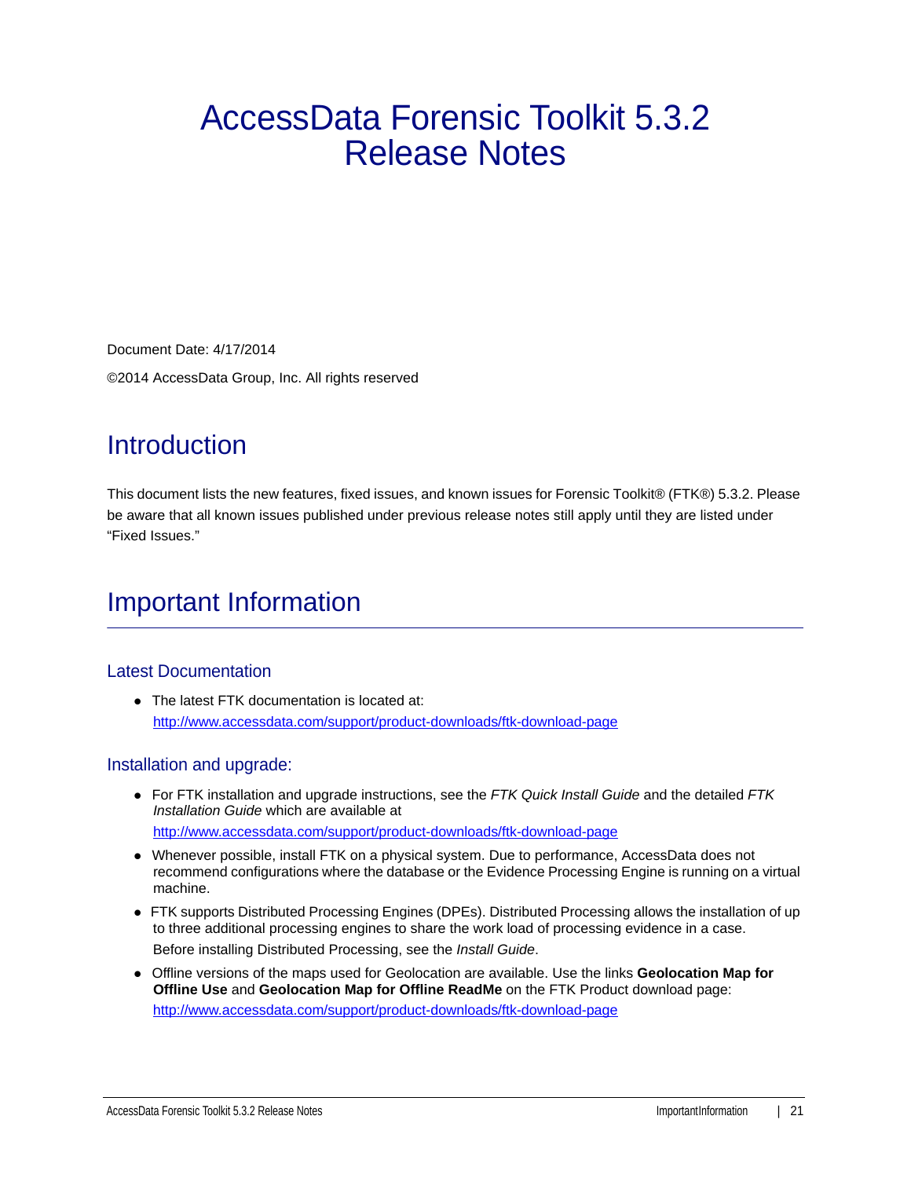# AccessData Forensic Toolkit 5.3.2 Release Notes

Document Date: 4/17/2014

©2014 AccessData Group, Inc. All rights reserved

## Introduction

This document lists the new features, fixed issues, and known issues for Forensic Toolkit® (FTK®) 5.3.2. Please be aware that all known issues published under previous release notes still apply until they are listed under "Fixed Issues."

## Important Information

### Latest Documentation

- The latest FTK documentation is located at:
  http://www.accessdata.com/support/product-downloads/ftk-download-page

### Installation and upgrade:

- For FTK installation and upgrade instructions, see the *FTK Quick Install Guide* and the detailed *FTK Installation Guide* which are available at
  http://www.accessdata.com/support/product-downloads/ftk-download-page
- Whenever possible, install FTK on a physical system. Due to performance, AccessData does not recommend configurations where the database or the Evidence Processing Engine is running on a virtual machine.
- FTK supports Distributed Processing Engines (DPEs). Distributed Processing allows the installation of up to three additional processing engines to share the work load of processing evidence in a case.
  Before installing Distributed Processing, see the *Install Guide*.
- Offline versions of the maps used for Geolocation are available. Use the links **Geolocation Map for Offline Use** and **Geolocation Map for Offline ReadMe** on the FTK Product download page:
  http://www.accessdata.com/support/product-downloads/ftk-download-page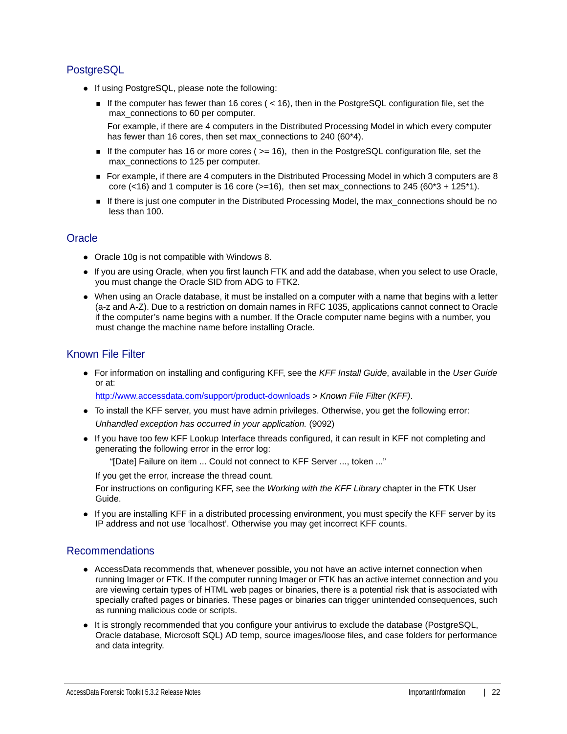## PostgreSQL

- If using PostgreSQL, please note the following:
  - If the computer has fewer than 16 cores ( < 16), then in the PostgreSQL configuration file, set the max_connections to 60 per computer.

    For example, if there are 4 computers in the Distributed Processing Model in which every computer has fewer than 16 cores, then set max_connections to 240 (60*4).
  - If the computer has 16 or more cores ( >= 16), then in the PostgreSQL configuration file, set the max_connections to 125 per computer.
  - For example, if there are 4 computers in the Distributed Processing Model in which 3 computers are 8 core (<16) and 1 computer is 16 core (>=16), then set max_connections to 245 (60*3 + 125*1).
  - If there is just one computer in the Distributed Processing Model, the max_connections should be no less than 100.

## Oracle

- Oracle 10g is not compatible with Windows 8.
- If you are using Oracle, when you first launch FTK and add the database, when you select to use Oracle, you must change the Oracle SID from ADG to FTK2.
- When using an Oracle database, it must be installed on a computer with a name that begins with a letter (a-z and A-Z). Due to a restriction on domain names in RFC 1035, applications cannot connect to Oracle if the computer's name begins with a number. If the Oracle computer name begins with a number, you must change the machine name before installing Oracle.

## Known File Filter

- For information on installing and configuring KFF, see the *KFF Install Guide*, available in the *User Guide* or at:

  http://www.accessdata.com/support/product-downloads > *Known File Filter (KFF)*.
- To install the KFF server, you must have admin privileges. Otherwise, you get the following error:

  *Unhandled exception has occurred in your application.* (9092)
- If you have too few KFF Lookup Interface threads configured, it can result in KFF not completing and generating the following error in the error log:

  "[Date] Failure on item ... Could not connect to KFF Server ..., token ..."

  If you get the error, increase the thread count.

  For instructions on configuring KFF, see the *Working with the KFF Library* chapter in the FTK User Guide.
- If you are installing KFF in a distributed processing environment, you must specify the KFF server by its IP address and not use 'localhost'. Otherwise you may get incorrect KFF counts.

## Recommendations

- AccessData recommends that, whenever possible, you not have an active internet connection when running Imager or FTK. If the computer running Imager or FTK has an active internet connection and you are viewing certain types of HTML web pages or binaries, there is a potential risk that is associated with specially crafted pages or binaries. These pages or binaries can trigger unintended consequences, such as running malicious code or scripts.
- It is strongly recommended that you configure your antivirus to exclude the database (PostgreSQL, Oracle database, Microsoft SQL) AD temp, source images/loose files, and case folders for performance and data integrity.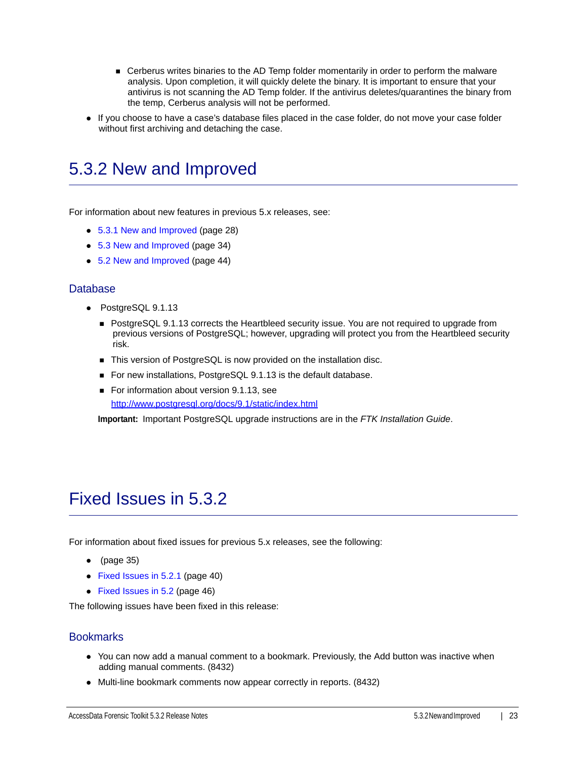- Cerberus writes binaries to the AD Temp folder momentarily in order to perform the malware analysis. Upon completion, it will quickly delete the binary. It is important to ensure that your antivirus is not scanning the AD Temp folder. If the antivirus deletes/quarantines the binary from the temp, Cerberus analysis will not be performed.

- If you choose to have a case's database files placed in the case folder, do not move your case folder without first archiving and detaching the case.

# 5.3.2 New and Improved

For information about new features in previous 5.x releases, see:

- 5.3.1 New and Improved (page 28)
- 5.3 New and Improved (page 34)
- 5.2 New and Improved (page 44)

## Database

- PostgreSQL 9.1.13
  - PostgreSQL 9.1.13 corrects the Heartbleed security issue. You are not required to upgrade from previous versions of PostgreSQL; however, upgrading will protect you from the Heartbleed security risk.
  - This version of PostgreSQL is now provided on the installation disc.
  - For new installations, PostgreSQL 9.1.13 is the default database.
  - For information about version 9.1.13, see http://www.postgresql.org/docs/9.1/static/index.html

**Important:** Important PostgreSQL upgrade instructions are in the *FTK Installation Guide*.

# Fixed Issues in 5.3.2

For information about fixed issues for previous 5.x releases, see the following:

- (page 35)
- Fixed Issues in 5.2.1 (page 40)
- Fixed Issues in 5.2 (page 46)

The following issues have been fixed in this release:

## Bookmarks

- You can now add a manual comment to a bookmark. Previously, the Add button was inactive when adding manual comments. (8432)
- Multi-line bookmark comments now appear correctly in reports. (8432)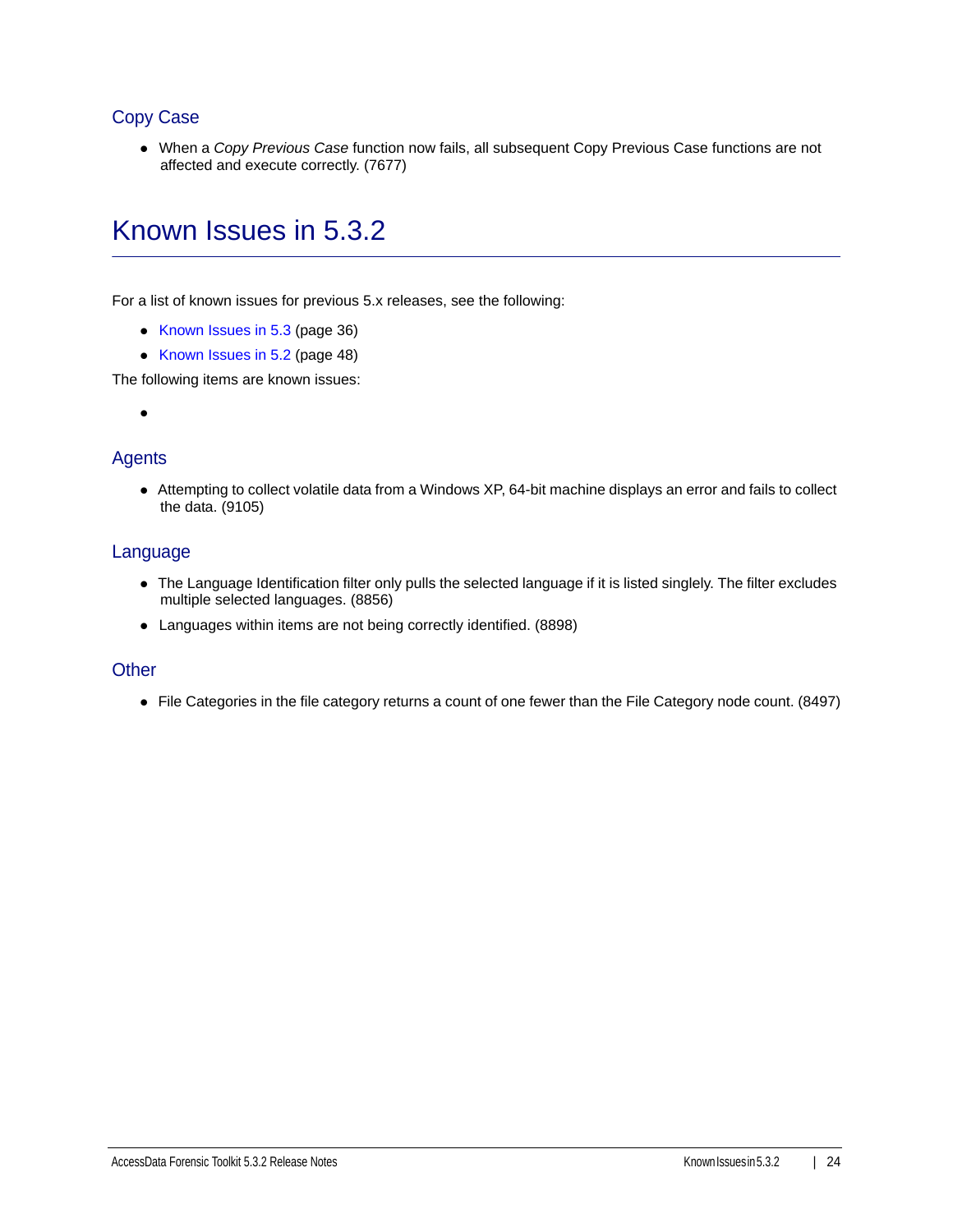## Copy Case

- When a *Copy Previous Case* function now fails, all subsequent Copy Previous Case functions are not affected and execute correctly. (7677)

# Known Issues in 5.3.2

For a list of known issues for previous 5.x releases, see the following:

- Known Issues in 5.3 (page 36)
- Known Issues in 5.2 (page 48)

The following items are known issues:

- 

## Agents

- Attempting to collect volatile data from a Windows XP, 64-bit machine displays an error and fails to collect the data. (9105)

## Language

- The Language Identification filter only pulls the selected language if it is listed singly. The filter excludes multiple selected languages. (8856)
- Languages within items are not being correctly identified. (8898)

## Other

- File Categories in the file category returns a count of one fewer than the File Category node count. (8497)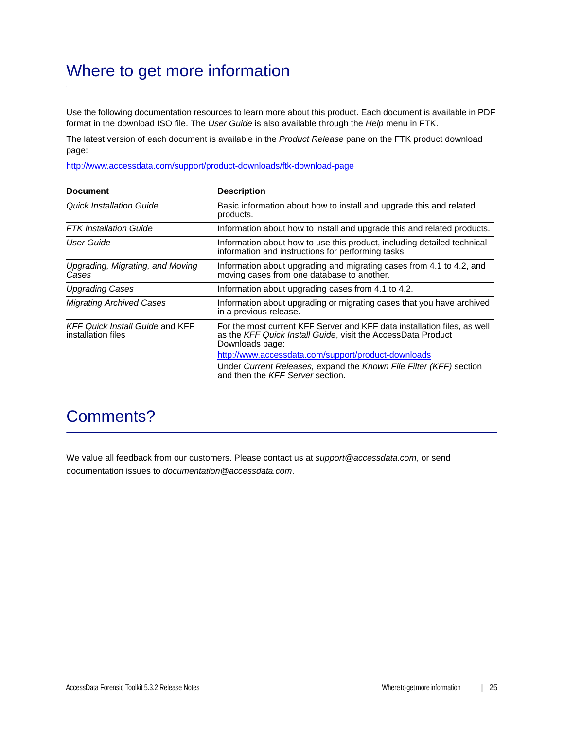# Where to get more information

Use the following documentation resources to learn more about this product. Each document is available in PDF format in the download ISO file. The *User Guide* is also available through the *Help* menu in FTK.

The latest version of each document is available in the *Product Release* pane on the FTK product download page:

http://www.accessdata.com/support/product-downloads/ftk-download-page

| Document | Description |
|---|---|
| *Quick Installation Guide* | Basic information about how to install and upgrade this and related products. |
| *FTK Installation Guide* | Information about how to install and upgrade this and related products. |
| *User Guide* | Information about how to use this product, including detailed technical information and instructions for performing tasks. |
| *Upgrading, Migrating, and Moving Cases* | Information about upgrading and migrating cases from 4.1 to 4.2, and moving cases from one database to another. |
| *Upgrading Cases* | Information about upgrading cases from 4.1 to 4.2. |
| *Migrating Archived Cases* | Information about upgrading or migrating cases that you have archived in a previous release. |
| *KFF Quick Install Guide* and KFF installation files | For the most current KFF Server and KFF data installation files, as well as the *KFF Quick Install Guide*, visit the AccessData Product Downloads page: http://www.accessdata.com/support/product-downloads Under *Current Releases,* expand the *Known File Filter (KFF)* section and then the *KFF Server* section. |

# Comments?

We value all feedback from our customers. Please contact us at *support@accessdata.com*, or send documentation issues to *documentation@accessdata.com*.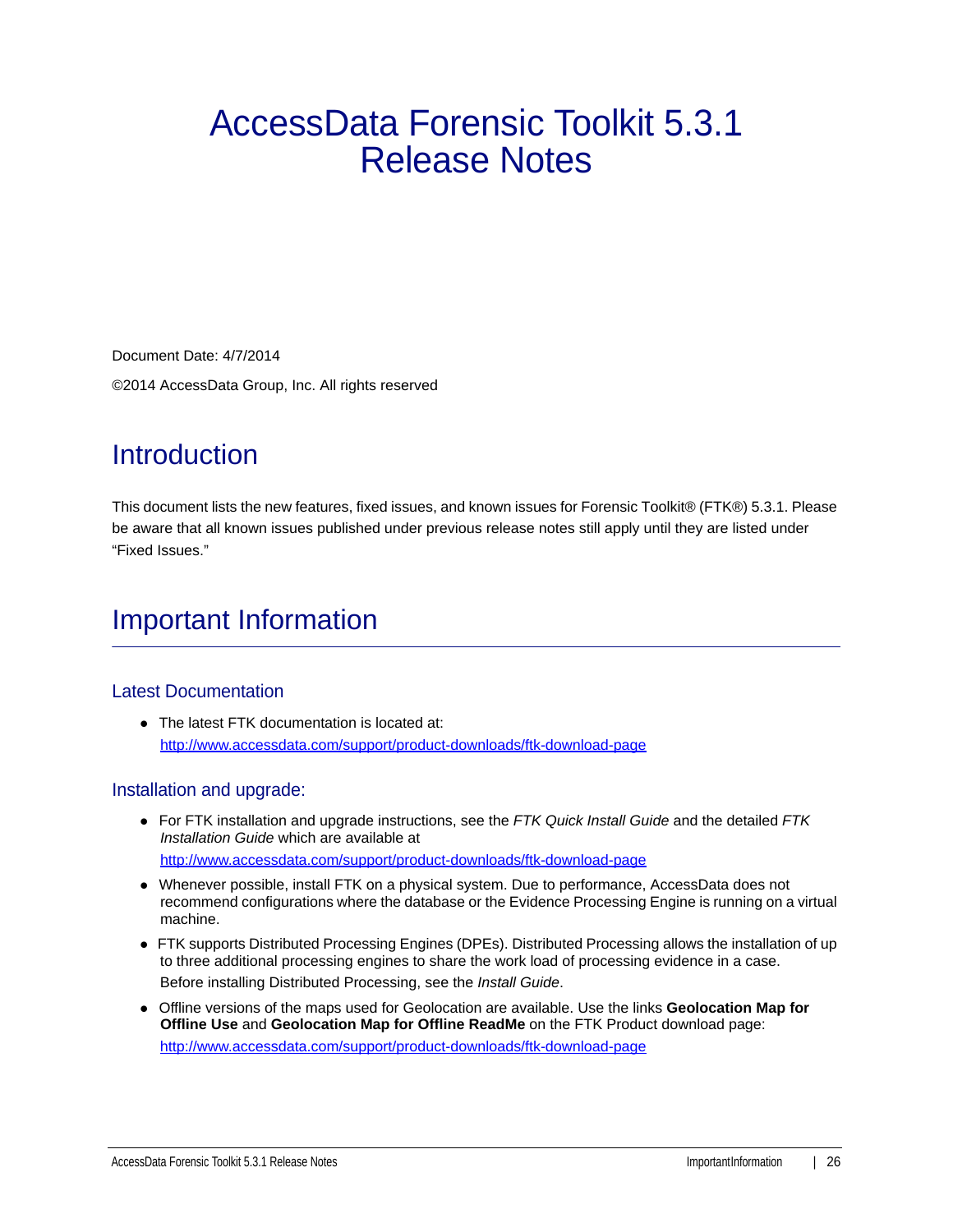# AccessData Forensic Toolkit 5.3.1 Release Notes

Document Date: 4/7/2014

©2014 AccessData Group, Inc. All rights reserved

## Introduction

This document lists the new features, fixed issues, and known issues for Forensic Toolkit® (FTK®) 5.3.1. Please be aware that all known issues published under previous release notes still apply until they are listed under "Fixed Issues."

## Important Information

### Latest Documentation

- The latest FTK documentation is located at: http://www.accessdata.com/support/product-downloads/ftk-download-page

### Installation and upgrade:

- For FTK installation and upgrade instructions, see the *FTK Quick Install Guide* and the detailed *FTK Installation Guide* which are available at

  http://www.accessdata.com/support/product-downloads/ftk-download-page
- Whenever possible, install FTK on a physical system. Due to performance, AccessData does not recommend configurations where the database or the Evidence Processing Engine is running on a virtual machine.
- FTK supports Distributed Processing Engines (DPEs). Distributed Processing allows the installation of up to three additional processing engines to share the work load of processing evidence in a case.

  Before installing Distributed Processing, see the *Install Guide*.
- Offline versions of the maps used for Geolocation are available. Use the links **Geolocation Map for Offline Use** and **Geolocation Map for Offline ReadMe** on the FTK Product download page:

  http://www.accessdata.com/support/product-downloads/ftk-download-page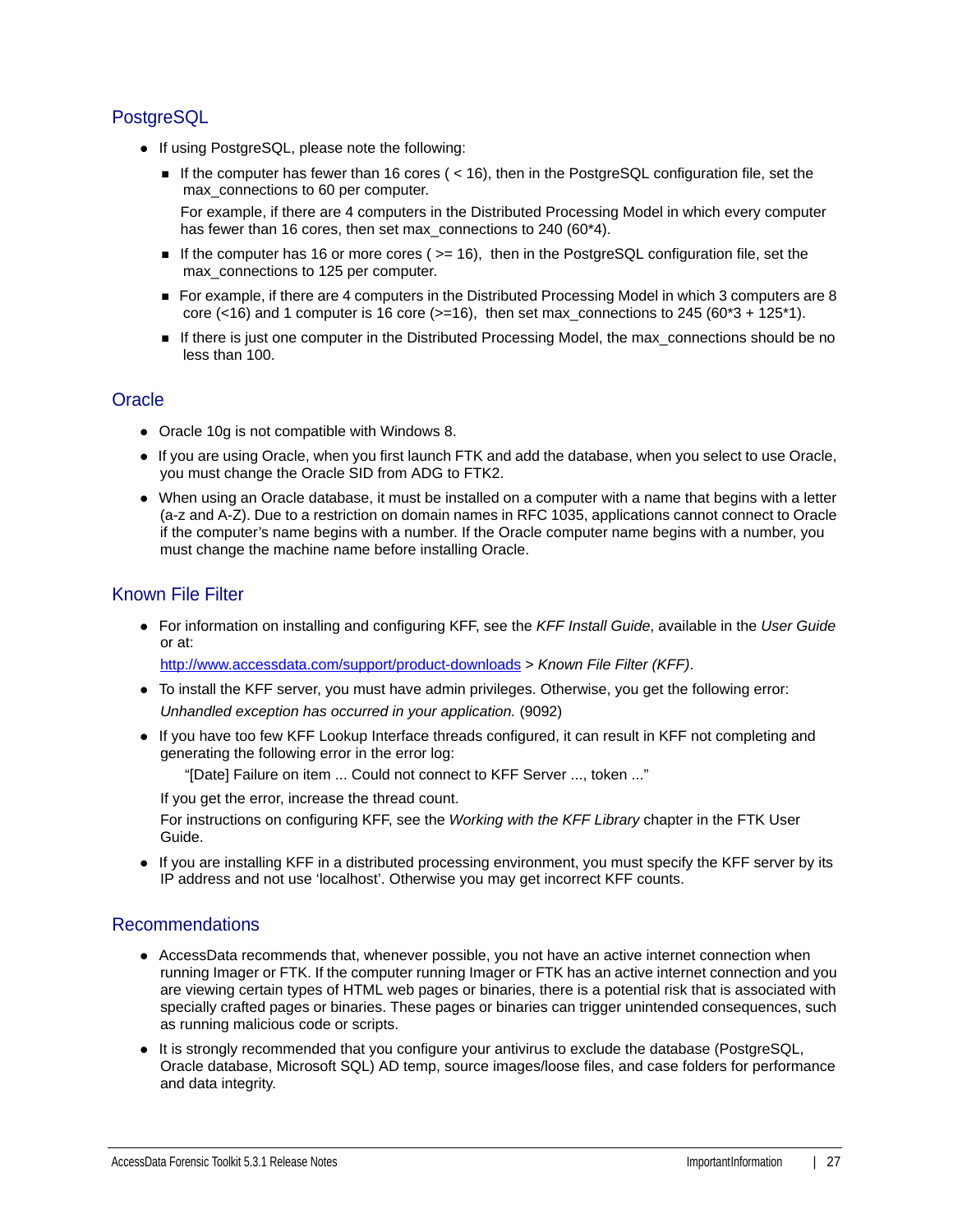## PostgreSQL

- If using PostgreSQL, please note the following:
  - If the computer has fewer than 16 cores ( < 16), then in the PostgreSQL configuration file, set the max_connections to 60 per computer.

    For example, if there are 4 computers in the Distributed Processing Model in which every computer has fewer than 16 cores, then set max_connections to 240 (60*4).
  - If the computer has 16 or more cores ( >= 16),  then in the PostgreSQL configuration file, set the max_connections to 125 per computer.
  - For example, if there are 4 computers in the Distributed Processing Model in which 3 computers are 8 core (<16) and 1 computer is 16 core (>=16),  then set max_connections to 245 (60*3 + 125*1).
  - If there is just one computer in the Distributed Processing Model, the max_connections should be no less than 100.

## Oracle

- Oracle 10g is not compatible with Windows 8.
- If you are using Oracle, when you first launch FTK and add the database, when you select to use Oracle, you must change the Oracle SID from ADG to FTK2.
- When using an Oracle database, it must be installed on a computer with a name that begins with a letter (a-z and A-Z). Due to a restriction on domain names in RFC 1035, applications cannot connect to Oracle if the computer's name begins with a number. If the Oracle computer name begins with a number, you must change the machine name before installing Oracle.

## Known File Filter

- For information on installing and configuring KFF, see the *KFF Install Guide*, available in the *User Guide* or at:

  http://www.accessdata.com/support/product-downloads > *Known File Filter (KFF)*.
- To install the KFF server, you must have admin privileges. Otherwise, you get the following error:

  *Unhandled exception has occurred in your application.* (9092)
- If you have too few KFF Lookup Interface threads configured, it can result in KFF not completing and generating the following error in the error log:

  "[Date] Failure on item ... Could not connect to KFF Server ..., token ..."

  If you get the error, increase the thread count.

  For instructions on configuring KFF, see the *Working with the KFF Library* chapter in the FTK User Guide.
- If you are installing KFF in a distributed processing environment, you must specify the KFF server by its IP address and not use 'localhost'. Otherwise you may get incorrect KFF counts.

## Recommendations

- AccessData recommends that, whenever possible, you not have an active internet connection when running Imager or FTK. If the computer running Imager or FTK has an active internet connection and you are viewing certain types of HTML web pages or binaries, there is a potential risk that is associated with specially crafted pages or binaries. These pages or binaries can trigger unintended consequences, such as running malicious code or scripts.
- It is strongly recommended that you configure your antivirus to exclude the database (PostgreSQL, Oracle database, Microsoft SQL) AD temp, source images/loose files, and case folders for performance and data integrity.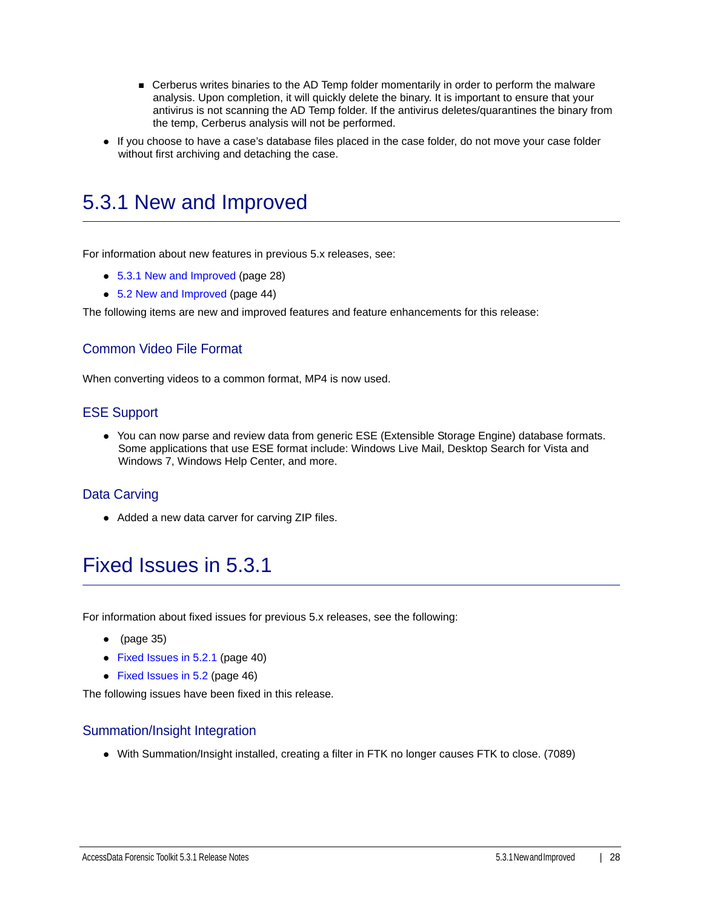- Cerberus writes binaries to the AD Temp folder momentarily in order to perform the malware analysis. Upon completion, it will quickly delete the binary. It is important to ensure that your antivirus is not scanning the AD Temp folder. If the antivirus deletes/quarantines the binary from the temp, Cerberus analysis will not be performed.

- If you choose to have a case's database files placed in the case folder, do not move your case folder without first archiving and detaching the case.

# 5.3.1 New and Improved

For information about new features in previous 5.x releases, see:

- 5.3.1 New and Improved (page 28)
- 5.2 New and Improved (page 44)

The following items are new and improved features and feature enhancements for this release:

## Common Video File Format

When converting videos to a common format, MP4 is now used.

## ESE Support

- You can now parse and review data from generic ESE (Extensible Storage Engine) database formats. Some applications that use ESE format include: Windows Live Mail, Desktop Search for Vista and Windows 7, Windows Help Center, and more.

## Data Carving

- Added a new data carver for carving ZIP files.

# Fixed Issues in 5.3.1

For information about fixed issues for previous 5.x releases, see the following:

- (page 35)
- Fixed Issues in 5.2.1 (page 40)
- Fixed Issues in 5.2 (page 46)

The following issues have been fixed in this release.

## Summation/Insight Integration

- With Summation/Insight installed, creating a filter in FTK no longer causes FTK to close. (7089)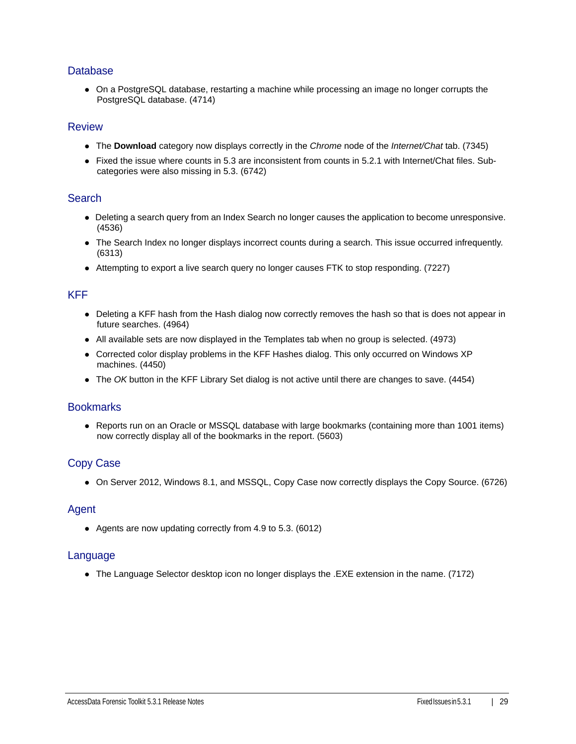## Database

- On a PostgreSQL database, restarting a machine while processing an image no longer corrupts the PostgreSQL database. (4714)

## Review

- The **Download** category now displays correctly in the *Chrome* node of the *Internet/Chat* tab. (7345)
- Fixed the issue where counts in 5.3 are inconsistent from counts in 5.2.1 with Internet/Chat files. Sub-categories were also missing in 5.3. (6742)

## Search

- Deleting a search query from an Index Search no longer causes the application to become unresponsive. (4536)
- The Search Index no longer displays incorrect counts during a search. This issue occurred infrequently. (6313)
- Attempting to export a live search query no longer causes FTK to stop responding. (7227)

## KFF

- Deleting a KFF hash from the Hash dialog now correctly removes the hash so that is does not appear in future searches. (4964)
- All available sets are now displayed in the Templates tab when no group is selected. (4973)
- Corrected color display problems in the KFF Hashes dialog. This only occurred on Windows XP machines. (4450)
- The *OK* button in the KFF Library Set dialog is not active until there are changes to save. (4454)

## Bookmarks

- Reports run on an Oracle or MSSQL database with large bookmarks (containing more than 1001 items) now correctly display all of the bookmarks in the report. (5603)

## Copy Case

- On Server 2012, Windows 8.1, and MSSQL, Copy Case now correctly displays the Copy Source. (6726)

## Agent

- Agents are now updating correctly from 4.9 to 5.3. (6012)

## Language

- The Language Selector desktop icon no longer displays the .EXE extension in the name. (7172)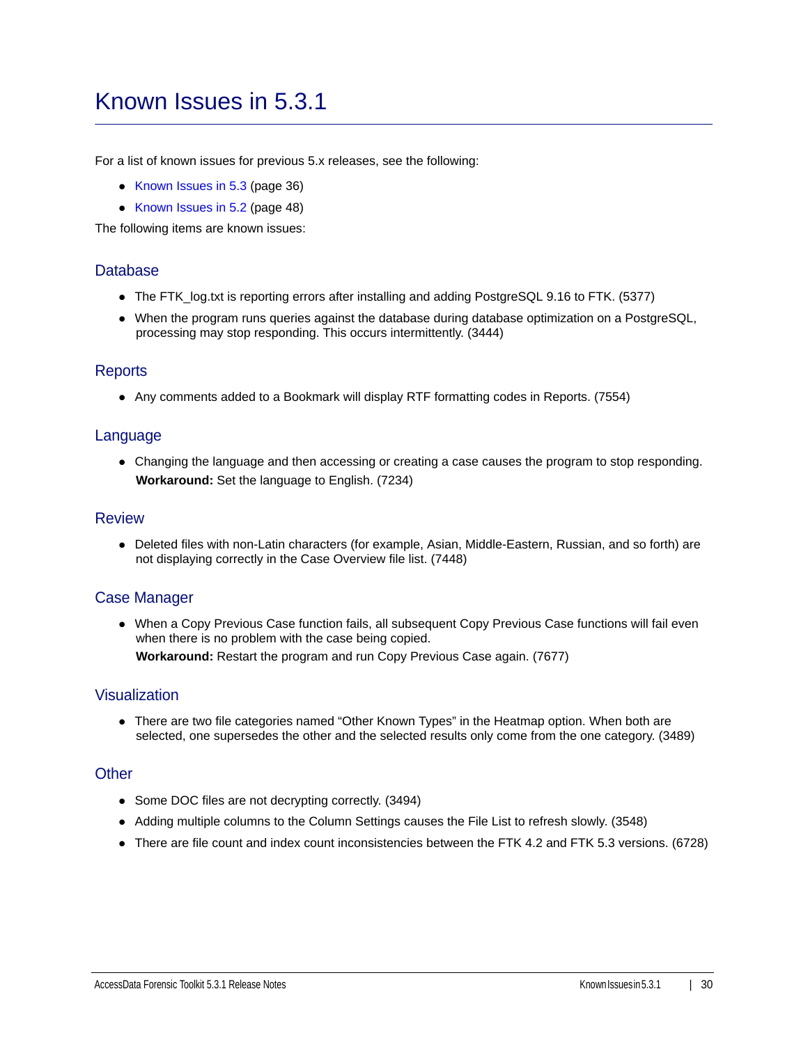# Known Issues in 5.3.1

For a list of known issues for previous 5.x releases, see the following:

- Known Issues in 5.3 (page 36)
- Known Issues in 5.2 (page 48)

The following items are known issues:

## Database

- The FTK_log.txt is reporting errors after installing and adding PostgreSQL 9.16 to FTK. (5377)
- When the program runs queries against the database during database optimization on a PostgreSQL, processing may stop responding. This occurs intermittently. (3444)

## Reports

- Any comments added to a Bookmark will display RTF formatting codes in Reports. (7554)

## Language

- Changing the language and then accessing or creating a case causes the program to stop responding.
  **Workaround:** Set the language to English. (7234)

## Review

- Deleted files with non-Latin characters (for example, Asian, Middle-Eastern, Russian, and so forth) are not displaying correctly in the Case Overview file list. (7448)

## Case Manager

- When a Copy Previous Case function fails, all subsequent Copy Previous Case functions will fail even when there is no problem with the case being copied.
  **Workaround:** Restart the program and run Copy Previous Case again. (7677)

## Visualization

- There are two file categories named “Other Known Types” in the Heatmap option. When both are selected, one supersedes the other and the selected results only come from the one category. (3489)

## Other

- Some DOC files are not decrypting correctly. (3494)
- Adding multiple columns to the Column Settings causes the File List to refresh slowly. (3548)
- There are file count and index count inconsistencies between the FTK 4.2 and FTK 5.3 versions. (6728)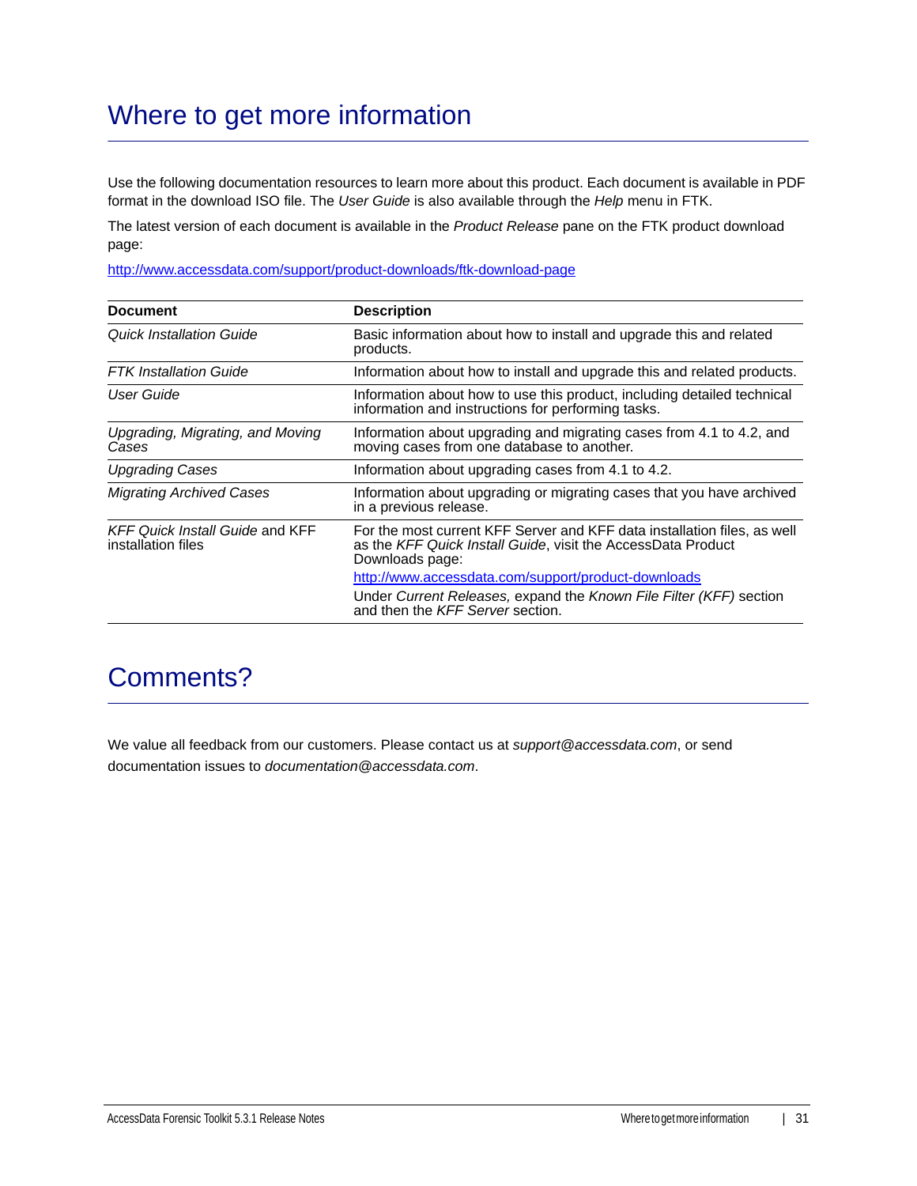# Where to get more information

Use the following documentation resources to learn more about this product. Each document is available in PDF format in the download ISO file. The *User Guide* is also available through the *Help* menu in FTK.

The latest version of each document is available in the *Product Release* pane on the FTK product download page:

http://www.accessdata.com/support/product-downloads/ftk-download-page

| Document | Description |
|---|---|
| *Quick Installation Guide* | Basic information about how to install and upgrade this and related products. |
| *FTK Installation Guide* | Information about how to install and upgrade this and related products. |
| *User Guide* | Information about how to use this product, including detailed technical information and instructions for performing tasks. |
| *Upgrading, Migrating, and Moving Cases* | Information about upgrading and migrating cases from 4.1 to 4.2, and moving cases from one database to another. |
| *Upgrading Cases* | Information about upgrading cases from 4.1 to 4.2. |
| *Migrating Archived Cases* | Information about upgrading or migrating cases that you have archived in a previous release. |
| *KFF Quick Install Guide* and KFF installation files | For the most current KFF Server and KFF data installation files, as well as the *KFF Quick Install Guide*, visit the AccessData Product Downloads page: http://www.accessdata.com/support/product-downloads Under *Current Releases,* expand the *Known File Filter (KFF)* section and then the *KFF Server* section. |

# Comments?

We value all feedback from our customers. Please contact us at *support@accessdata.com*, or send documentation issues to *documentation@accessdata.com*.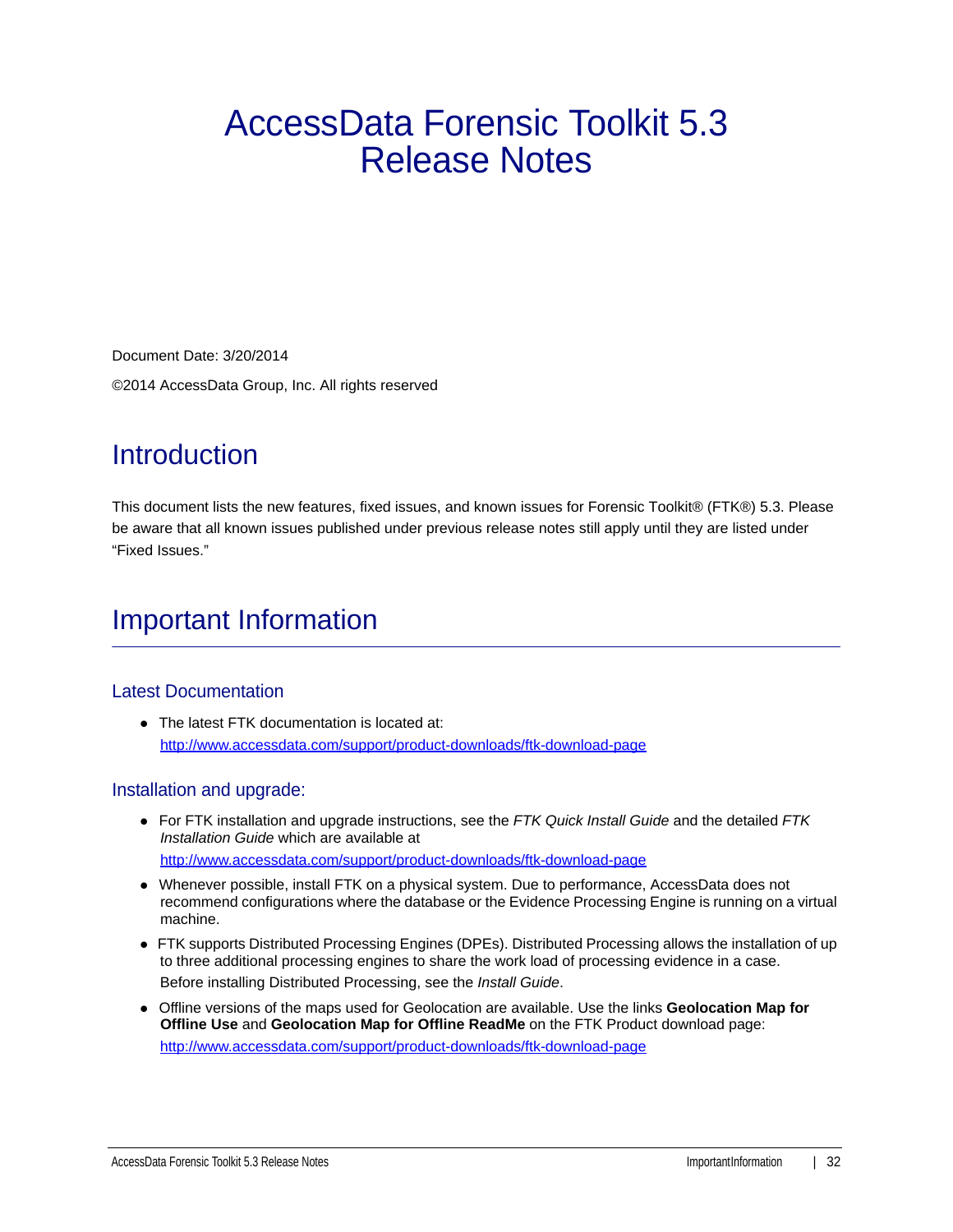# AccessData Forensic Toolkit 5.3 Release Notes

Document Date: 3/20/2014

©2014 AccessData Group, Inc. All rights reserved

## Introduction

This document lists the new features, fixed issues, and known issues for Forensic Toolkit® (FTK®) 5.3. Please be aware that all known issues published under previous release notes still apply until they are listed under "Fixed Issues."

## Important Information

### Latest Documentation

- The latest FTK documentation is located at:
  http://www.accessdata.com/support/product-downloads/ftk-download-page

### Installation and upgrade:

- For FTK installation and upgrade instructions, see the *FTK Quick Install Guide* and the detailed *FTK Installation Guide* which are available at
  http://www.accessdata.com/support/product-downloads/ftk-download-page
- Whenever possible, install FTK on a physical system. Due to performance, AccessData does not recommend configurations where the database or the Evidence Processing Engine is running on a virtual machine.
- FTK supports Distributed Processing Engines (DPEs). Distributed Processing allows the installation of up to three additional processing engines to share the work load of processing evidence in a case.
  Before installing Distributed Processing, see the *Install Guide*.
- Offline versions of the maps used for Geolocation are available. Use the links **Geolocation Map for Offline Use** and **Geolocation Map for Offline ReadMe** on the FTK Product download page:
  http://www.accessdata.com/support/product-downloads/ftk-download-page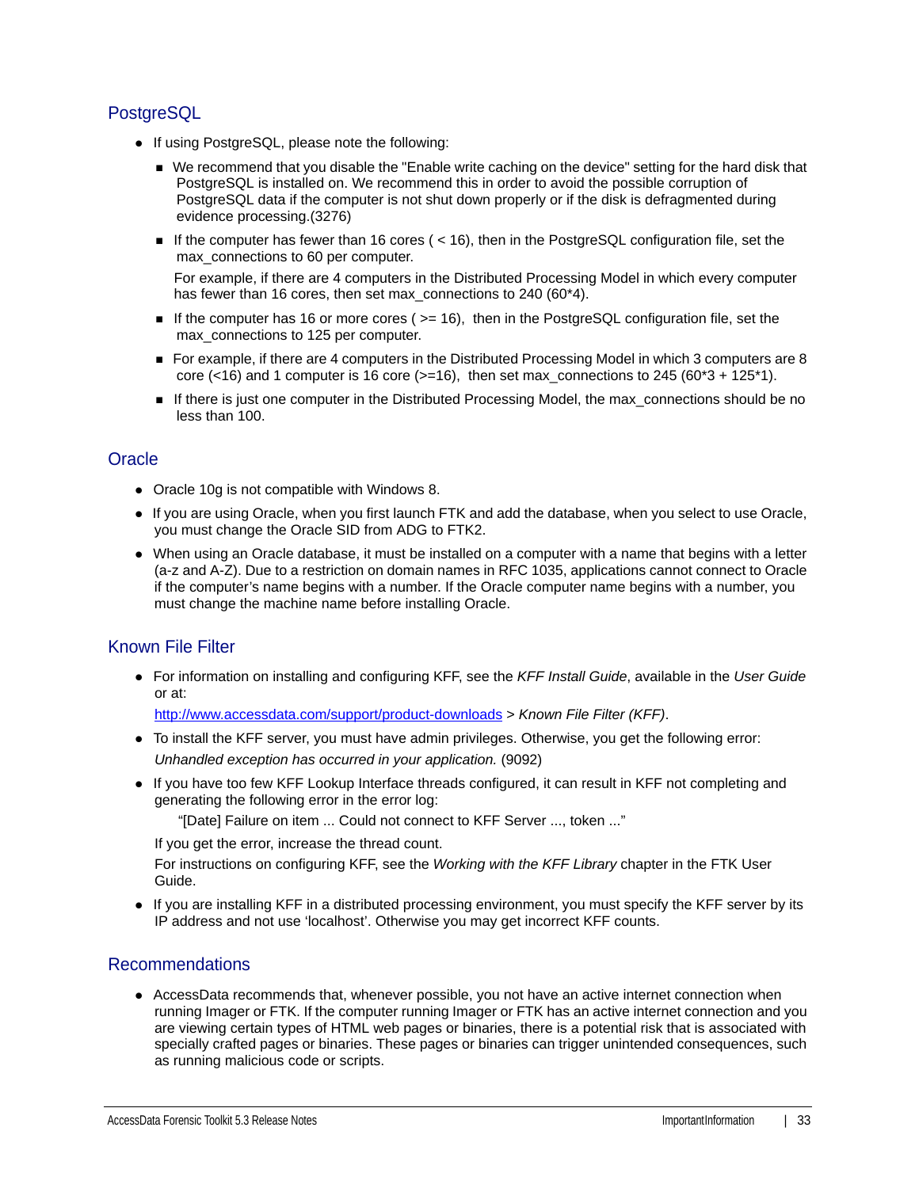## PostgreSQL

- If using PostgreSQL, please note the following:
  - We recommend that you disable the "Enable write caching on the device" setting for the hard disk that PostgreSQL is installed on. We recommend this in order to avoid the possible corruption of PostgreSQL data if the computer is not shut down properly or if the disk is defragmented during evidence processing.(3276)
  - If the computer has fewer than 16 cores ( < 16), then in the PostgreSQL configuration file, set the max_connections to 60 per computer.

    For example, if there are 4 computers in the Distributed Processing Model in which every computer has fewer than 16 cores, then set max_connections to 240 (60*4).
  - If the computer has 16 or more cores ( >= 16), then in the PostgreSQL configuration file, set the max_connections to 125 per computer.
  - For example, if there are 4 computers in the Distributed Processing Model in which 3 computers are 8 core (<16) and 1 computer is 16 core (>=16), then set max_connections to 245 (60*3 + 125*1).
  - If there is just one computer in the Distributed Processing Model, the max_connections should be no less than 100.

## Oracle

- Oracle 10g is not compatible with Windows 8.
- If you are using Oracle, when you first launch FTK and add the database, when you select to use Oracle, you must change the Oracle SID from ADG to FTK2.
- When using an Oracle database, it must be installed on a computer with a name that begins with a letter (a-z and A-Z). Due to a restriction on domain names in RFC 1035, applications cannot connect to Oracle if the computer's name begins with a number. If the Oracle computer name begins with a number, you must change the machine name before installing Oracle.

## Known File Filter

- For information on installing and configuring KFF, see the *KFF Install Guide*, available in the *User Guide* or at:

  http://www.accessdata.com/support/product-downloads > *Known File Filter (KFF)*.
- To install the KFF server, you must have admin privileges. Otherwise, you get the following error:

  *Unhandled exception has occurred in your application.* (9092)
- If you have too few KFF Lookup Interface threads configured, it can result in KFF not completing and generating the following error in the error log:

  "[Date] Failure on item ... Could not connect to KFF Server ..., token ..."

  If you get the error, increase the thread count.

  For instructions on configuring KFF, see the *Working with the KFF Library* chapter in the FTK User Guide.
- If you are installing KFF in a distributed processing environment, you must specify the KFF server by its IP address and not use 'localhost'. Otherwise you may get incorrect KFF counts.

## Recommendations

- AccessData recommends that, whenever possible, you not have an active internet connection when running Imager or FTK. If the computer running Imager or FTK has an active internet connection and you are viewing certain types of HTML web pages or binaries, there is a potential risk that is associated with specially crafted pages or binaries. These pages or binaries can trigger unintended consequences, such as running malicious code or scripts.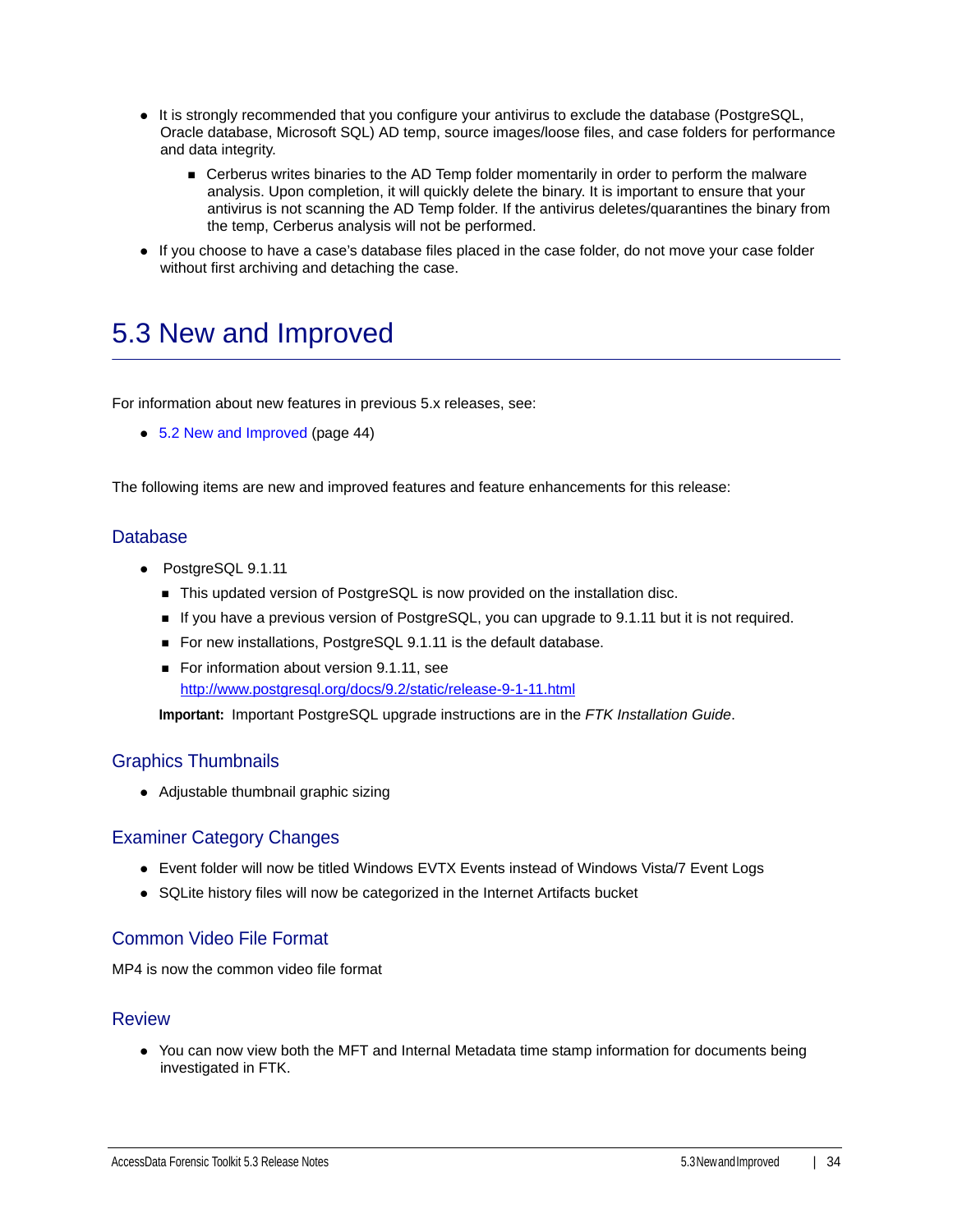- It is strongly recommended that you configure your antivirus to exclude the database (PostgreSQL, Oracle database, Microsoft SQL) AD temp, source images/loose files, and case folders for performance and data integrity.
  - Cerberus writes binaries to the AD Temp folder momentarily in order to perform the malware analysis. Upon completion, it will quickly delete the binary. It is important to ensure that your antivirus is not scanning the AD Temp folder. If the antivirus deletes/quarantines the binary from the temp, Cerberus analysis will not be performed.
- If you choose to have a case's database files placed in the case folder, do not move your case folder without first archiving and detaching the case.

# 5.3 New and Improved

For information about new features in previous 5.x releases, see:

- 5.2 New and Improved (page 44)

The following items are new and improved features and feature enhancements for this release:

## Database

- PostgreSQL 9.1.11
  - This updated version of PostgreSQL is now provided on the installation disc.
  - If you have a previous version of PostgreSQL, you can upgrade to 9.1.11 but it is not required.
  - For new installations, PostgreSQL 9.1.11 is the default database.
  - For information about version 9.1.11, see http://www.postgresql.org/docs/9.2/static/release-9-1-11.html

**Important:** Important PostgreSQL upgrade instructions are in the *FTK Installation Guide*.

## Graphics Thumbnails

- Adjustable thumbnail graphic sizing

## Examiner Category Changes

- Event folder will now be titled Windows EVTX Events instead of Windows Vista/7 Event Logs
- SQLite history files will now be categorized in the Internet Artifacts bucket

## Common Video File Format

MP4 is now the common video file format

## Review

- You can now view both the MFT and Internal Metadata time stamp information for documents being investigated in FTK.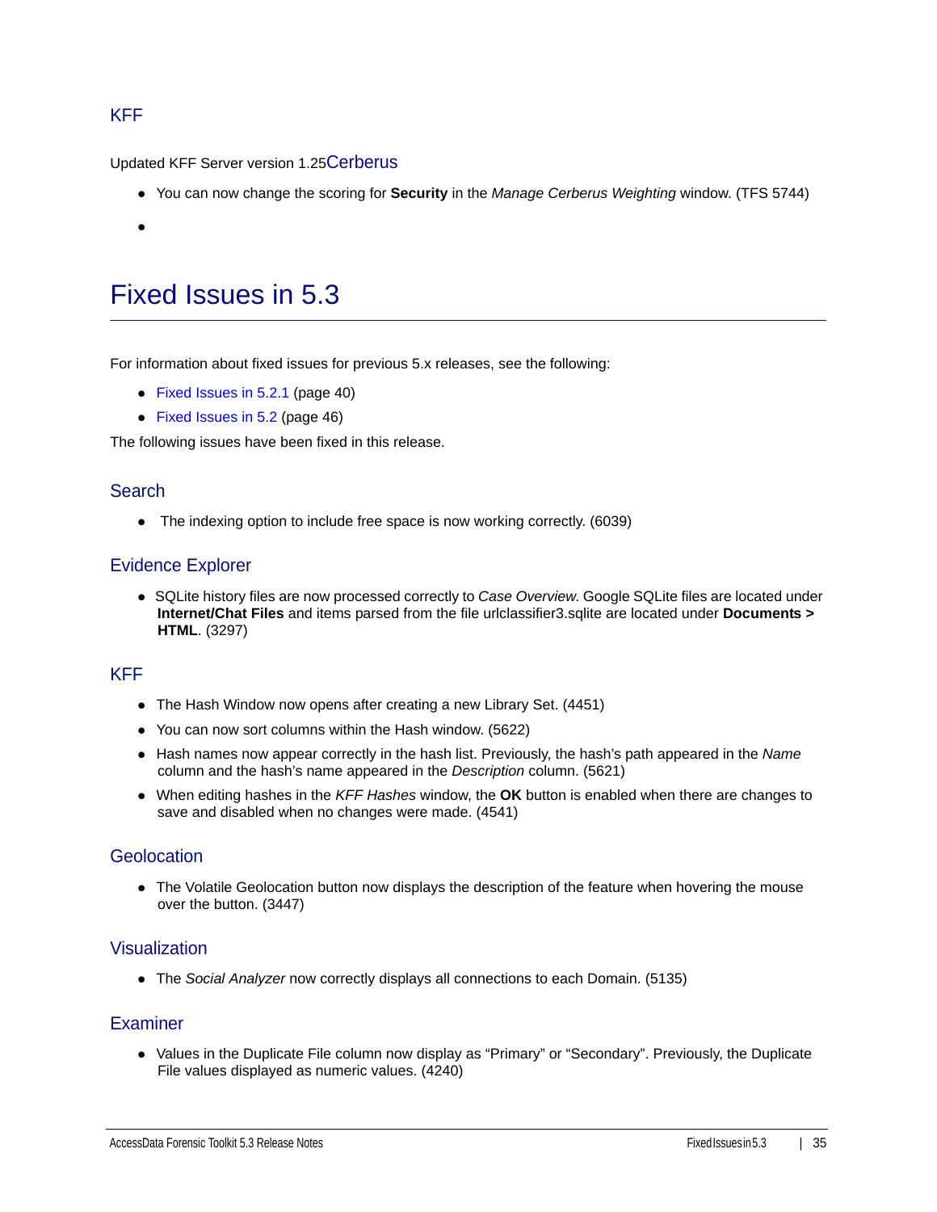### KFF

Updated KFF Server version 1.25

### Cerberus

- You can now change the scoring for **Security** in the *Manage Cerberus Weighting* window. (TFS 5744)
- 

## Fixed Issues in 5.3

For information about fixed issues for previous 5.x releases, see the following:

- Fixed Issues in 5.2.1 (page 40)
- Fixed Issues in 5.2 (page 46)

The following issues have been fixed in this release.

### Search

- The indexing option to include free space is now working correctly. (6039)

### Evidence Explorer

- SQLite history files are now processed correctly to *Case Overview*. Google SQLite files are located under **Internet/Chat Files** and items parsed from the file urlclassifier3.sqlite are located under **Documents > HTML**. (3297)

### KFF

- The Hash Window now opens after creating a new Library Set. (4451)
- You can now sort columns within the Hash window. (5622)
- Hash names now appear correctly in the hash list. Previously, the hash's path appeared in the *Name* column and the hash's name appeared in the *Description* column. (5621)
- When editing hashes in the *KFF Hashes* window, the **OK** button is enabled when there are changes to save and disabled when no changes were made. (4541)

### Geolocation

- The Volatile Geolocation button now displays the description of the feature when hovering the mouse over the button. (3447)

### Visualization

- The *Social Analyzer* now correctly displays all connections to each Domain. (5135)

### Examiner

- Values in the Duplicate File column now display as "Primary" or "Secondary". Previously, the Duplicate File values displayed as numeric values. (4240)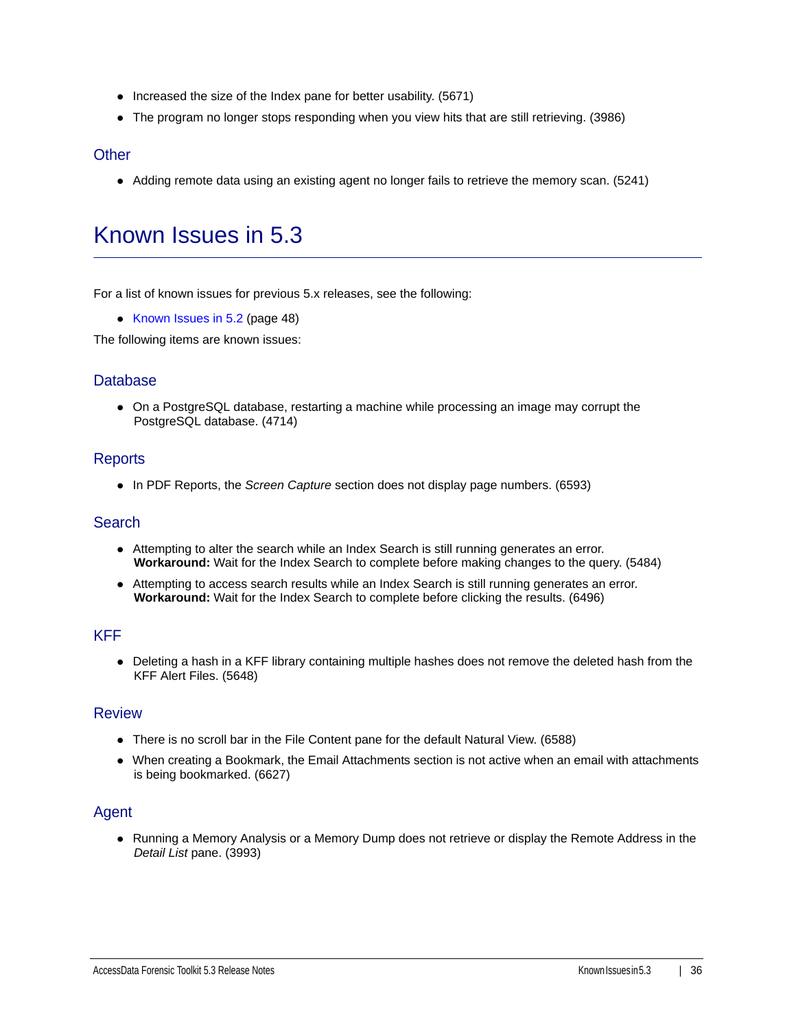- Increased the size of the Index pane for better usability. (5671)
- The program no longer stops responding when you view hits that are still retrieving. (3986)

### Other

- Adding remote data using an existing agent no longer fails to retrieve the memory scan. (5241)

# Known Issues in 5.3

For a list of known issues for previous 5.x releases, see the following:

- Known Issues in 5.2 (page 48)

The following items are known issues:

### Database

- On a PostgreSQL database, restarting a machine while processing an image may corrupt the PostgreSQL database. (4714)

### Reports

- In PDF Reports, the *Screen Capture* section does not display page numbers. (6593)

### Search

- Attempting to alter the search while an Index Search is still running generates an error.
  **Workaround:** Wait for the Index Search to complete before making changes to the query. (5484)
- Attempting to access search results while an Index Search is still running generates an error.
  **Workaround:** Wait for the Index Search to complete before clicking the results. (6496)

### KFF

- Deleting a hash in a KFF library containing multiple hashes does not remove the deleted hash from the KFF Alert Files. (5648)

### Review

- There is no scroll bar in the File Content pane for the default Natural View. (6588)
- When creating a Bookmark, the Email Attachments section is not active when an email with attachments is being bookmarked. (6627)

### Agent

- Running a Memory Analysis or a Memory Dump does not retrieve or display the Remote Address in the *Detail List* pane. (3993)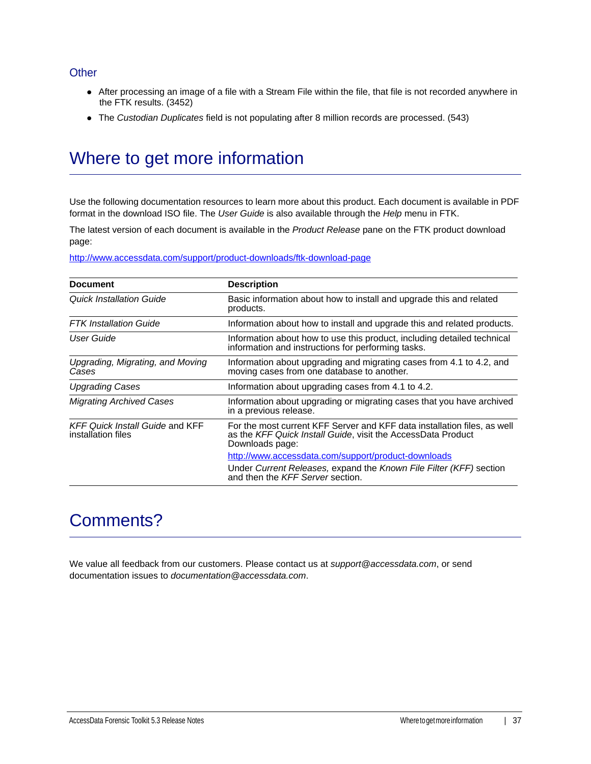### Other

- After processing an image of a file with a Stream File within the file, that file is not recorded anywhere in the FTK results. (3452)
- The *Custodian Duplicates* field is not populating after 8 million records are processed. (543)

## Where to get more information

Use the following documentation resources to learn more about this product. Each document is available in PDF format in the download ISO file. The *User Guide* is also available through the *Help* menu in FTK.

The latest version of each document is available in the *Product Release* pane on the FTK product download page:

http://www.accessdata.com/support/product-downloads/ftk-download-page

| Document | Description |
|---|---|
| *Quick Installation Guide* | Basic information about how to install and upgrade this and related products. |
| *FTK Installation Guide* | Information about how to install and upgrade this and related products. |
| *User Guide* | Information about how to use this product, including detailed technical information and instructions for performing tasks. |
| *Upgrading, Migrating, and Moving Cases* | Information about upgrading and migrating cases from 4.1 to 4.2, and moving cases from one database to another. |
| *Upgrading Cases* | Information about upgrading cases from 4.1 to 4.2. |
| *Migrating Archived Cases* | Information about upgrading or migrating cases that you have archived in a previous release. |
| *KFF Quick Install Guide* and KFF installation files | For the most current KFF Server and KFF data installation files, as well as the *KFF Quick Install Guide*, visit the AccessData Product Downloads page: http://www.accessdata.com/support/product-downloads Under *Current Releases,* expand the *Known File Filter (KFF)* section and then the *KFF Server* section. |

## Comments?

We value all feedback from our customers. Please contact us at *support@accessdata.com*, or send documentation issues to *documentation@accessdata.com*.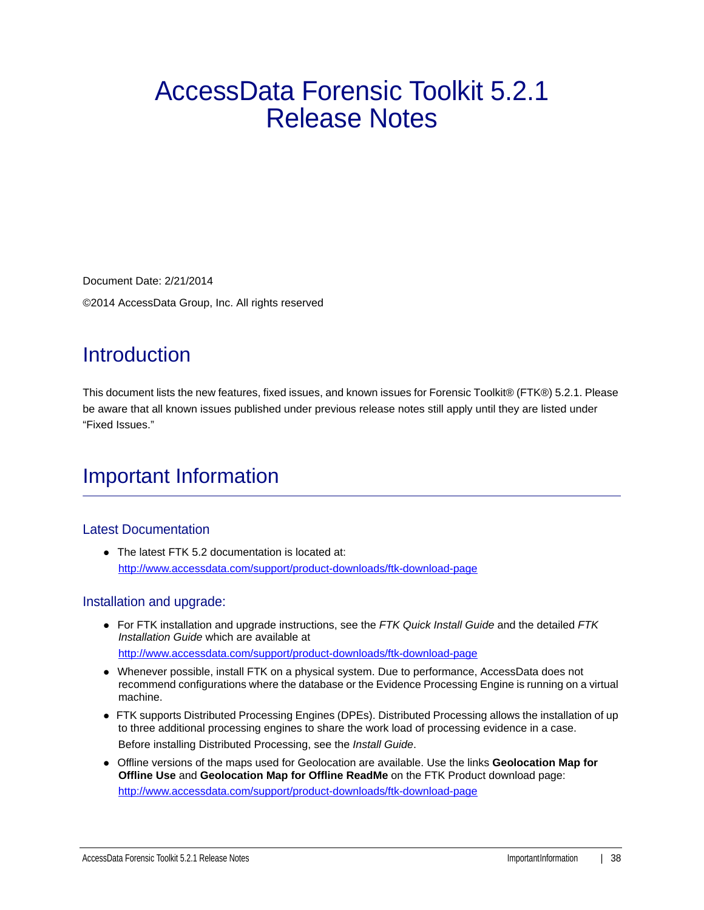# AccessData Forensic Toolkit 5.2.1 Release Notes

Document Date: 2/21/2014

©2014 AccessData Group, Inc. All rights reserved

# Introduction

This document lists the new features, fixed issues, and known issues for Forensic Toolkit® (FTK®) 5.2.1. Please be aware that all known issues published under previous release notes still apply until they are listed under "Fixed Issues."

# Important Information

## Latest Documentation

- The latest FTK 5.2 documentation is located at:
  http://www.accessdata.com/support/product-downloads/ftk-download-page

## Installation and upgrade:

- For FTK installation and upgrade instructions, see the *FTK Quick Install Guide* and the detailed *FTK Installation Guide* which are available at
  http://www.accessdata.com/support/product-downloads/ftk-download-page
- Whenever possible, install FTK on a physical system. Due to performance, AccessData does not recommend configurations where the database or the Evidence Processing Engine is running on a virtual machine.
- FTK supports Distributed Processing Engines (DPEs). Distributed Processing allows the installation of up to three additional processing engines to share the work load of processing evidence in a case.
  Before installing Distributed Processing, see the *Install Guide*.
- Offline versions of the maps used for Geolocation are available. Use the links **Geolocation Map for Offline Use** and **Geolocation Map for Offline ReadMe** on the FTK Product download page:
  http://www.accessdata.com/support/product-downloads/ftk-download-page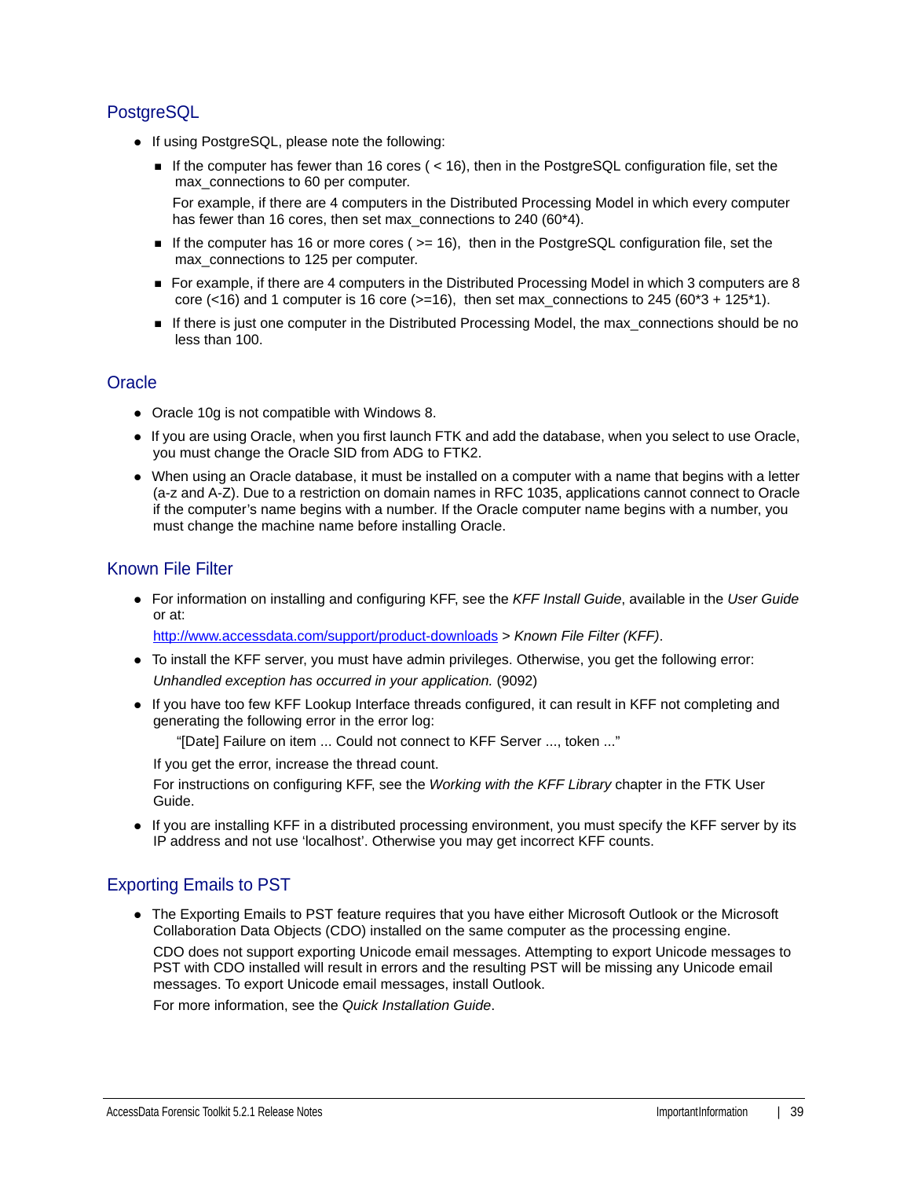## PostgreSQL

- If using PostgreSQL, please note the following:
  - If the computer has fewer than 16 cores ( < 16), then in the PostgreSQL configuration file, set the max_connections to 60 per computer.

    For example, if there are 4 computers in the Distributed Processing Model in which every computer has fewer than 16 cores, then set max_connections to 240 (60*4).
  - If the computer has 16 or more cores ( >= 16), then in the PostgreSQL configuration file, set the max_connections to 125 per computer.
  - For example, if there are 4 computers in the Distributed Processing Model in which 3 computers are 8 core (<16) and 1 computer is 16 core (>=16), then set max_connections to 245 (60*3 + 125*1).
  - If there is just one computer in the Distributed Processing Model, the max_connections should be no less than 100.

## Oracle

- Oracle 10g is not compatible with Windows 8.
- If you are using Oracle, when you first launch FTK and add the database, when you select to use Oracle, you must change the Oracle SID from ADG to FTK2.
- When using an Oracle database, it must be installed on a computer with a name that begins with a letter (a-z and A-Z). Due to a restriction on domain names in RFC 1035, applications cannot connect to Oracle if the computer's name begins with a number. If the Oracle computer name begins with a number, you must change the machine name before installing Oracle.

## Known File Filter

- For information on installing and configuring KFF, see the *KFF Install Guide*, available in the *User Guide* or at:

  http://www.accessdata.com/support/product-downloads > *Known File Filter (KFF)*.
- To install the KFF server, you must have admin privileges. Otherwise, you get the following error:

  *Unhandled exception has occurred in your application.* (9092)
- If you have too few KFF Lookup Interface threads configured, it can result in KFF not completing and generating the following error in the error log:

  "[Date] Failure on item ... Could not connect to KFF Server ..., token ..."

  If you get the error, increase the thread count.

  For instructions on configuring KFF, see the *Working with the KFF Library* chapter in the FTK User Guide.
- If you are installing KFF in a distributed processing environment, you must specify the KFF server by its IP address and not use 'localhost'. Otherwise you may get incorrect KFF counts.

## Exporting Emails to PST

- The Exporting Emails to PST feature requires that you have either Microsoft Outlook or the Microsoft Collaboration Data Objects (CDO) installed on the same computer as the processing engine.

  CDO does not support exporting Unicode email messages. Attempting to export Unicode messages to PST with CDO installed will result in errors and the resulting PST will be missing any Unicode email messages. To export Unicode email messages, install Outlook.

  For more information, see the *Quick Installation Guide*.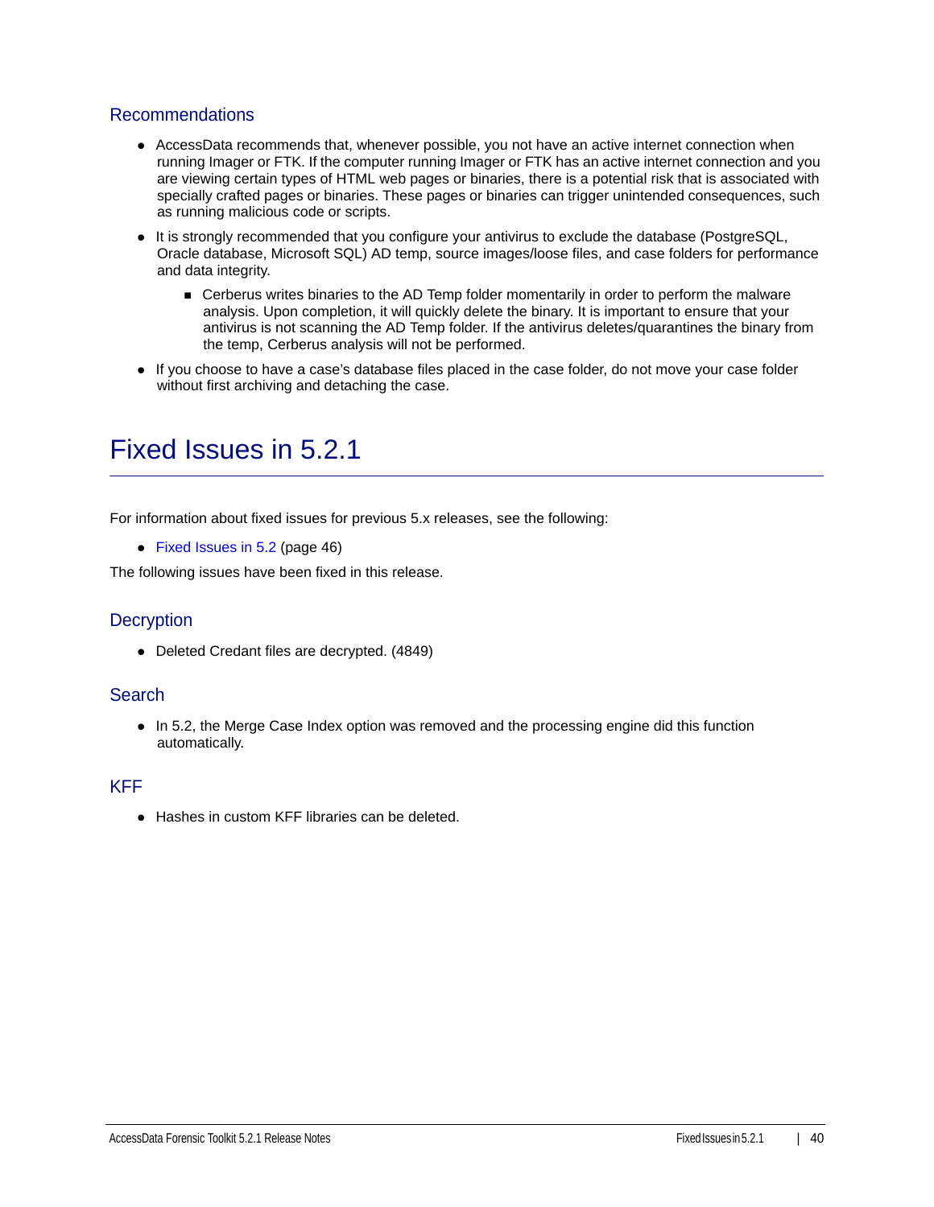## Recommendations

- AccessData recommends that, whenever possible, you not have an active internet connection when running Imager or FTK. If the computer running Imager or FTK has an active internet connection and you are viewing certain types of HTML web pages or binaries, there is a potential risk that is associated with specially crafted pages or binaries. These pages or binaries can trigger unintended consequences, such as running malicious code or scripts.
- It is strongly recommended that you configure your antivirus to exclude the database (PostgreSQL, Oracle database, Microsoft SQL) AD temp, source images/loose files, and case folders for performance and data integrity.
    - Cerberus writes binaries to the AD Temp folder momentarily in order to perform the malware analysis. Upon completion, it will quickly delete the binary. It is important to ensure that your antivirus is not scanning the AD Temp folder. If the antivirus deletes/quarantines the binary from the temp, Cerberus analysis will not be performed.
- If you choose to have a case's database files placed in the case folder, do not move your case folder without first archiving and detaching the case.

# Fixed Issues in 5.2.1

For information about fixed issues for previous 5.x releases, see the following:

- Fixed Issues in 5.2 (page 46)

The following issues have been fixed in this release.

## Decryption

- Deleted Credant files are decrypted. (4849)

## Search

- In 5.2, the Merge Case Index option was removed and the processing engine did this function automatically.

## KFF

- Hashes in custom KFF libraries can be deleted.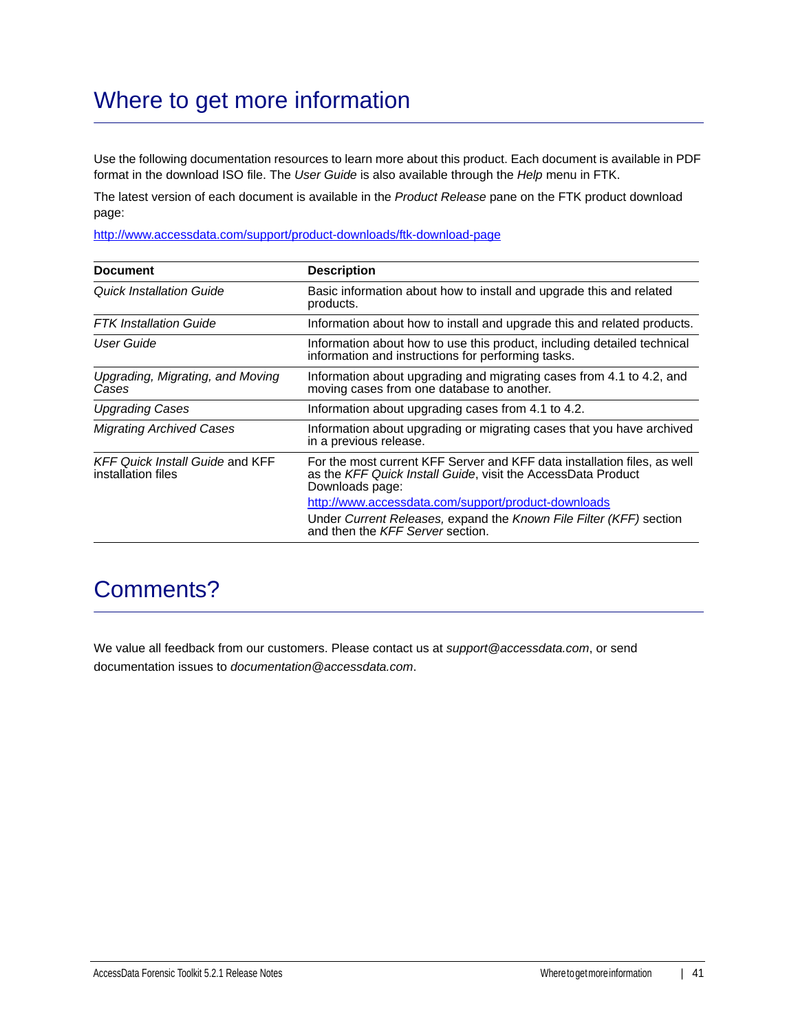# Where to get more information

Use the following documentation resources to learn more about this product. Each document is available in PDF format in the download ISO file. The *User Guide* is also available through the *Help* menu in FTK.

The latest version of each document is available in the *Product Release* pane on the FTK product download page:

http://www.accessdata.com/support/product-downloads/ftk-download-page

| Document | Description |
|---|---|
| *Quick Installation Guide* | Basic information about how to install and upgrade this and related products. |
| *FTK Installation Guide* | Information about how to install and upgrade this and related products. |
| *User Guide* | Information about how to use this product, including detailed technical information and instructions for performing tasks. |
| *Upgrading, Migrating, and Moving Cases* | Information about upgrading and migrating cases from 4.1 to 4.2, and moving cases from one database to another. |
| *Upgrading Cases* | Information about upgrading cases from 4.1 to 4.2. |
| *Migrating Archived Cases* | Information about upgrading or migrating cases that you have archived in a previous release. |
| *KFF Quick Install Guide* and KFF installation files | For the most current KFF Server and KFF data installation files, as well as the *KFF Quick Install Guide*, visit the AccessData Product Downloads page: http://www.accessdata.com/support/product-downloads Under *Current Releases,* expand the *Known File Filter (KFF)* section and then the *KFF Server* section. |

# Comments?

We value all feedback from our customers. Please contact us at *support@accessdata.com*, or send documentation issues to *documentation@accessdata.com*.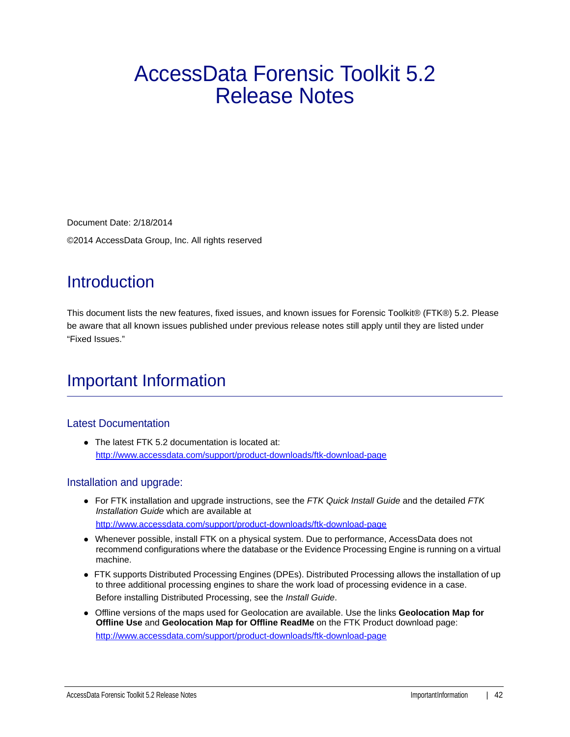# AccessData Forensic Toolkit 5.2 Release Notes

Document Date: 2/18/2014

©2014 AccessData Group, Inc. All rights reserved

## Introduction

This document lists the new features, fixed issues, and known issues for Forensic Toolkit® (FTK®) 5.2. Please be aware that all known issues published under previous release notes still apply until they are listed under "Fixed Issues."

## Important Information

### Latest Documentation

- The latest FTK 5.2 documentation is located at: http://www.accessdata.com/support/product-downloads/ftk-download-page

### Installation and upgrade:

- For FTK installation and upgrade instructions, see the *FTK Quick Install Guide* and the detailed *FTK Installation Guide* which are available at

  http://www.accessdata.com/support/product-downloads/ftk-download-page
- Whenever possible, install FTK on a physical system. Due to performance, AccessData does not recommend configurations where the database or the Evidence Processing Engine is running on a virtual machine.
- FTK supports Distributed Processing Engines (DPEs). Distributed Processing allows the installation of up to three additional processing engines to share the work load of processing evidence in a case.

  Before installing Distributed Processing, see the *Install Guide*.
- Offline versions of the maps used for Geolocation are available. Use the links **Geolocation Map for Offline Use** and **Geolocation Map for Offline ReadMe** on the FTK Product download page:

  http://www.accessdata.com/support/product-downloads/ftk-download-page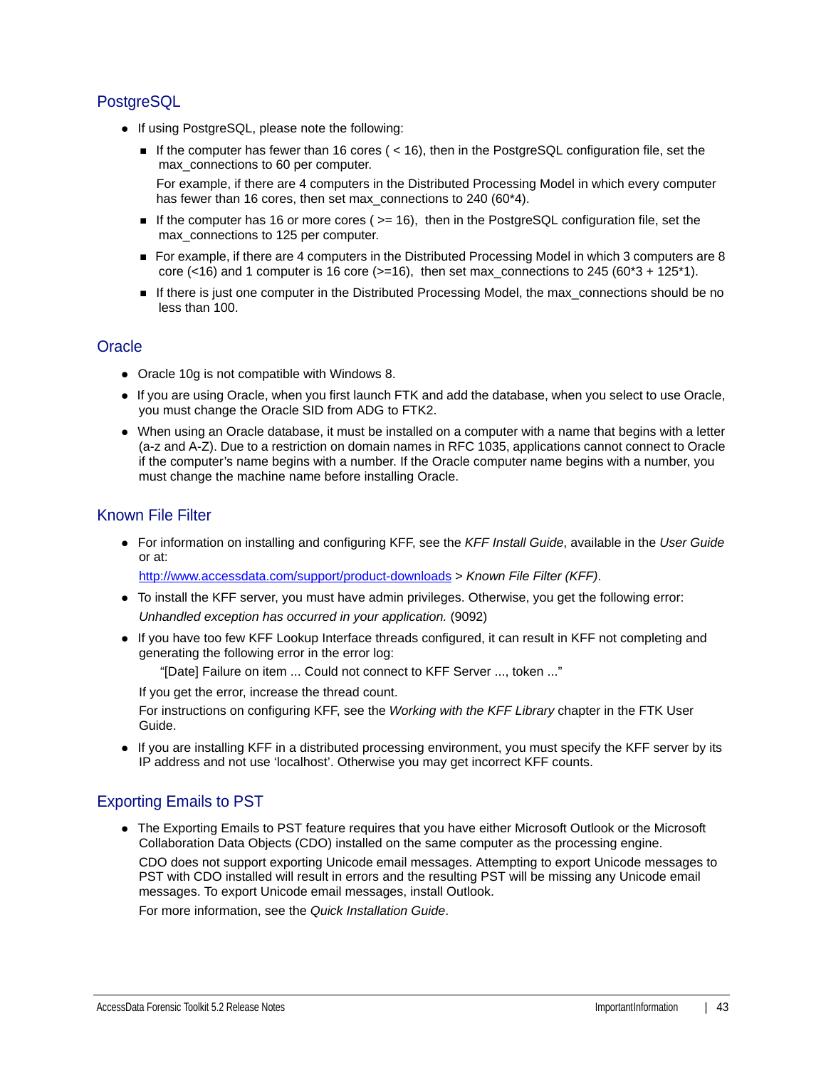## PostgreSQL

- If using PostgreSQL, please note the following:
  - If the computer has fewer than 16 cores ( < 16), then in the PostgreSQL configuration file, set the max_connections to 60 per computer.

    For example, if there are 4 computers in the Distributed Processing Model in which every computer has fewer than 16 cores, then set max_connections to 240 (60*4).
  - If the computer has 16 or more cores ( >= 16), then in the PostgreSQL configuration file, set the max_connections to 125 per computer.
  - For example, if there are 4 computers in the Distributed Processing Model in which 3 computers are 8 core (<16) and 1 computer is 16 core (>=16), then set max_connections to 245 (60*3 + 125*1).
  - If there is just one computer in the Distributed Processing Model, the max_connections should be no less than 100.

## Oracle

- Oracle 10g is not compatible with Windows 8.
- If you are using Oracle, when you first launch FTK and add the database, when you select to use Oracle, you must change the Oracle SID from ADG to FTK2.
- When using an Oracle database, it must be installed on a computer with a name that begins with a letter (a-z and A-Z). Due to a restriction on domain names in RFC 1035, applications cannot connect to Oracle if the computer's name begins with a number. If the Oracle computer name begins with a number, you must change the machine name before installing Oracle.

## Known File Filter

- For information on installing and configuring KFF, see the *KFF Install Guide*, available in the *User Guide* or at:

  http://www.accessdata.com/support/product-downloads > *Known File Filter (KFF)*.
- To install the KFF server, you must have admin privileges. Otherwise, you get the following error:

  *Unhandled exception has occurred in your application.* (9092)
- If you have too few KFF Lookup Interface threads configured, it can result in KFF not completing and generating the following error in the error log:

  "[Date] Failure on item ... Could not connect to KFF Server ..., token ..."

  If you get the error, increase the thread count.

  For instructions on configuring KFF, see the *Working with the KFF Library* chapter in the FTK User Guide.
- If you are installing KFF in a distributed processing environment, you must specify the KFF server by its IP address and not use 'localhost'. Otherwise you may get incorrect KFF counts.

## Exporting Emails to PST

- The Exporting Emails to PST feature requires that you have either Microsoft Outlook or the Microsoft Collaboration Data Objects (CDO) installed on the same computer as the processing engine.

  CDO does not support exporting Unicode email messages. Attempting to export Unicode messages to PST with CDO installed will result in errors and the resulting PST will be missing any Unicode email messages. To export Unicode email messages, install Outlook.

  For more information, see the *Quick Installation Guide*.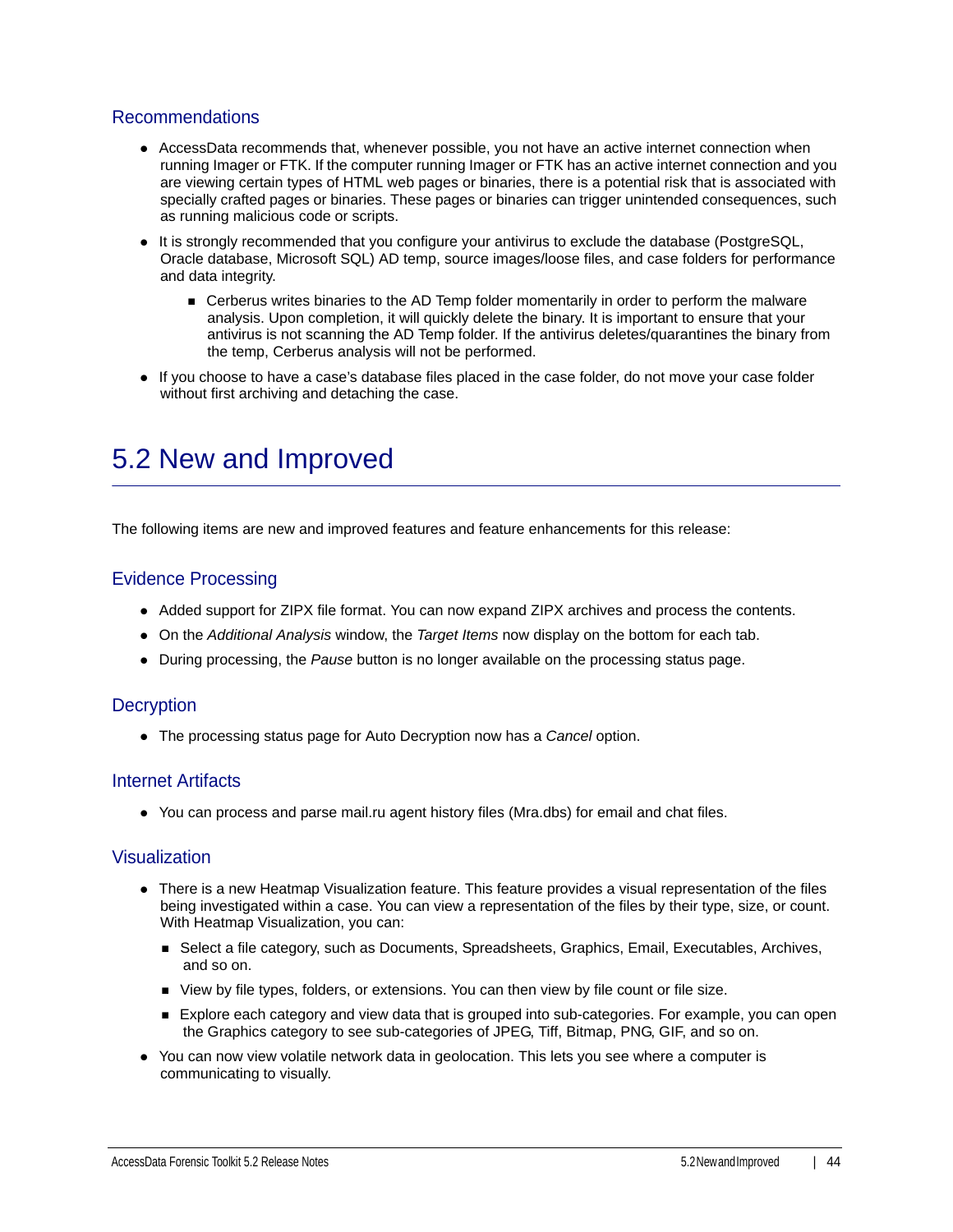### Recommendations

- AccessData recommends that, whenever possible, you not have an active internet connection when running Imager or FTK. If the computer running Imager or FTK has an active internet connection and you are viewing certain types of HTML web pages or binaries, there is a potential risk that is associated with specially crafted pages or binaries. These pages or binaries can trigger unintended consequences, such as running malicious code or scripts.
- It is strongly recommended that you configure your antivirus to exclude the database (PostgreSQL, Oracle database, Microsoft SQL) AD temp, source images/loose files, and case folders for performance and data integrity.
    - Cerberus writes binaries to the AD Temp folder momentarily in order to perform the malware analysis. Upon completion, it will quickly delete the binary. It is important to ensure that your antivirus is not scanning the AD Temp folder. If the antivirus deletes/quarantines the binary from the temp, Cerberus analysis will not be performed.
- If you choose to have a case's database files placed in the case folder, do not move your case folder without first archiving and detaching the case.

# 5.2 New and Improved

The following items are new and improved features and feature enhancements for this release:

### Evidence Processing

- Added support for ZIPX file format. You can now expand ZIPX archives and process the contents.
- On the *Additional Analysis* window, the *Target Items* now display on the bottom for each tab.
- During processing, the *Pause* button is no longer available on the processing status page.

### Decryption

- The processing status page for Auto Decryption now has a *Cancel* option.

### Internet Artifacts

- You can process and parse mail.ru agent history files (Mra.dbs) for email and chat files.

### Visualization

- There is a new Heatmap Visualization feature. This feature provides a visual representation of the files being investigated within a case. You can view a representation of the files by their type, size, or count. With Heatmap Visualization, you can:
    - Select a file category, such as Documents, Spreadsheets, Graphics, Email, Executables, Archives, and so on.
    - View by file types, folders, or extensions. You can then view by file count or file size.
    - Explore each category and view data that is grouped into sub-categories. For example, you can open the Graphics category to see sub-categories of JPEG, Tiff, Bitmap, PNG, GIF, and so on.
- You can now view volatile network data in geolocation. This lets you see where a computer is communicating to visually.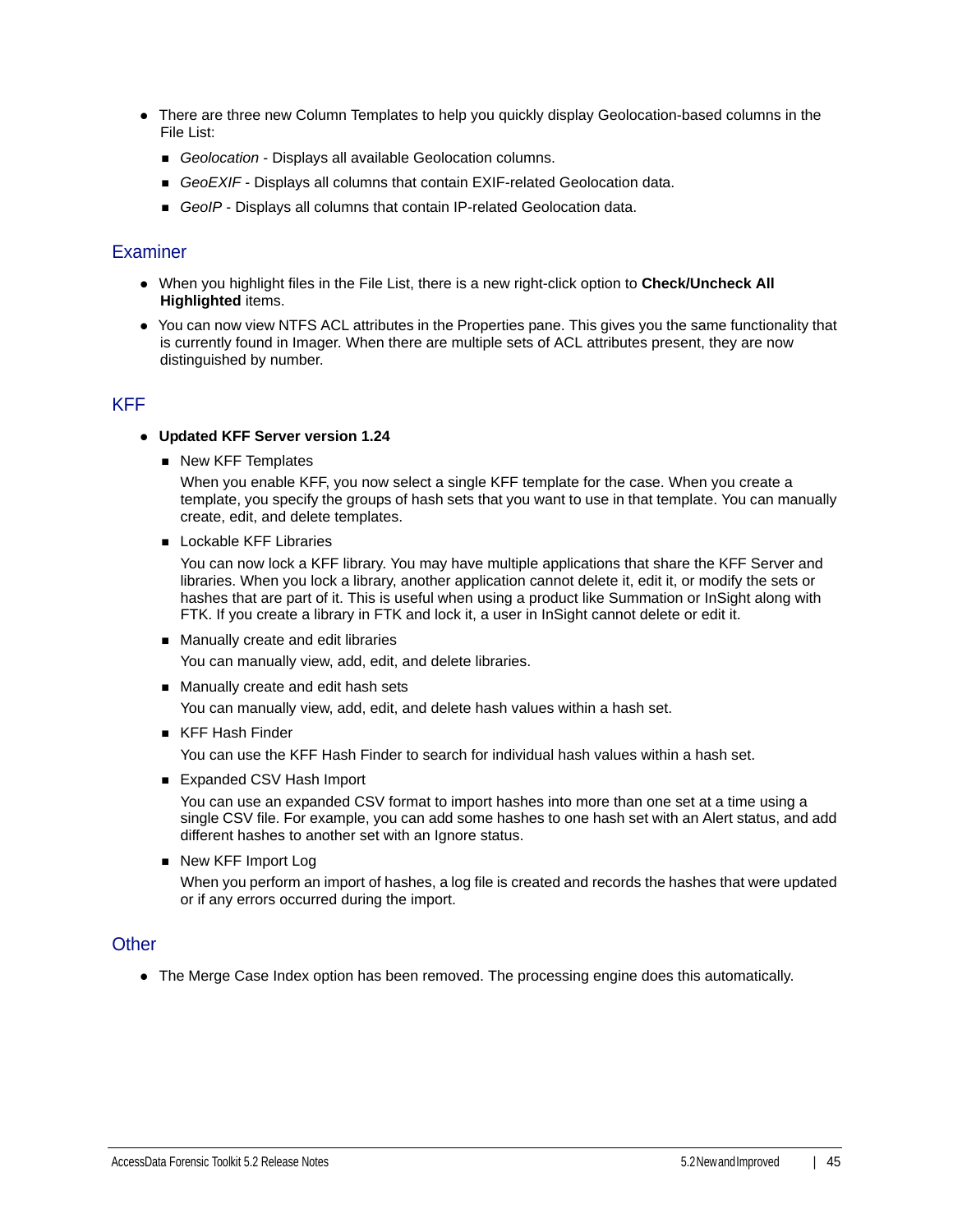- There are three new Column Templates to help you quickly display Geolocation-based columns in the File List:
  - *Geolocation* - Displays all available Geolocation columns.
  - *GeoEXIF* - Displays all columns that contain EXIF-related Geolocation data.
  - *GeoIP* - Displays all columns that contain IP-related Geolocation data.

## Examiner

- When you highlight files in the File List, there is a new right-click option to **Check/Uncheck All Highlighted** items.
- You can now view NTFS ACL attributes in the Properties pane. This gives you the same functionality that is currently found in Imager. When there are multiple sets of ACL attributes present, they are now distinguished by number.

## KFF

- **Updated KFF Server version 1.24**
  - New KFF Templates

    When you enable KFF, you now select a single KFF template for the case. When you create a template, you specify the groups of hash sets that you want to use in that template. You can manually create, edit, and delete templates.
  - Lockable KFF Libraries

    You can now lock a KFF library. You may have multiple applications that share the KFF Server and libraries. When you lock a library, another application cannot delete it, edit it, or modify the sets or hashes that are part of it. This is useful when using a product like Summation or InSight along with FTK. If you create a library in FTK and lock it, a user in InSight cannot delete or edit it.
  - Manually create and edit libraries

    You can manually view, add, edit, and delete libraries.
  - Manually create and edit hash sets

    You can manually view, add, edit, and delete hash values within a hash set.
  - KFF Hash Finder

    You can use the KFF Hash Finder to search for individual hash values within a hash set.
  - Expanded CSV Hash Import

    You can use an expanded CSV format to import hashes into more than one set at a time using a single CSV file. For example, you can add some hashes to one hash set with an Alert status, and add different hashes to another set with an Ignore status.
  - New KFF Import Log

    When you perform an import of hashes, a log file is created and records the hashes that were updated or if any errors occurred during the import.

## Other

- The Merge Case Index option has been removed. The processing engine does this automatically.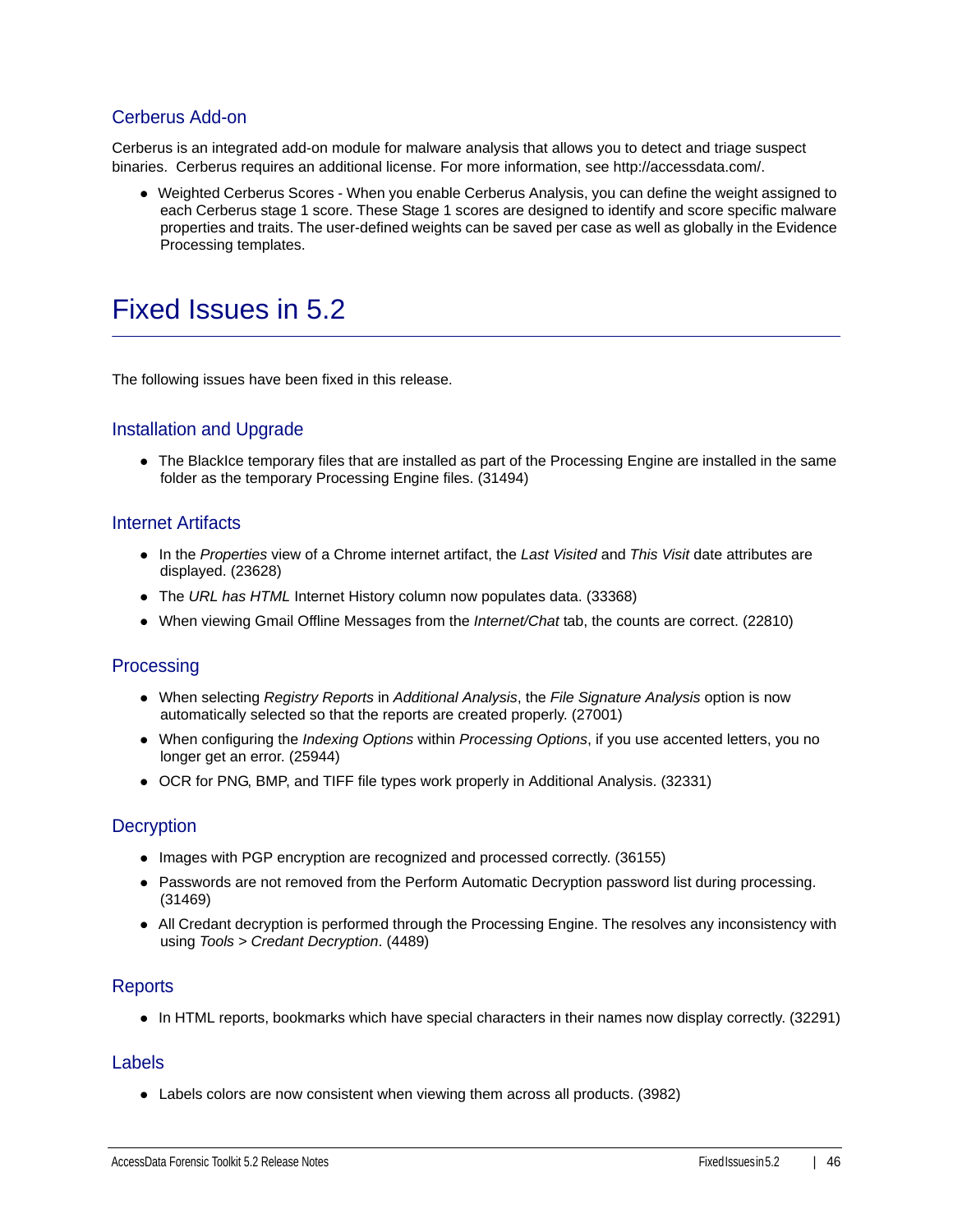## Cerberus Add-on

Cerberus is an integrated add-on module for malware analysis that allows you to detect and triage suspect binaries. Cerberus requires an additional license. For more information, see http://accessdata.com/.

- Weighted Cerberus Scores - When you enable Cerberus Analysis, you can define the weight assigned to each Cerberus stage 1 score. These Stage 1 scores are designed to identify and score specific malware properties and traits. The user-defined weights can be saved per case as well as globally in the Evidence Processing templates.

# Fixed Issues in 5.2

The following issues have been fixed in this release.

## Installation and Upgrade

- The BlackIce temporary files that are installed as part of the Processing Engine are installed in the same folder as the temporary Processing Engine files. (31494)

## Internet Artifacts

- In the *Properties* view of a Chrome internet artifact, the *Last Visited* and *This Visit* date attributes are displayed. (23628)
- The *URL has HTML* Internet History column now populates data. (33368)
- When viewing Gmail Offline Messages from the *Internet/Chat* tab, the counts are correct. (22810)

## Processing

- When selecting *Registry Reports* in *Additional Analysis*, the *File Signature Analysis* option is now automatically selected so that the reports are created properly. (27001)
- When configuring the *Indexing Options* within *Processing Options*, if you use accented letters, you no longer get an error. (25944)
- OCR for PNG, BMP, and TIFF file types work properly in Additional Analysis. (32331)

## Decryption

- Images with PGP encryption are recognized and processed correctly. (36155)
- Passwords are not removed from the Perform Automatic Decryption password list during processing. (31469)
- All Credant decryption is performed through the Processing Engine. The resolves any inconsistency with using *Tools > Credant Decryption*. (4489)

## Reports

- In HTML reports, bookmarks which have special characters in their names now display correctly. (32291)

## Labels

- Labels colors are now consistent when viewing them across all products. (3982)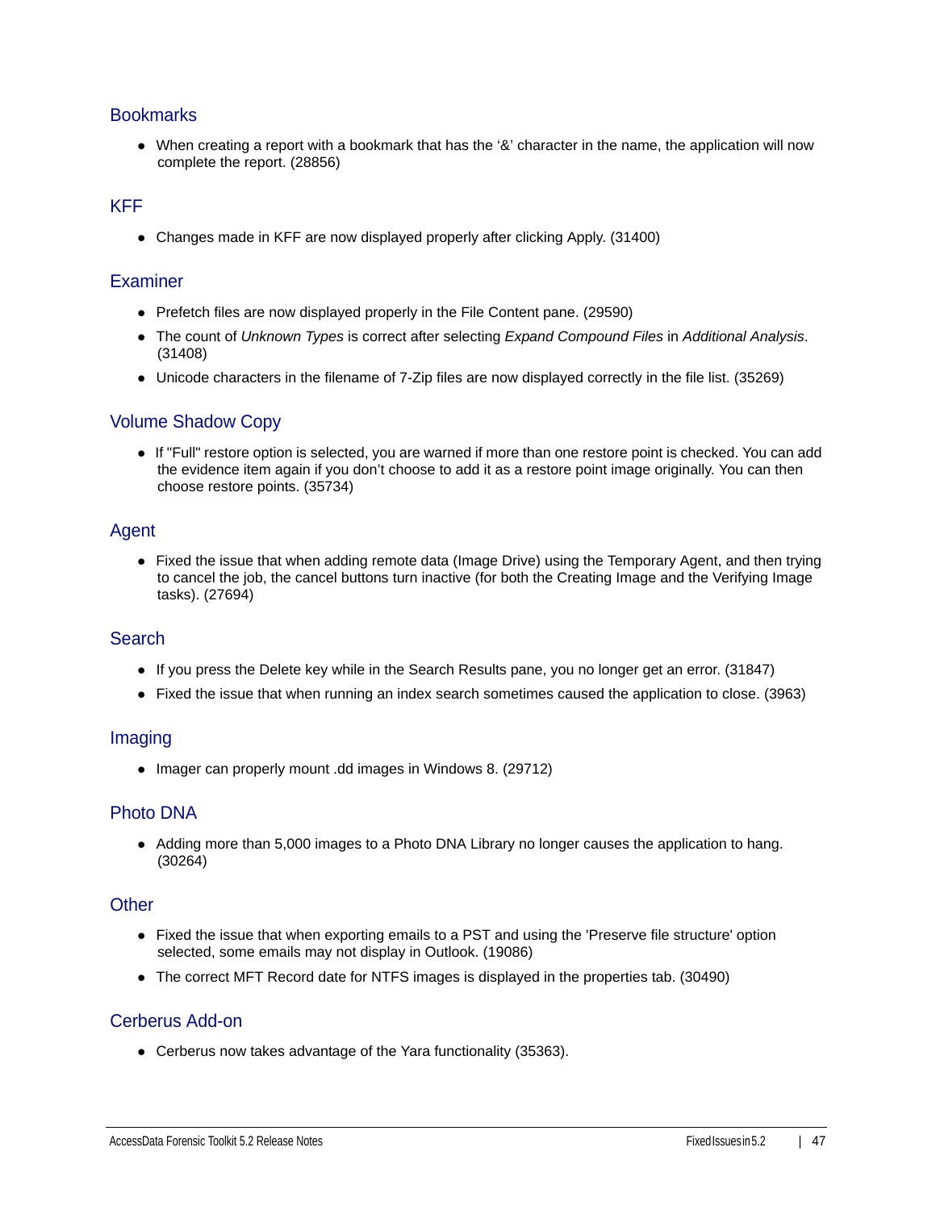## Bookmarks

- When creating a report with a bookmark that has the '&' character in the name, the application will now complete the report. (28856)

## KFF

- Changes made in KFF are now displayed properly after clicking Apply. (31400)

## Examiner

- Prefetch files are now displayed properly in the File Content pane. (29590)
- The count of *Unknown Types* is correct after selecting *Expand Compound Files* in *Additional Analysis*. (31408)
- Unicode characters in the filename of 7-Zip files are now displayed correctly in the file list. (35269)

## Volume Shadow Copy

- If "Full" restore option is selected, you are warned if more than one restore point is checked. You can add the evidence item again if you don't choose to add it as a restore point image originally. You can then choose restore points. (35734)

## Agent

- Fixed the issue that when adding remote data (Image Drive) using the Temporary Agent, and then trying to cancel the job, the cancel buttons turn inactive (for both the Creating Image and the Verifying Image tasks). (27694)

## Search

- If you press the Delete key while in the Search Results pane, you no longer get an error. (31847)
- Fixed the issue that when running an index search sometimes caused the application to close. (3963)

## Imaging

- Imager can properly mount .dd images in Windows 8. (29712)

## Photo DNA

- Adding more than 5,000 images to a Photo DNA Library no longer causes the application to hang. (30264)

## Other

- Fixed the issue that when exporting emails to a PST and using the 'Preserve file structure' option selected, some emails may not display in Outlook. (19086)
- The correct MFT Record date for NTFS images is displayed in the properties tab. (30490)

## Cerberus Add-on

- Cerberus now takes advantage of the Yara functionality (35363).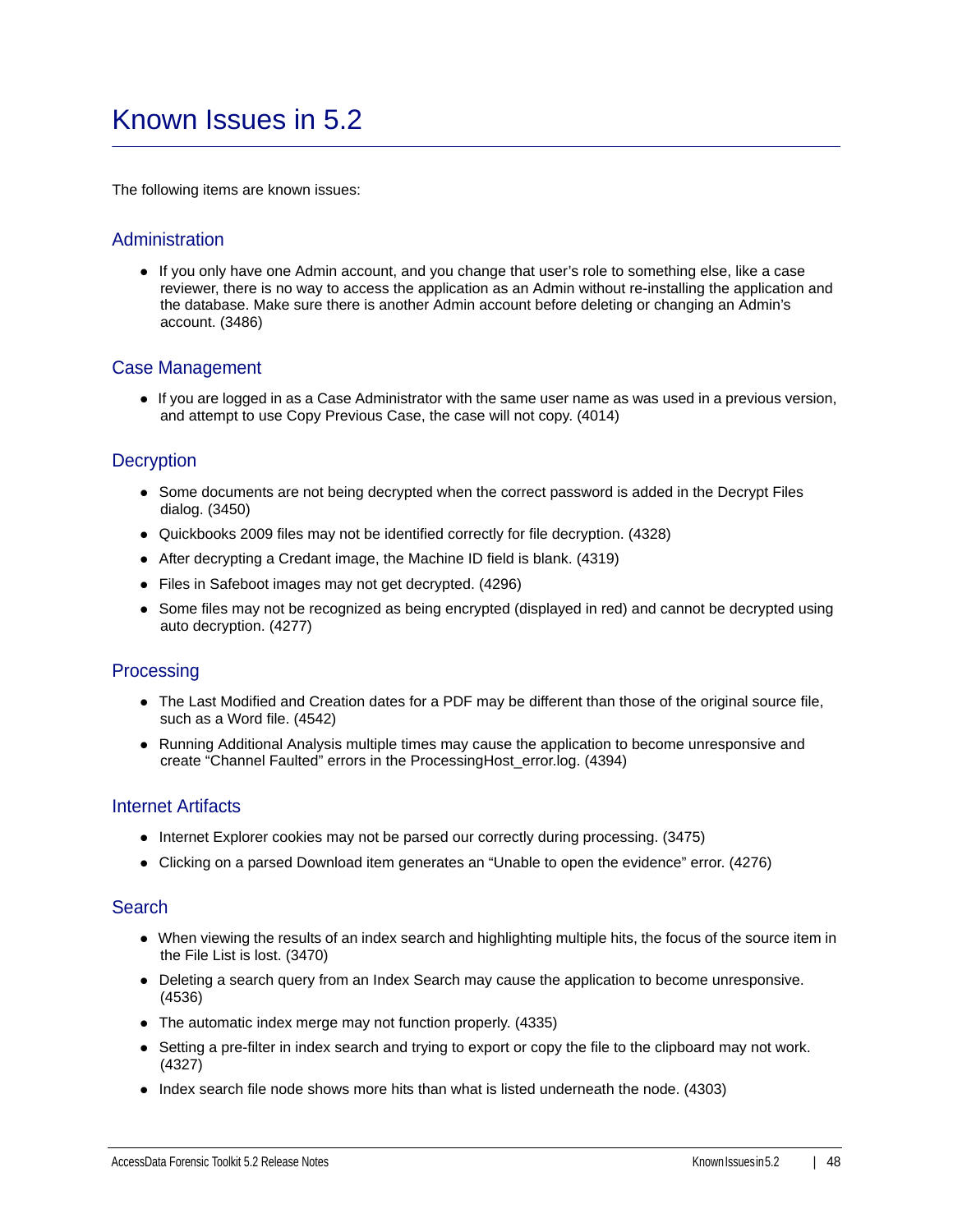# Known Issues in 5.2

The following items are known issues:

## Administration

- If you only have one Admin account, and you change that user's role to something else, like a case reviewer, there is no way to access the application as an Admin without re-installing the application and the database. Make sure there is another Admin account before deleting or changing an Admin's account. (3486)

## Case Management

- If you are logged in as a Case Administrator with the same user name as was used in a previous version, and attempt to use Copy Previous Case, the case will not copy. (4014)

## Decryption

- Some documents are not being decrypted when the correct password is added in the Decrypt Files dialog. (3450)
- Quickbooks 2009 files may not be identified correctly for file decryption. (4328)
- After decrypting a Credant image, the Machine ID field is blank. (4319)
- Files in Safeboot images may not get decrypted. (4296)
- Some files may not be recognized as being encrypted (displayed in red) and cannot be decrypted using auto decryption. (4277)

## Processing

- The Last Modified and Creation dates for a PDF may be different than those of the original source file, such as a Word file. (4542)
- Running Additional Analysis multiple times may cause the application to become unresponsive and create "Channel Faulted" errors in the ProcessingHost_error.log. (4394)

## Internet Artifacts

- Internet Explorer cookies may not be parsed our correctly during processing. (3475)
- Clicking on a parsed Download item generates an "Unable to open the evidence" error. (4276)

## Search

- When viewing the results of an index search and highlighting multiple hits, the focus of the source item in the File List is lost. (3470)
- Deleting a search query from an Index Search may cause the application to become unresponsive. (4536)
- The automatic index merge may not function properly. (4335)
- Setting a pre-filter in index search and trying to export or copy the file to the clipboard may not work. (4327)
- Index search file node shows more hits than what is listed underneath the node. (4303)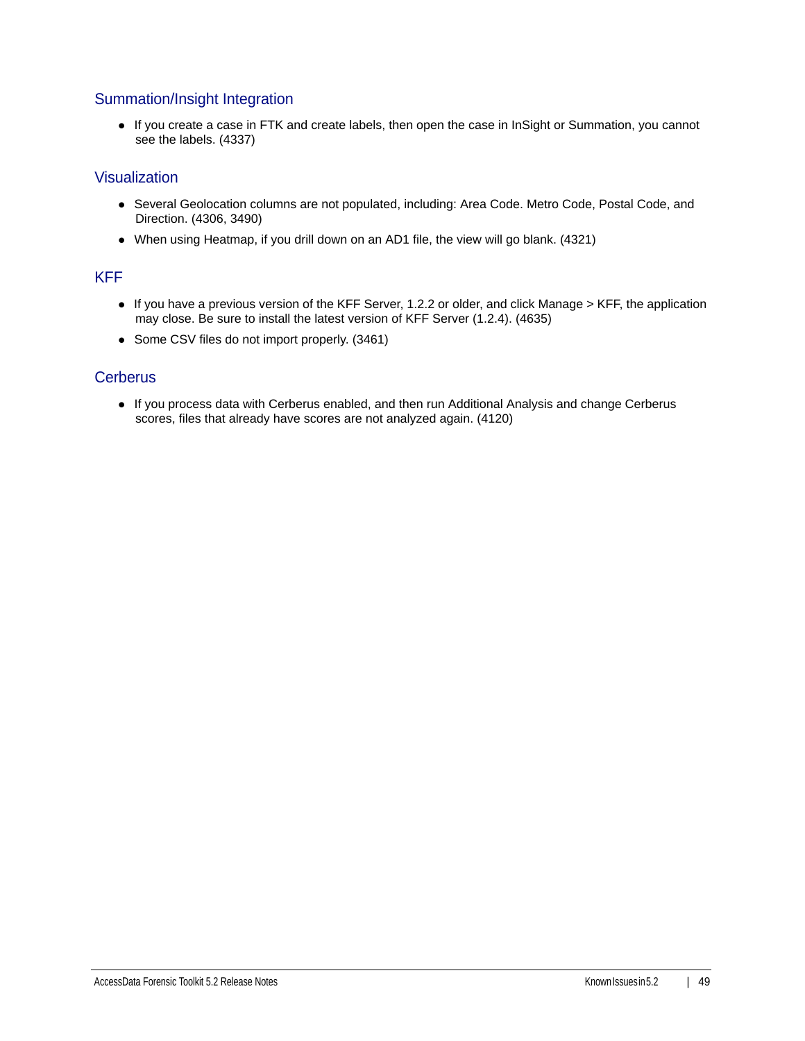## Summation/Insight Integration

- If you create a case in FTK and create labels, then open the case in InSight or Summation, you cannot see the labels. (4337)

## Visualization

- Several Geolocation columns are not populated, including: Area Code. Metro Code, Postal Code, and Direction. (4306, 3490)
- When using Heatmap, if you drill down on an AD1 file, the view will go blank. (4321)

## KFF

- If you have a previous version of the KFF Server, 1.2.2 or older, and click Manage > KFF, the application may close. Be sure to install the latest version of KFF Server (1.2.4). (4635)
- Some CSV files do not import properly. (3461)

## Cerberus

- If you process data with Cerberus enabled, and then run Additional Analysis and change Cerberus scores, files that already have scores are not analyzed again. (4120)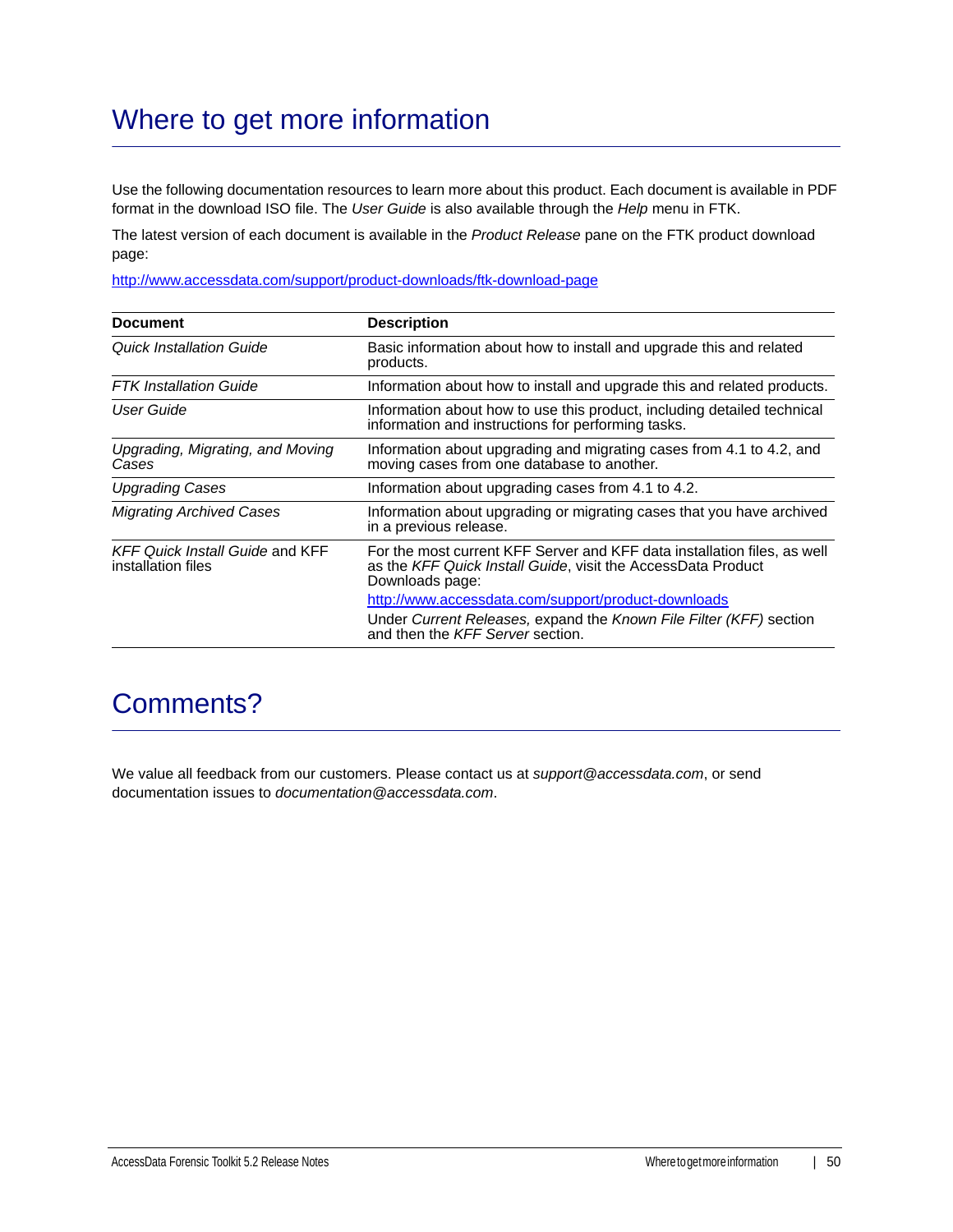# Where to get more information

Use the following documentation resources to learn more about this product. Each document is available in PDF format in the download ISO file. The *User Guide* is also available through the *Help* menu in FTK.

The latest version of each document is available in the *Product Release* pane on the FTK product download page:

http://www.accessdata.com/support/product-downloads/ftk-download-page

| Document | Description |
| --- | --- |
| *Quick Installation Guide* | Basic information about how to install and upgrade this and related products. |
| *FTK Installation Guide* | Information about how to install and upgrade this and related products. |
| *User Guide* | Information about how to use this product, including detailed technical information and instructions for performing tasks. |
| *Upgrading, Migrating, and Moving Cases* | Information about upgrading and migrating cases from 4.1 to 4.2, and moving cases from one database to another. |
| *Upgrading Cases* | Information about upgrading cases from 4.1 to 4.2. |
| *Migrating Archived Cases* | Information about upgrading or migrating cases that you have archived in a previous release. |
| *KFF Quick Install Guide* and KFF installation files | For the most current KFF Server and KFF data installation files, as well as the *KFF Quick Install Guide*, visit the AccessData Product Downloads page: http://www.accessdata.com/support/product-downloads Under *Current Releases,* expand the *Known File Filter (KFF)* section and then the *KFF Server* section. |

# Comments?

We value all feedback from our customers. Please contact us at *support@accessdata.com*, or send documentation issues to *documentation@accessdata.com*.